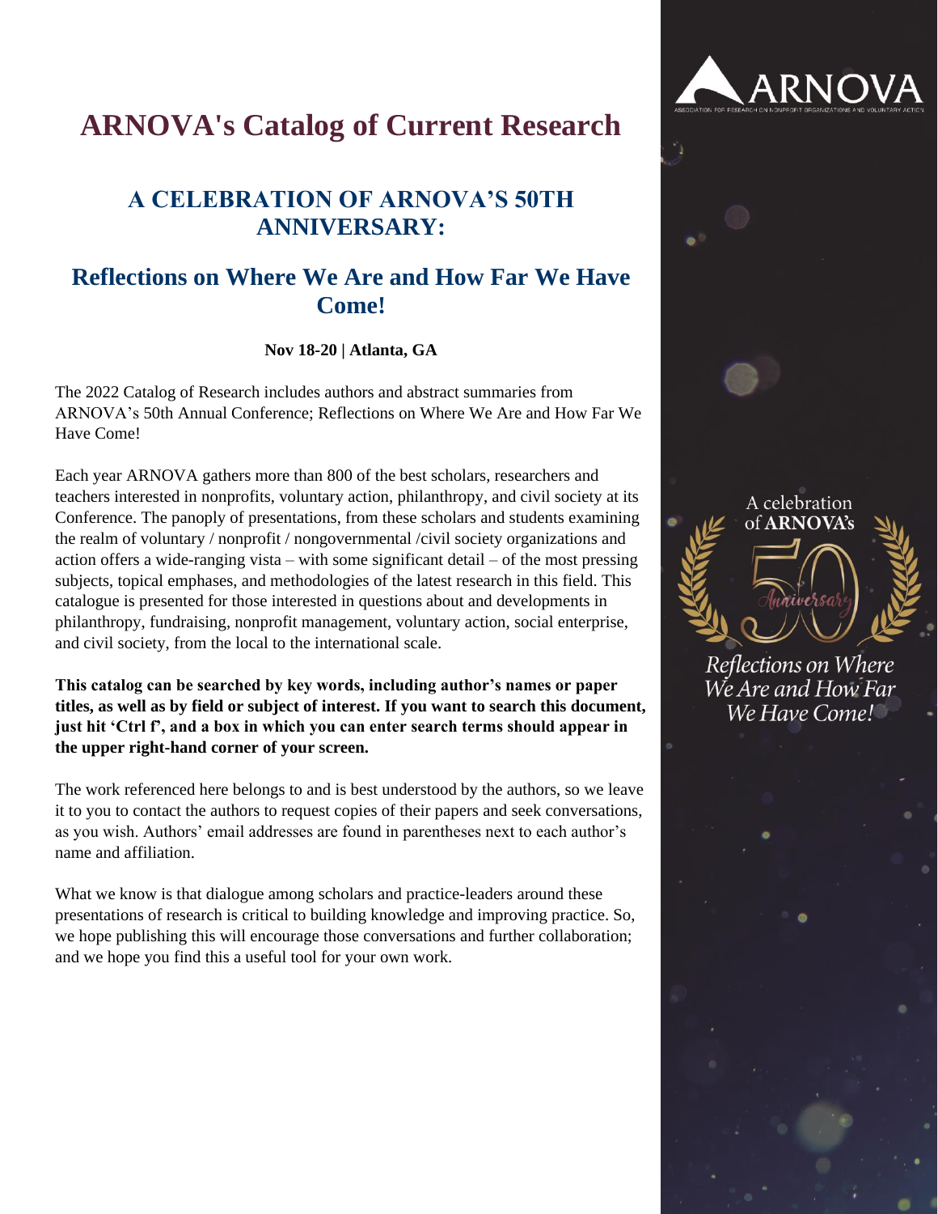# ARNOVA's Catalog of Current Research

## A CELEBRATION OF ARNOVA'S 50TH ANNIVERSARY:

## Reflections on Where We Are and How Far We Have Come!

**Nov 18-20 | Atlanta, GA**

The 2022 Catalog of Research includes authors and abstract summaries from ARNOVA's 50th Annual Conference; Reflections on Where We Are and How Far We Have Come!

Each year ARNOVA gathers more than 800 of the best scholars, researchers and teachers interested in nonprofits, voluntary action, philanthropy, and civil society at its Conference. The panoply of presentations, from these scholars and students examining the realm of voluntary / nonprofit / nongovernmental /civil society organizations and action offers a wide-ranging vista – with some significant detail – of the most pressing subjects, topical emphases, and methodologies of the latest research in this field. This catalogue is presented for those interested in questions about and developments in philanthropy, fundraising, nonprofit management, voluntary action, social enterprise, and civil society, from the local to the international scale.

**This catalog can be searched by key words, including author's names or paper titles, as well as by field or subject of interest. If you want to search this document, just hit 'Ctrl f', and a box in which you can enter search terms should appear in the upper right-hand corner of your screen.**

The work referenced here belongs to and is best understood by the authors, so we leave it to you to contact the authors to request copies of their papers and seek conversations, as you wish. Authors' email addresses are found in parentheses next to each author's name and affiliation.

What we know is that dialogue among scholars and practice-leaders around these presentations of research is critical to building knowledge and improving practice. So, we hope publishing this will encourage those conversations and further collaboration; and we hope you find this a useful tool for your own work.

ARNOVA
ASSOCIATION FOR RESEARCH ON NONPROFIT ORGANIZATIONS AND VOLUNTARY ACTION

A celebration of **ARNOVA's** 50 Anniversary

*Reflections on Where We Are and How Far We Have Come!*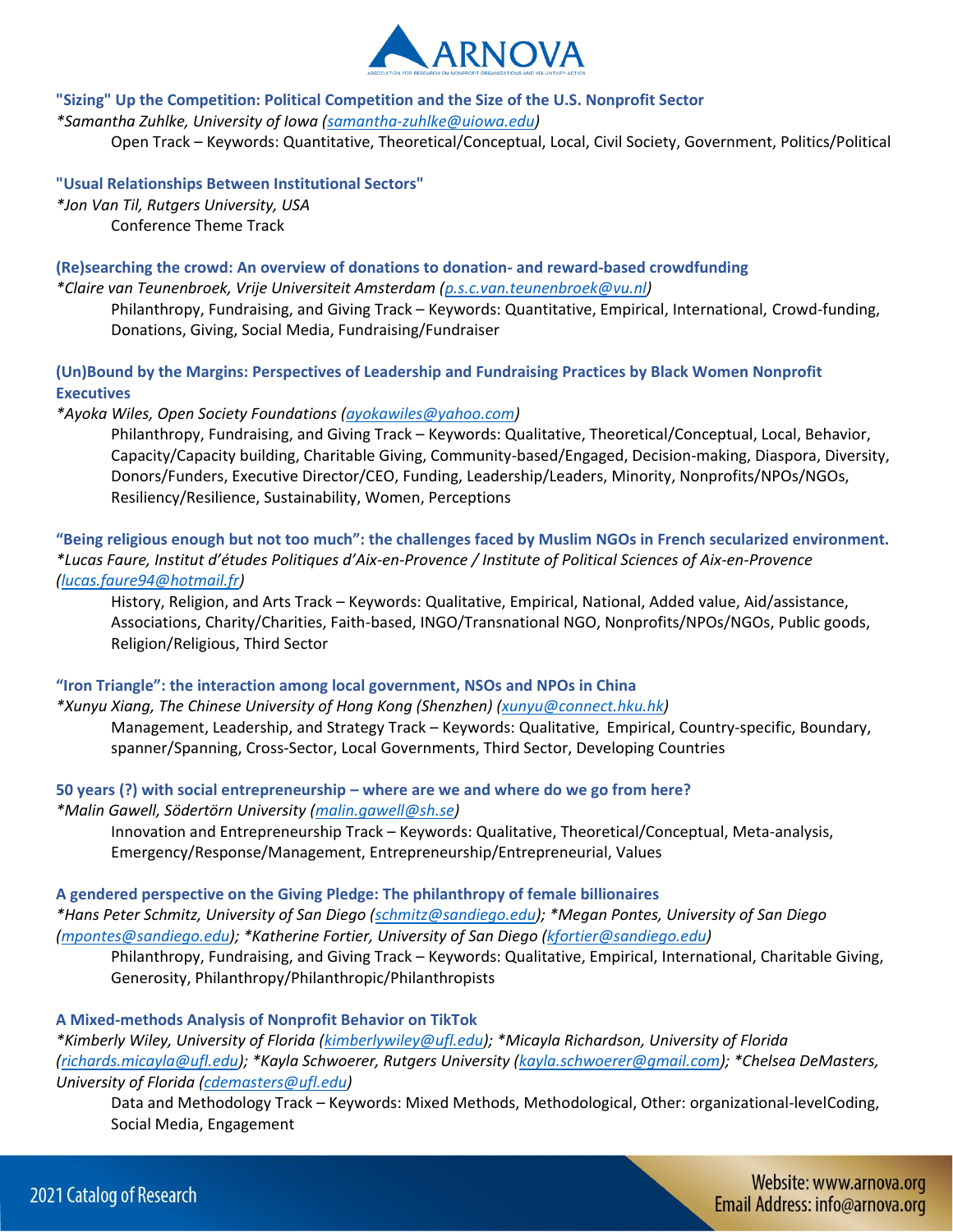**"Sizing" Up the Competition: Political Competition and the Size of the U.S. Nonprofit Sector**

*\*Samantha Zuhlke, University of Iowa (samantha-zuhlke@uiowa.edu)*

Open Track – Keywords: Quantitative, Theoretical/Conceptual, Local, Civil Society, Government, Politics/Political

**"Usual Relationships Between Institutional Sectors"**

*\*Jon Van Til, Rutgers University, USA*

Conference Theme Track

**(Re)searching the crowd: An overview of donations to donation- and reward-based crowdfunding**

*\*Claire van Teunenbroek, Vrije Universiteit Amsterdam (p.s.c.van.teunenbroek@vu.nl)*

Philanthropy, Fundraising, and Giving Track – Keywords: Quantitative, Empirical, International, Crowd-funding, Donations, Giving, Social Media, Fundraising/Fundraiser

**(Un)Bound by the Margins: Perspectives of Leadership and Fundraising Practices by Black Women Nonprofit Executives**

*\*Ayoka Wiles, Open Society Foundations (ayokawiles@yahoo.com)*

Philanthropy, Fundraising, and Giving Track – Keywords: Qualitative, Theoretical/Conceptual, Local, Behavior, Capacity/Capacity building, Charitable Giving, Community-based/Engaged, Decision-making, Diaspora, Diversity, Donors/Funders, Executive Director/CEO, Funding, Leadership/Leaders, Minority, Nonprofits/NPOs/NGOs, Resiliency/Resilience, Sustainability, Women, Perceptions

**"Being religious enough but not too much": the challenges faced by Muslim NGOs in French secularized environment.**

*\*Lucas Faure, Institut d'études Politiques d'Aix-en-Provence / Institute of Political Sciences of Aix-en-Provence (lucas.faure94@hotmail.fr)*

History, Religion, and Arts Track – Keywords: Qualitative, Empirical, National, Added value, Aid/assistance, Associations, Charity/Charities, Faith-based, INGO/Transnational NGO, Nonprofits/NPOs/NGOs, Public goods, Religion/Religious, Third Sector

**"Iron Triangle": the interaction among local government, NSOs and NPOs in China**

*\*Xunyu Xiang, The Chinese University of Hong Kong (Shenzhen) (xunyu@connect.hku.hk)*

Management, Leadership, and Strategy Track – Keywords: Qualitative, Empirical, Country-specific, Boundary, spanner/Spanning, Cross-Sector, Local Governments, Third Sector, Developing Countries

**50 years (?) with social entrepreneurship – where are we and where do we go from here?**

*\*Malin Gawell, Södertörn University (malin.gawell@sh.se)*

Innovation and Entrepreneurship Track – Keywords: Qualitative, Theoretical/Conceptual, Meta-analysis, Emergency/Response/Management, Entrepreneurship/Entrepreneurial, Values

**A gendered perspective on the Giving Pledge: The philanthropy of female billionaires**

*\*Hans Peter Schmitz, University of San Diego (schmitz@sandiego.edu); \*Megan Pontes, University of San Diego (mpontes@sandiego.edu); \*Katherine Fortier, University of San Diego (kfortier@sandiego.edu)*

Philanthropy, Fundraising, and Giving Track – Keywords: Qualitative, Empirical, International, Charitable Giving, Generosity, Philanthropy/Philanthropic/Philanthropists

**A Mixed-methods Analysis of Nonprofit Behavior on TikTok**

*\*Kimberly Wiley, University of Florida (kimberlywiley@ufl.edu); \*Micayla Richardson, University of Florida (richards.micayla@ufl.edu); \*Kayla Schwoerer, Rutgers University (kayla.schwoerer@gmail.com); \*Chelsea DeMasters, University of Florida (cdemasters@ufl.edu)*

Data and Methodology Track – Keywords: Mixed Methods, Methodological, Other: organizational-levelCoding, Social Media, Engagement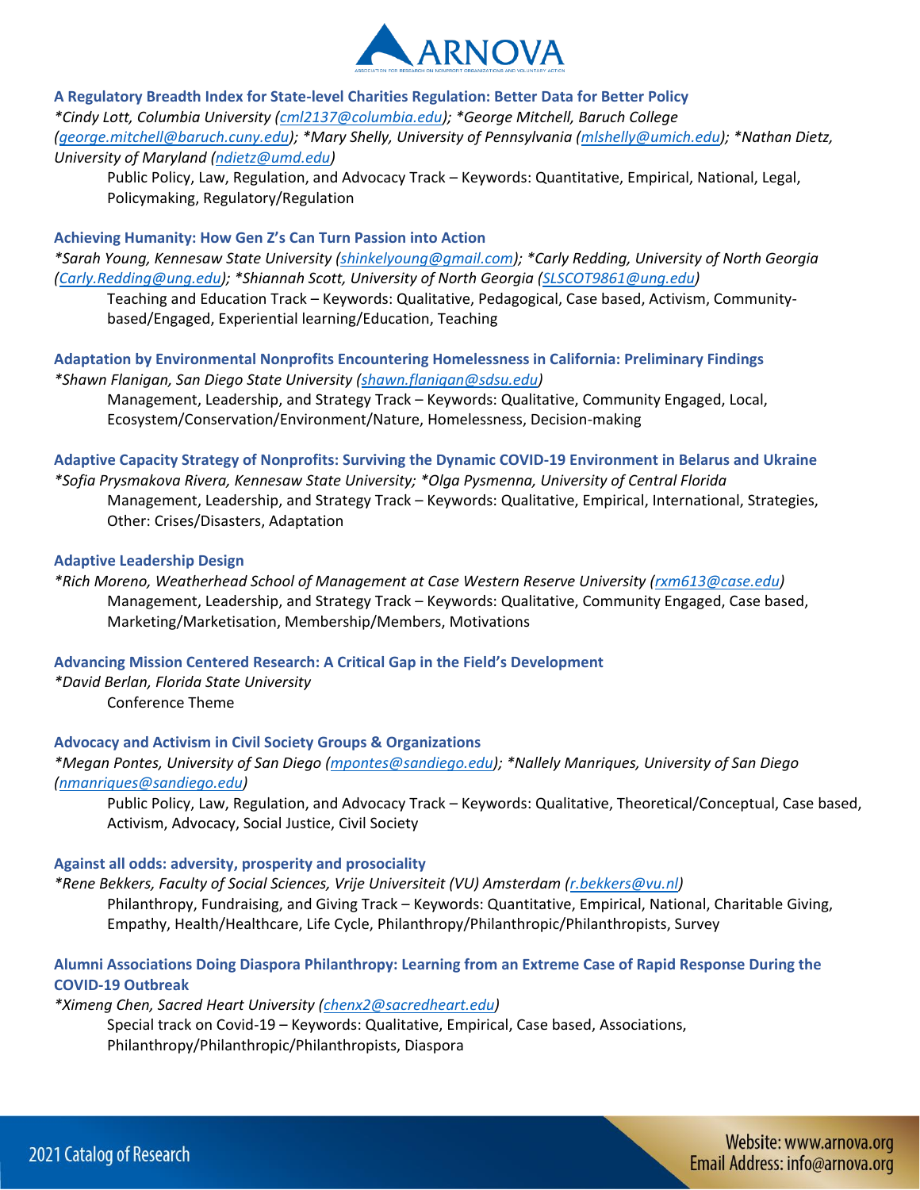### A Regulatory Breadth Index for State-level Charities Regulation: Better Data for Better Policy

*\*Cindy Lott, Columbia University (cml2137@columbia.edu); \*George Mitchell, Baruch College (george.mitchell@baruch.cuny.edu); \*Mary Shelly, University of Pennsylvania (mlshelly@umich.edu); \*Nathan Dietz, University of Maryland (ndietz@umd.edu)*

Public Policy, Law, Regulation, and Advocacy Track – Keywords: Quantitative, Empirical, National, Legal, Policymaking, Regulatory/Regulation

### Achieving Humanity: How Gen Z's Can Turn Passion into Action

*\*Sarah Young, Kennesaw State University (shinkelyoung@gmail.com); \*Carly Redding, University of North Georgia (Carly.Redding@ung.edu); \*Shiannah Scott, University of North Georgia (SLSCOT9861@ung.edu)*

Teaching and Education Track – Keywords: Qualitative, Pedagogical, Case based, Activism, Community-based/Engaged, Experiential learning/Education, Teaching

### Adaptation by Environmental Nonprofits Encountering Homelessness in California: Preliminary Findings

*\*Shawn Flanigan, San Diego State University (shawn.flanigan@sdsu.edu)*

Management, Leadership, and Strategy Track – Keywords: Qualitative, Community Engaged, Local, Ecosystem/Conservation/Environment/Nature, Homelessness, Decision-making

### Adaptive Capacity Strategy of Nonprofits: Surviving the Dynamic COVID-19 Environment in Belarus and Ukraine

*\*Sofia Prysmakova Rivera, Kennesaw State University; \*Olga Pysmenna, University of Central Florida*

Management, Leadership, and Strategy Track – Keywords: Qualitative, Empirical, International, Strategies, Other: Crises/Disasters, Adaptation

### Adaptive Leadership Design

*\*Rich Moreno, Weatherhead School of Management at Case Western Reserve University (rxm613@case.edu)*

Management, Leadership, and Strategy Track – Keywords: Qualitative, Community Engaged, Case based, Marketing/Marketisation, Membership/Members, Motivations

### Advancing Mission Centered Research: A Critical Gap in the Field's Development

*\*David Berlan, Florida State University*

Conference Theme

### Advocacy and Activism in Civil Society Groups & Organizations

*\*Megan Pontes, University of San Diego (mpontes@sandiego.edu); \*Nallely Manriques, University of San Diego (nmanriques@sandiego.edu)*

Public Policy, Law, Regulation, and Advocacy Track – Keywords: Qualitative, Theoretical/Conceptual, Case based, Activism, Advocacy, Social Justice, Civil Society

### Against all odds: adversity, prosperity and prosociality

*\*Rene Bekkers, Faculty of Social Sciences, Vrije Universiteit (VU) Amsterdam (r.bekkers@vu.nl)*

Philanthropy, Fundraising, and Giving Track – Keywords: Quantitative, Empirical, National, Charitable Giving, Empathy, Health/Healthcare, Life Cycle, Philanthropy/Philanthropic/Philanthropists, Survey

### Alumni Associations Doing Diaspora Philanthropy: Learning from an Extreme Case of Rapid Response During the COVID-19 Outbreak

*\*Ximeng Chen, Sacred Heart University (chenx2@sacredheart.edu)*

Special track on Covid-19 – Keywords: Qualitative, Empirical, Case based, Associations, Philanthropy/Philanthropic/Philanthropists, Diaspora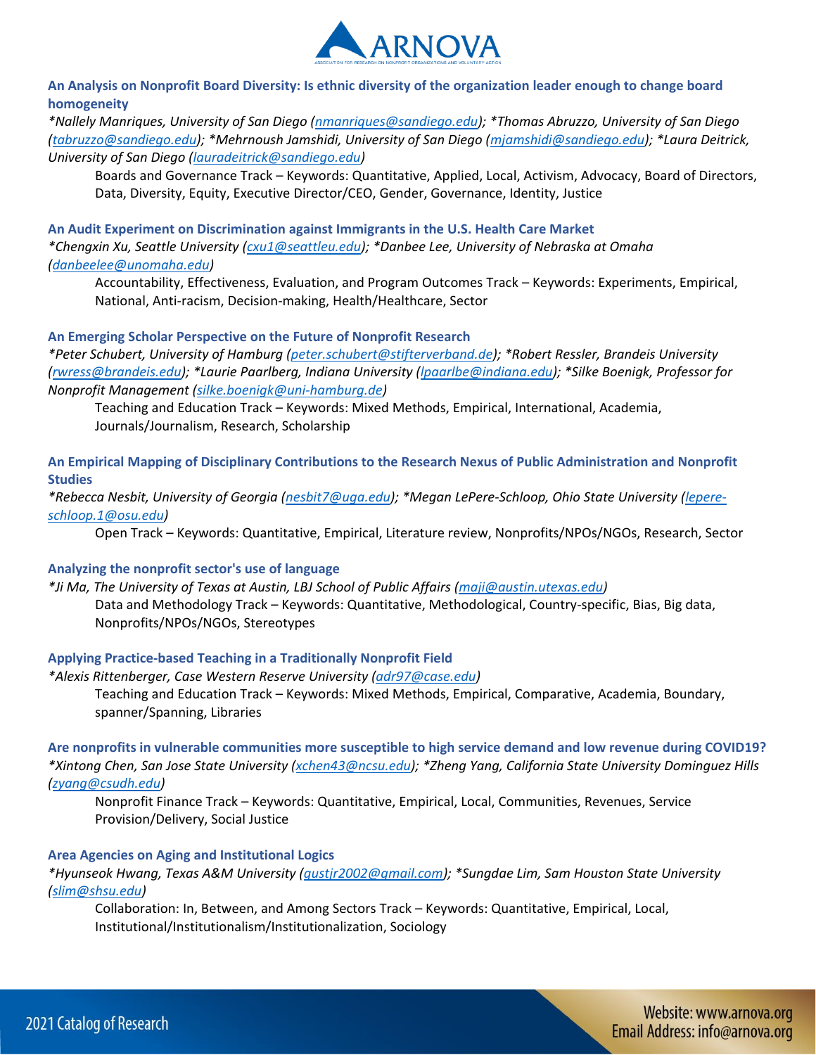**An Analysis on Nonprofit Board Diversity: Is ethnic diversity of the organization leader enough to change board homogeneity**

*\*Nallely Manriques, University of San Diego (nmanriques@sandiego.edu); \*Thomas Abruzzo, University of San Diego (tabruzzo@sandiego.edu); \*Mehrnoush Jamshidi, University of San Diego (mjamshidi@sandiego.edu); \*Laura Deitrick, University of San Diego (lauradeitrick@sandiego.edu)*

Boards and Governance Track – Keywords: Quantitative, Applied, Local, Activism, Advocacy, Board of Directors, Data, Diversity, Equity, Executive Director/CEO, Gender, Governance, Identity, Justice

**An Audit Experiment on Discrimination against Immigrants in the U.S. Health Care Market**

*\*Chengxin Xu, Seattle University (cxu1@seattleu.edu); \*Danbee Lee, University of Nebraska at Omaha (danbeelee@unomaha.edu)*

Accountability, Effectiveness, Evaluation, and Program Outcomes Track – Keywords: Experiments, Empirical, National, Anti-racism, Decision-making, Health/Healthcare, Sector

**An Emerging Scholar Perspective on the Future of Nonprofit Research**

*\*Peter Schubert, University of Hamburg (peter.schubert@stifterverband.de); \*Robert Ressler, Brandeis University (rwress@brandeis.edu); \*Laurie Paarlberg, Indiana University (lpaarlbe@indiana.edu); \*Silke Boenigk, Professor for Nonprofit Management (silke.boenigk@uni-hamburg.de)*

Teaching and Education Track – Keywords: Mixed Methods, Empirical, International, Academia, Journals/Journalism, Research, Scholarship

**An Empirical Mapping of Disciplinary Contributions to the Research Nexus of Public Administration and Nonprofit Studies**

*\*Rebecca Nesbit, University of Georgia (nesbit7@uga.edu); \*Megan LePere-Schloop, Ohio State University (lepere-schloop.1@osu.edu)*

Open Track – Keywords: Quantitative, Empirical, Literature review, Nonprofits/NPOs/NGOs, Research, Sector

**Analyzing the nonprofit sector's use of language**

*\*Ji Ma, The University of Texas at Austin, LBJ School of Public Affairs (maji@austin.utexas.edu)*

Data and Methodology Track – Keywords: Quantitative, Methodological, Country-specific, Bias, Big data, Nonprofits/NPOs/NGOs, Stereotypes

**Applying Practice-based Teaching in a Traditionally Nonprofit Field**

*\*Alexis Rittenberger, Case Western Reserve University (adr97@case.edu)*

Teaching and Education Track – Keywords: Mixed Methods, Empirical, Comparative, Academia, Boundary, spanner/Spanning, Libraries

**Are nonprofits in vulnerable communities more susceptible to high service demand and low revenue during COVID19?**

*\*Xintong Chen, San Jose State University (xchen43@ncsu.edu); \*Zheng Yang, California State University Dominguez Hills (zyang@csudh.edu)*

Nonprofit Finance Track – Keywords: Quantitative, Empirical, Local, Communities, Revenues, Service Provision/Delivery, Social Justice

**Area Agencies on Aging and Institutional Logics**

*\*Hyunseok Hwang, Texas A&M University (gustjr2002@gmail.com); \*Sungdae Lim, Sam Houston State University (slim@shsu.edu)*

Collaboration: In, Between, and Among Sectors Track – Keywords: Quantitative, Empirical, Local, Institutional/Institutionalism/Institutionalization, Sociology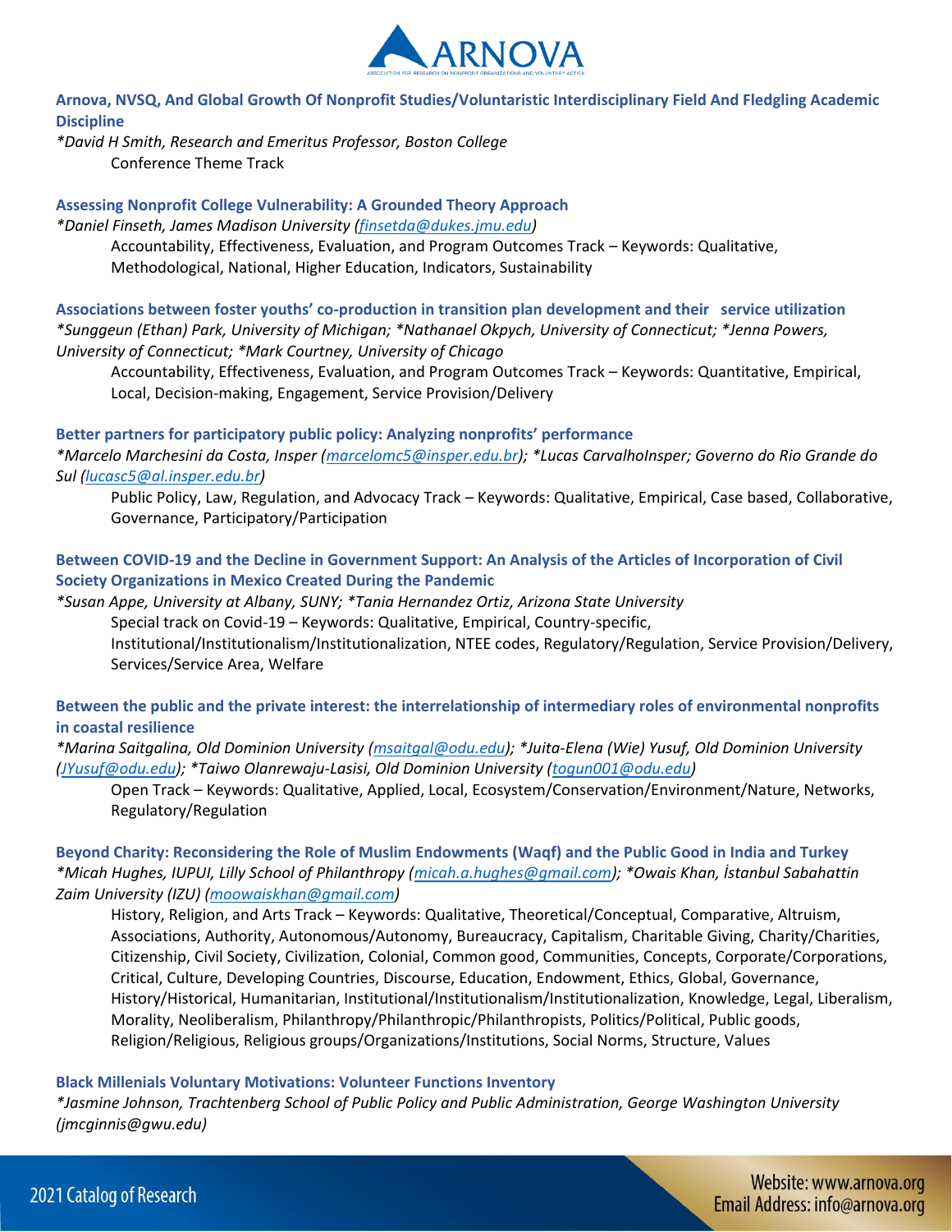**Arnova, NVSQ, And Global Growth Of Nonprofit Studies/Voluntaristic Interdisciplinary Field And Fledgling Academic Discipline**

*\*David H Smith, Research and Emeritus Professor, Boston College*

Conference Theme Track

**Assessing Nonprofit College Vulnerability: A Grounded Theory Approach**

*\*Daniel Finseth, James Madison University (finsetda@dukes.jmu.edu)*

Accountability, Effectiveness, Evaluation, and Program Outcomes Track – Keywords: Qualitative, Methodological, National, Higher Education, Indicators, Sustainability

**Associations between foster youths' co-production in transition plan development and their service utilization**

*\*Sunggeun (Ethan) Park, University of Michigan; \*Nathanael Okpych, University of Connecticut; \*Jenna Powers, University of Connecticut; \*Mark Courtney, University of Chicago*

Accountability, Effectiveness, Evaluation, and Program Outcomes Track – Keywords: Quantitative, Empirical, Local, Decision-making, Engagement, Service Provision/Delivery

**Better partners for participatory public policy: Analyzing nonprofits' performance**

*\*Marcelo Marchesini da Costa, Insper (marcelomc5@insper.edu.br); \*Lucas CarvalhoInsper; Governo do Rio Grande do Sul (lucasc5@al.insper.edu.br)*

Public Policy, Law, Regulation, and Advocacy Track – Keywords: Qualitative, Empirical, Case based, Collaborative, Governance, Participatory/Participation

**Between COVID-19 and the Decline in Government Support: An Analysis of the Articles of Incorporation of Civil Society Organizations in Mexico Created During the Pandemic**

*\*Susan Appe, University at Albany, SUNY; \*Tania Hernandez Ortiz, Arizona State University*

Special track on Covid-19 – Keywords: Qualitative, Empirical, Country-specific, Institutional/Institutionalism/Institutionalization, NTEE codes, Regulatory/Regulation, Service Provision/Delivery, Services/Service Area, Welfare

**Between the public and the private interest: the interrelationship of intermediary roles of environmental nonprofits in coastal resilience**

*\*Marina Saitgalina, Old Dominion University (msaitgal@odu.edu); \*Juita-Elena (Wie) Yusuf, Old Dominion University (JYusuf@odu.edu); \*Taiwo Olanrewaju-Lasisi, Old Dominion University (togun001@odu.edu)*

Open Track – Keywords: Qualitative, Applied, Local, Ecosystem/Conservation/Environment/Nature, Networks, Regulatory/Regulation

**Beyond Charity: Reconsidering the Role of Muslim Endowments (Waqf) and the Public Good in India and Turkey**

*\*Micah Hughes, IUPUI, Lilly School of Philanthropy (micah.a.hughes@gmail.com); \*Owais Khan, İstanbul Sabahattin Zaim University (IZU) (moowaiskhan@gmail.com)*

History, Religion, and Arts Track – Keywords: Qualitative, Theoretical/Conceptual, Comparative, Altruism, Associations, Authority, Autonomous/Autonomy, Bureaucracy, Capitalism, Charitable Giving, Charity/Charities, Citizenship, Civil Society, Civilization, Colonial, Common good, Communities, Concepts, Corporate/Corporations, Critical, Culture, Developing Countries, Discourse, Education, Endowment, Ethics, Global, Governance, History/Historical, Humanitarian, Institutional/Institutionalism/Institutionalization, Knowledge, Legal, Liberalism, Morality, Neoliberalism, Philanthropy/Philanthropic/Philanthropists, Politics/Political, Public goods, Religion/Religious, Religious groups/Organizations/Institutions, Social Norms, Structure, Values

**Black Millenials Voluntary Motivations: Volunteer Functions Inventory**

*\*Jasmine Johnson, Trachtenberg School of Public Policy and Public Administration, George Washington University (jmcginnis@gwu.edu)*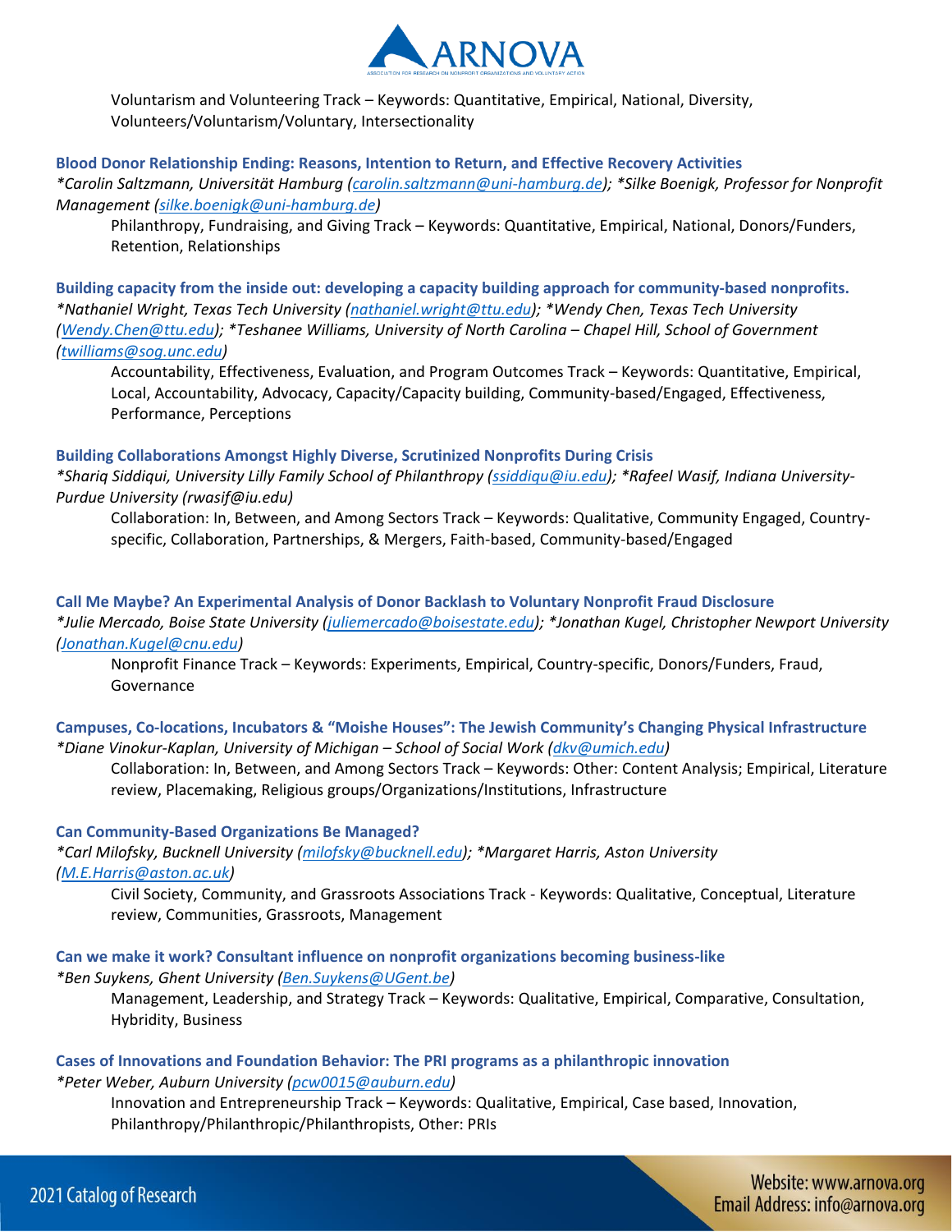Voluntarism and Volunteering Track – Keywords: Quantitative, Empirical, National, Diversity, Volunteers/Voluntarism/Voluntary, Intersectionality

**Blood Donor Relationship Ending: Reasons, Intention to Return, and Effective Recovery Activities**
*\*Carolin Saltzmann, Universität Hamburg (carolin.saltzmann@uni-hamburg.de); \*Silke Boenigk, Professor for Nonprofit Management (silke.boenigk@uni-hamburg.de)*

Philanthropy, Fundraising, and Giving Track – Keywords: Quantitative, Empirical, National, Donors/Funders, Retention, Relationships

**Building capacity from the inside out: developing a capacity building approach for community-based nonprofits.**
*\*Nathaniel Wright, Texas Tech University (nathaniel.wright@ttu.edu); \*Wendy Chen, Texas Tech University (Wendy.Chen@ttu.edu); \*Teshanee Williams, University of North Carolina – Chapel Hill, School of Government (twilliams@sog.unc.edu)*

Accountability, Effectiveness, Evaluation, and Program Outcomes Track – Keywords: Quantitative, Empirical, Local, Accountability, Advocacy, Capacity/Capacity building, Community-based/Engaged, Effectiveness, Performance, Perceptions

**Building Collaborations Amongst Highly Diverse, Scrutinized Nonprofits During Crisis**
*\*Shariq Siddiqui, University Lilly Family School of Philanthropy (ssiddiqu@iu.edu); \*Rafeel Wasif, Indiana University-Purdue University (rwasif@iu.edu)*

Collaboration: In, Between, and Among Sectors Track – Keywords: Qualitative, Community Engaged, Country-specific, Collaboration, Partnerships, & Mergers, Faith-based, Community-based/Engaged

**Call Me Maybe? An Experimental Analysis of Donor Backlash to Voluntary Nonprofit Fraud Disclosure**
*\*Julie Mercado, Boise State University (juliemercado@boisestate.edu); \*Jonathan Kugel, Christopher Newport University (Jonathan.Kugel@cnu.edu)*

Nonprofit Finance Track – Keywords: Experiments, Empirical, Country-specific, Donors/Funders, Fraud, Governance

**Campuses, Co-locations, Incubators & "Moishe Houses": The Jewish Community's Changing Physical Infrastructure**
*\*Diane Vinokur-Kaplan, University of Michigan – School of Social Work (dkv@umich.edu)*

Collaboration: In, Between, and Among Sectors Track – Keywords: Other: Content Analysis; Empirical, Literature review, Placemaking, Religious groups/Organizations/Institutions, Infrastructure

**Can Community-Based Organizations Be Managed?**
*\*Carl Milofsky, Bucknell University (milofsky@bucknell.edu); \*Margaret Harris, Aston University (M.E.Harris@aston.ac.uk)*

Civil Society, Community, and Grassroots Associations Track - Keywords: Qualitative, Conceptual, Literature review, Communities, Grassroots, Management

**Can we make it work? Consultant influence on nonprofit organizations becoming business-like**
*\*Ben Suykens, Ghent University (Ben.Suykens@UGent.be)*

Management, Leadership, and Strategy Track – Keywords: Qualitative, Empirical, Comparative, Consultation, Hybridity, Business

**Cases of Innovations and Foundation Behavior: The PRI programs as a philanthropic innovation**
*\*Peter Weber, Auburn University (pcw0015@auburn.edu)*

Innovation and Entrepreneurship Track – Keywords: Qualitative, Empirical, Case based, Innovation, Philanthropy/Philanthropic/Philanthropists, Other: PRIs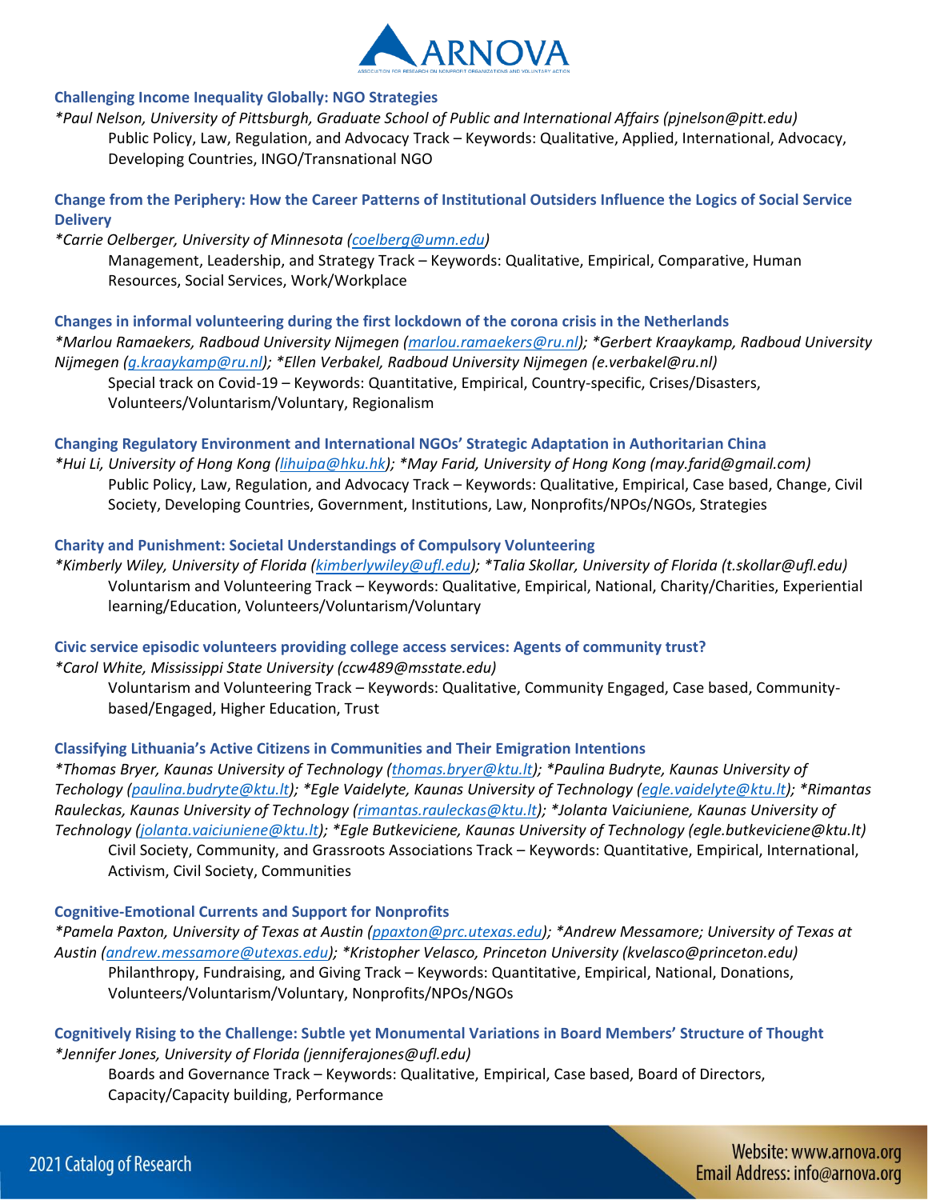### Challenging Income Inequality Globally: NGO Strategies

*\*Paul Nelson, University of Pittsburgh, Graduate School of Public and International Affairs (pjnelson@pitt.edu)*

Public Policy, Law, Regulation, and Advocacy Track – Keywords: Qualitative, Applied, International, Advocacy, Developing Countries, INGO/Transnational NGO

### Change from the Periphery: How the Career Patterns of Institutional Outsiders Influence the Logics of Social Service Delivery

*\*Carrie Oelberger, University of Minnesota (coelberg@umn.edu)*

Management, Leadership, and Strategy Track – Keywords: Qualitative, Empirical, Comparative, Human Resources, Social Services, Work/Workplace

### Changes in informal volunteering during the first lockdown of the corona crisis in the Netherlands

*\*Marlou Ramaekers, Radboud University Nijmegen (marlou.ramaekers@ru.nl); \*Gerbert Kraaykamp, Radboud University Nijmegen (g.kraaykamp@ru.nl); \*Ellen Verbakel, Radboud University Nijmegen (e.verbakel@ru.nl)*

Special track on Covid-19 – Keywords: Quantitative, Empirical, Country-specific, Crises/Disasters, Volunteers/Voluntarism/Voluntary, Regionalism

### Changing Regulatory Environment and International NGOs' Strategic Adaptation in Authoritarian China

*\*Hui Li, University of Hong Kong (lihuipa@hku.hk); \*May Farid, University of Hong Kong (may.farid@gmail.com)*

Public Policy, Law, Regulation, and Advocacy Track – Keywords: Qualitative, Empirical, Case based, Change, Civil Society, Developing Countries, Government, Institutions, Law, Nonprofits/NPOs/NGOs, Strategies

### Charity and Punishment: Societal Understandings of Compulsory Volunteering

*\*Kimberly Wiley, University of Florida (kimberlywiley@ufl.edu); \*Talia Skollar, University of Florida (t.skollar@ufl.edu)*

Voluntarism and Volunteering Track – Keywords: Qualitative, Empirical, National, Charity/Charities, Experiential learning/Education, Volunteers/Voluntarism/Voluntary

### Civic service episodic volunteers providing college access services: Agents of community trust?

*\*Carol White, Mississippi State University (ccw489@msstate.edu)*

Voluntarism and Volunteering Track – Keywords: Qualitative, Community Engaged, Case based, Community-based/Engaged, Higher Education, Trust

### Classifying Lithuania's Active Citizens in Communities and Their Emigration Intentions

*\*Thomas Bryer, Kaunas University of Technology (thomas.bryer@ktu.lt); \*Paulina Budryte, Kaunas University of Techology (paulina.budryte@ktu.lt); \*Egle Vaidelyte, Kaunas University of Technology (egle.vaidelyte@ktu.lt); \*Rimantas Rauleckas, Kaunas University of Technology (rimantas.rauleckas@ktu.lt); \*Jolanta Vaiciuniene, Kaunas University of Technology (jolanta.vaiciuniene@ktu.lt); \*Egle Butkeviciene, Kaunas University of Technology (egle.butkeviciene@ktu.lt)*

Civil Society, Community, and Grassroots Associations Track – Keywords: Quantitative, Empirical, International, Activism, Civil Society, Communities

### Cognitive-Emotional Currents and Support for Nonprofits

*\*Pamela Paxton, University of Texas at Austin (ppaxton@prc.utexas.edu); \*Andrew Messamore; University of Texas at Austin (andrew.messamore@utexas.edu); \*Kristopher Velasco, Princeton University (kvelasco@princeton.edu)*

Philanthropy, Fundraising, and Giving Track – Keywords: Quantitative, Empirical, National, Donations, Volunteers/Voluntarism/Voluntary, Nonprofits/NPOs/NGOs

### Cognitively Rising to the Challenge: Subtle yet Monumental Variations in Board Members' Structure of Thought

*\*Jennifer Jones, University of Florida (jenniferajones@ufl.edu)*

Boards and Governance Track – Keywords: Qualitative, Empirical, Case based, Board of Directors, Capacity/Capacity building, Performance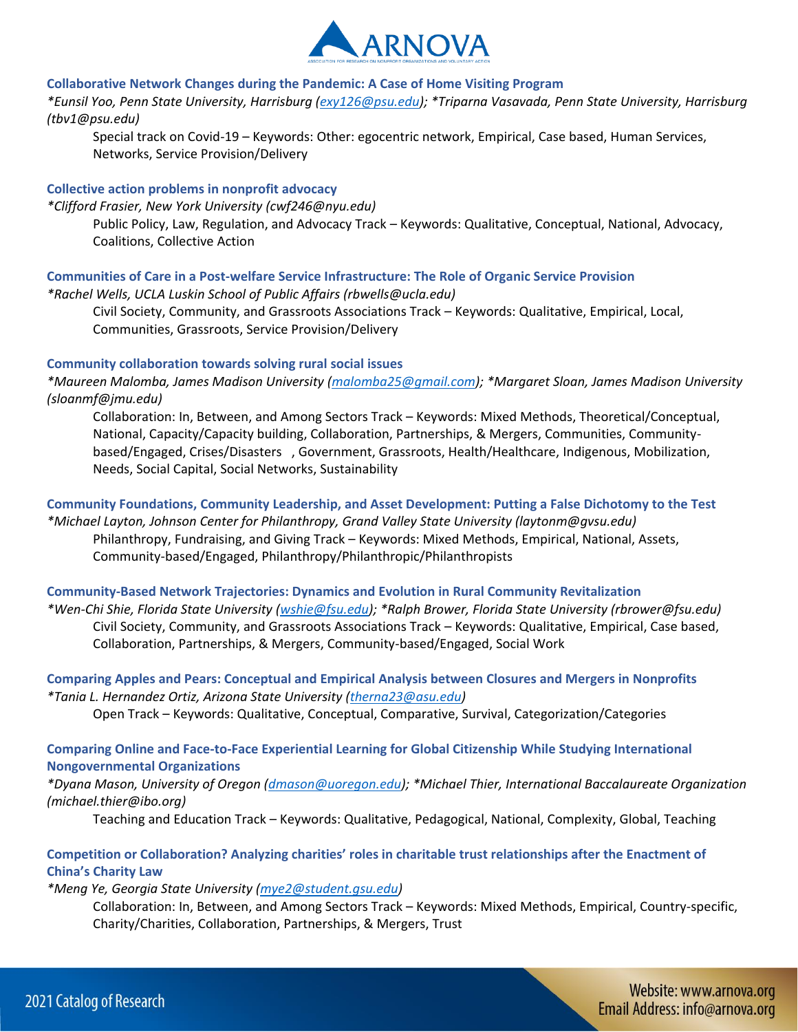### Collaborative Network Changes during the Pandemic: A Case of Home Visiting Program

*\*Eunsil Yoo, Penn State University, Harrisburg (exy126@psu.edu); \*Triparna Vasavada, Penn State University, Harrisburg (tbv1@psu.edu)*

Special track on Covid-19 – Keywords: Other: egocentric network, Empirical, Case based, Human Services, Networks, Service Provision/Delivery

### Collective action problems in nonprofit advocacy

*\*Clifford Frasier, New York University (cwf246@nyu.edu)*

Public Policy, Law, Regulation, and Advocacy Track – Keywords: Qualitative, Conceptual, National, Advocacy, Coalitions, Collective Action

### Communities of Care in a Post-welfare Service Infrastructure: The Role of Organic Service Provision

*\*Rachel Wells, UCLA Luskin School of Public Affairs (rbwells@ucla.edu)*

Civil Society, Community, and Grassroots Associations Track – Keywords: Qualitative, Empirical, Local, Communities, Grassroots, Service Provision/Delivery

### Community collaboration towards solving rural social issues

*\*Maureen Malomba, James Madison University (malomba25@gmail.com); \*Margaret Sloan, James Madison University (sloanmf@jmu.edu)*

Collaboration: In, Between, and Among Sectors Track – Keywords: Mixed Methods, Theoretical/Conceptual, National, Capacity/Capacity building, Collaboration, Partnerships, & Mergers, Communities, Community-based/Engaged, Crises/Disasters , Government, Grassroots, Health/Healthcare, Indigenous, Mobilization, Needs, Social Capital, Social Networks, Sustainability

### Community Foundations, Community Leadership, and Asset Development: Putting a False Dichotomy to the Test

*\*Michael Layton, Johnson Center for Philanthropy, Grand Valley State University (laytonm@gvsu.edu)*

Philanthropy, Fundraising, and Giving Track – Keywords: Mixed Methods, Empirical, National, Assets, Community-based/Engaged, Philanthropy/Philanthropic/Philanthropists

### Community-Based Network Trajectories: Dynamics and Evolution in Rural Community Revitalization

*\*Wen-Chi Shie, Florida State University (wshie@fsu.edu); \*Ralph Brower, Florida State University (rbrower@fsu.edu)*

Civil Society, Community, and Grassroots Associations Track – Keywords: Qualitative, Empirical, Case based, Collaboration, Partnerships, & Mergers, Community-based/Engaged, Social Work

### Comparing Apples and Pears: Conceptual and Empirical Analysis between Closures and Mergers in Nonprofits

*\*Tania L. Hernandez Ortiz, Arizona State University (therna23@asu.edu)*

Open Track – Keywords: Qualitative, Conceptual, Comparative, Survival, Categorization/Categories

### Comparing Online and Face-to-Face Experiential Learning for Global Citizenship While Studying International Nongovernmental Organizations

*\*Dyana Mason, University of Oregon (dmason@uoregon.edu); \*Michael Thier, International Baccalaureate Organization (michael.thier@ibo.org)*

Teaching and Education Track – Keywords: Qualitative, Pedagogical, National, Complexity, Global, Teaching

### Competition or Collaboration? Analyzing charities' roles in charitable trust relationships after the Enactment of China's Charity Law

*\*Meng Ye, Georgia State University (mye2@student.gsu.edu)*

Collaboration: In, Between, and Among Sectors Track – Keywords: Mixed Methods, Empirical, Country-specific, Charity/Charities, Collaboration, Partnerships, & Mergers, Trust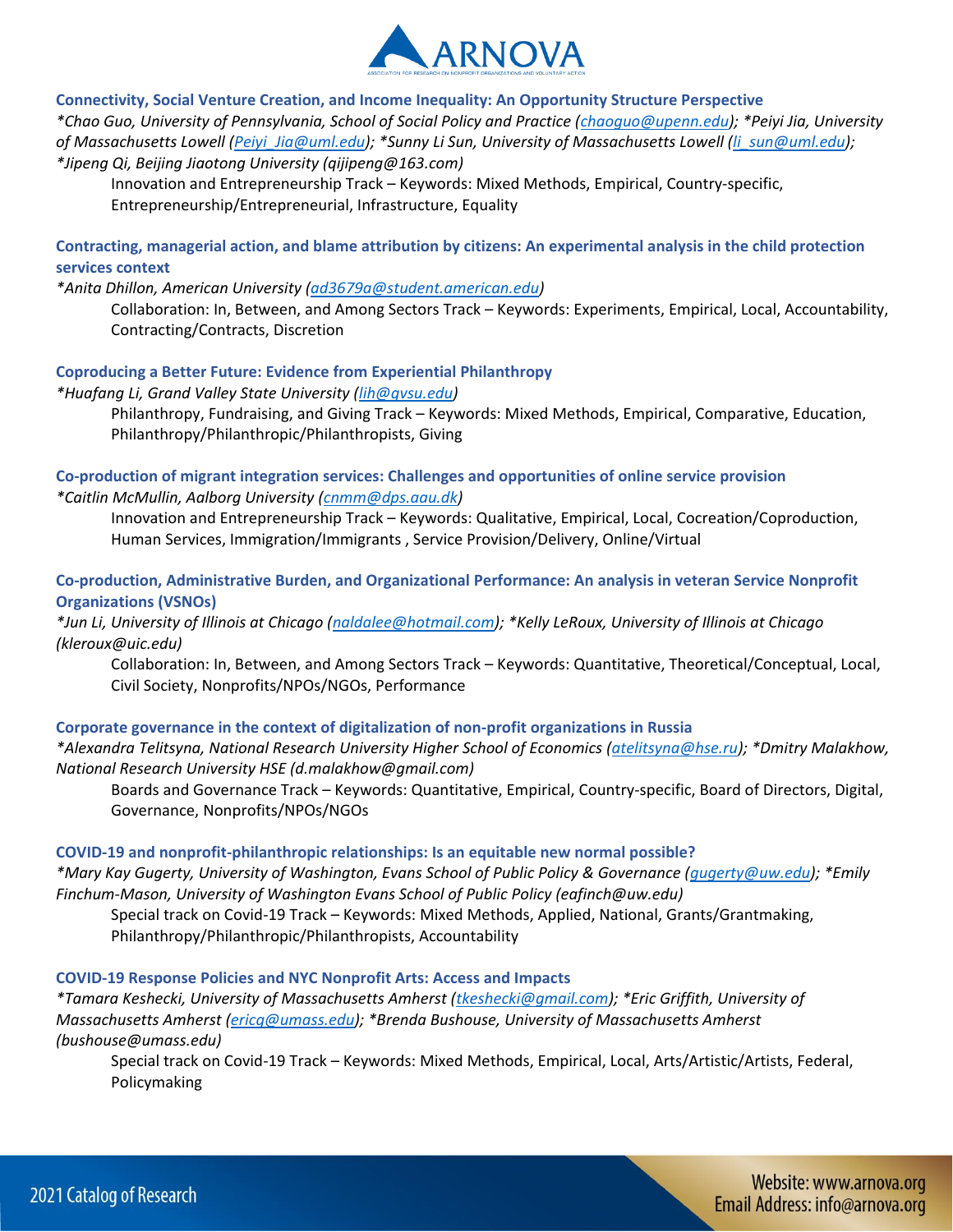### Connectivity, Social Venture Creation, and Income Inequality: An Opportunity Structure Perspective

*\*Chao Guo, University of Pennsylvania, School of Social Policy and Practice (chaoguo@upenn.edu); \*Peiyi Jia, University of Massachusetts Lowell (Peiyi_Jia@uml.edu); \*Sunny Li Sun, University of Massachusetts Lowell (li_sun@uml.edu); \*Jipeng Qi, Beijing Jiaotong University (qijipeng@163.com)*

Innovation and Entrepreneurship Track – Keywords: Mixed Methods, Empirical, Country-specific, Entrepreneurship/Entrepreneurial, Infrastructure, Equality

### Contracting, managerial action, and blame attribution by citizens: An experimental analysis in the child protection services context

*\*Anita Dhillon, American University (ad3679a@student.american.edu)*

Collaboration: In, Between, and Among Sectors Track – Keywords: Experiments, Empirical, Local, Accountability, Contracting/Contracts, Discretion

### Coproducing a Better Future: Evidence from Experiential Philanthropy

*\*Huafang Li, Grand Valley State University (lih@gvsu.edu)*

Philanthropy, Fundraising, and Giving Track – Keywords: Mixed Methods, Empirical, Comparative, Education, Philanthropy/Philanthropic/Philanthropists, Giving

### Co-production of migrant integration services: Challenges and opportunities of online service provision

*\*Caitlin McMullin, Aalborg University (cnmm@dps.aau.dk)*

Innovation and Entrepreneurship Track – Keywords: Qualitative, Empirical, Local, Cocreation/Coproduction, Human Services, Immigration/Immigrants , Service Provision/Delivery, Online/Virtual

### Co-production, Administrative Burden, and Organizational Performance: An analysis in veteran Service Nonprofit Organizations (VSNOs)

*\*Jun Li, University of Illinois at Chicago (naldalee@hotmail.com); \*Kelly LeRoux, University of Illinois at Chicago (kleroux@uic.edu)*

Collaboration: In, Between, and Among Sectors Track – Keywords: Quantitative, Theoretical/Conceptual, Local, Civil Society, Nonprofits/NPOs/NGOs, Performance

### Corporate governance in the context of digitalization of non-profit organizations in Russia

*\*Alexandra Telitsyna, National Research University Higher School of Economics (atelitsyna@hse.ru); \*Dmitry Malakhow, National Research University HSE (d.malakhow@gmail.com)*

Boards and Governance Track – Keywords: Quantitative, Empirical, Country-specific, Board of Directors, Digital, Governance, Nonprofits/NPOs/NGOs

### COVID-19 and nonprofit-philanthropic relationships: Is an equitable new normal possible?

*\*Mary Kay Gugerty, University of Washington, Evans School of Public Policy & Governance (gugerty@uw.edu); \*Emily Finchum-Mason, University of Washington Evans School of Public Policy (eafinch@uw.edu)*

Special track on Covid-19 Track – Keywords: Mixed Methods, Applied, National, Grants/Grantmaking, Philanthropy/Philanthropic/Philanthropists, Accountability

### COVID-19 Response Policies and NYC Nonprofit Arts: Access and Impacts

*\*Tamara Keshecki, University of Massachusetts Amherst (tkeshecki@gmail.com); \*Eric Griffith, University of Massachusetts Amherst (ericg@umass.edu); \*Brenda Bushouse, University of Massachusetts Amherst (bushouse@umass.edu)*

Special track on Covid-19 Track – Keywords: Mixed Methods, Empirical, Local, Arts/Artistic/Artists, Federal, Policymaking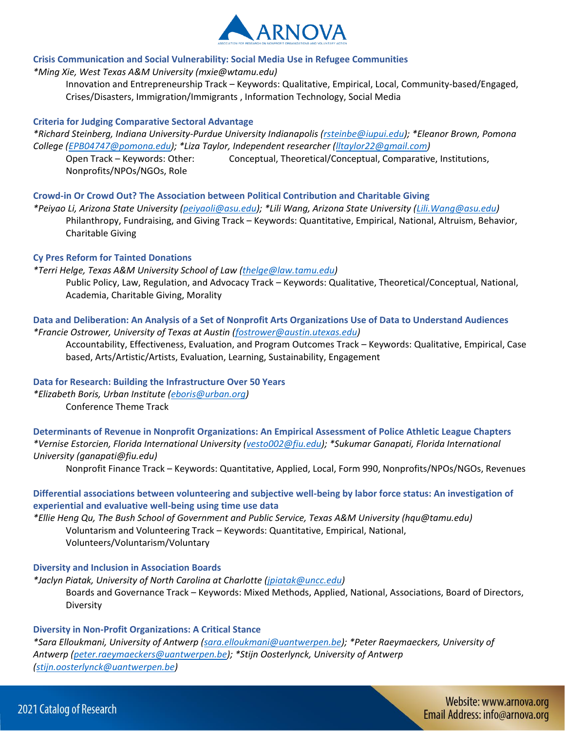### Crisis Communication and Social Vulnerability: Social Media Use in Refugee Communities

*\*Ming Xie, West Texas A&M University (mxie@wtamu.edu)*

Innovation and Entrepreneurship Track – Keywords: Qualitative, Empirical, Local, Community-based/Engaged, Crises/Disasters, Immigration/Immigrants , Information Technology, Social Media

### Criteria for Judging Comparative Sectoral Advantage

*\*Richard Steinberg, Indiana University-Purdue University Indianapolis (rsteinbe@iupui.edu); \*Eleanor Brown, Pomona College (EPB04747@pomona.edu); \*Liza Taylor, Independent researcher (lltaylor22@gmail.com)*

Open Track – Keywords: Other: Conceptual, Theoretical/Conceptual, Comparative, Institutions, Nonprofits/NPOs/NGOs, Role

### Crowd-in Or Crowd Out? The Association between Political Contribution and Charitable Giving

*\*Peiyao Li, Arizona State University (peiyaoli@asu.edu); \*Lili Wang, Arizona State University (Lili.Wang@asu.edu)*

Philanthropy, Fundraising, and Giving Track – Keywords: Quantitative, Empirical, National, Altruism, Behavior, Charitable Giving

### Cy Pres Reform for Tainted Donations

*\*Terri Helge, Texas A&M University School of Law (thelge@law.tamu.edu)*

Public Policy, Law, Regulation, and Advocacy Track – Keywords: Qualitative, Theoretical/Conceptual, National, Academia, Charitable Giving, Morality

### Data and Deliberation: An Analysis of a Set of Nonprofit Arts Organizations Use of Data to Understand Audiences

*\*Francie Ostrower, University of Texas at Austin (fostrower@austin.utexas.edu)*

Accountability, Effectiveness, Evaluation, and Program Outcomes Track – Keywords: Qualitative, Empirical, Case based, Arts/Artistic/Artists, Evaluation, Learning, Sustainability, Engagement

### Data for Research: Building the Infrastructure Over 50 Years

*\*Elizabeth Boris, Urban Institute (eboris@urban.org)*

Conference Theme Track

### Determinants of Revenue in Nonprofit Organizations: An Empirical Assessment of Police Athletic League Chapters

*\*Vernise Estorcien, Florida International University (vesto002@fiu.edu); \*Sukumar Ganapati, Florida International University (ganapati@fiu.edu)*

Nonprofit Finance Track – Keywords: Quantitative, Applied, Local, Form 990, Nonprofits/NPOs/NGOs, Revenues

### Differential associations between volunteering and subjective well-being by labor force status: An investigation of experiential and evaluative well-being using time use data

*\*Ellie Heng Qu, The Bush School of Government and Public Service, Texas A&M University (hqu@tamu.edu)*

Voluntarism and Volunteering Track – Keywords: Quantitative, Empirical, National, Volunteers/Voluntarism/Voluntary

### Diversity and Inclusion in Association Boards

*\*Jaclyn Piatak, University of North Carolina at Charlotte (jpiatak@uncc.edu)*

Boards and Governance Track – Keywords: Mixed Methods, Applied, National, Associations, Board of Directors, Diversity

### Diversity in Non-Profit Organizations: A Critical Stance

*\*Sara Elloukmani, University of Antwerp (sara.elloukmani@uantwerpen.be); \*Peter Raeymaeckers, University of Antwerp (peter.raeymaeckers@uantwerpen.be); \*Stijn Oosterlynck, University of Antwerp (stijn.oosterlynck@uantwerpen.be)*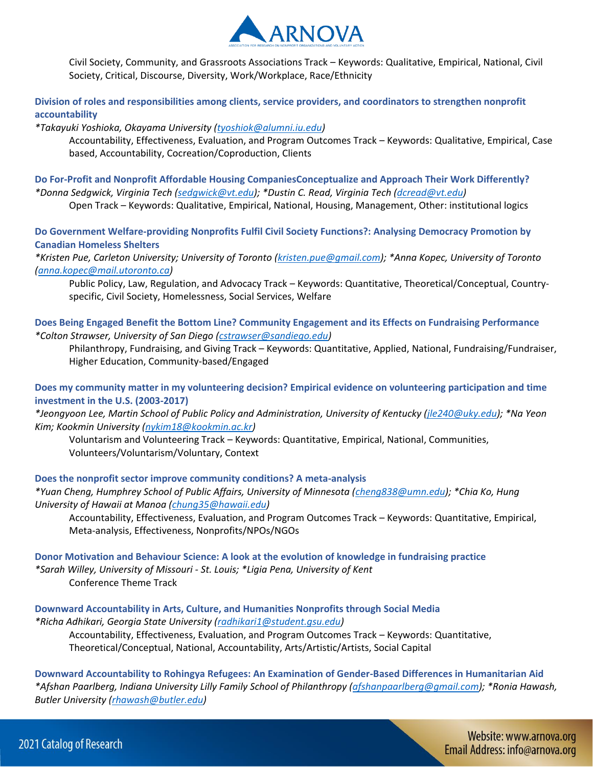Civil Society, Community, and Grassroots Associations Track – Keywords: Qualitative, Empirical, National, Civil Society, Critical, Discourse, Diversity, Work/Workplace, Race/Ethnicity

**Division of roles and responsibilities among clients, service providers, and coordinators to strengthen nonprofit accountability**

*\*Takayuki Yoshioka, Okayama University (tyoshiok@alumni.iu.edu)*

Accountability, Effectiveness, Evaluation, and Program Outcomes Track – Keywords: Qualitative, Empirical, Case based, Accountability, Cocreation/Coproduction, Clients

**Do For-Profit and Nonprofit Affordable Housing CompaniesConceptualize and Approach Their Work Differently?**

*\*Donna Sedgwick, Virginia Tech (sedgwick@vt.edu); \*Dustin C. Read, Virginia Tech (dcread@vt.edu)*

Open Track – Keywords: Qualitative, Empirical, National, Housing, Management, Other: institutional logics

**Do Government Welfare-providing Nonprofits Fulfil Civil Society Functions?: Analysing Democracy Promotion by Canadian Homeless Shelters**

*\*Kristen Pue, Carleton University; University of Toronto (kristen.pue@gmail.com); \*Anna Kopec, University of Toronto (anna.kopec@mail.utoronto.ca)*

Public Policy, Law, Regulation, and Advocacy Track – Keywords: Quantitative, Theoretical/Conceptual, Country-specific, Civil Society, Homelessness, Social Services, Welfare

**Does Being Engaged Benefit the Bottom Line? Community Engagement and its Effects on Fundraising Performance**

*\*Colton Strawser, University of San Diego (cstrawser@sandiego.edu)*

Philanthropy, Fundraising, and Giving Track – Keywords: Quantitative, Applied, National, Fundraising/Fundraiser, Higher Education, Community-based/Engaged

**Does my community matter in my volunteering decision? Empirical evidence on volunteering participation and time investment in the U.S. (2003-2017)**

*\*Jeongyoon Lee, Martin School of Public Policy and Administration, University of Kentucky (jle240@uky.edu); \*Na Yeon Kim; Kookmin University (nykim18@kookmin.ac.kr)*

Voluntarism and Volunteering Track – Keywords: Quantitative, Empirical, National, Communities, Volunteers/Voluntarism/Voluntary, Context

**Does the nonprofit sector improve community conditions? A meta-analysis**

*\*Yuan Cheng, Humphrey School of Public Affairs, University of Minnesota (cheng838@umn.edu); \*Chia Ko, Hung University of Hawaii at Manoa (chung35@hawaii.edu)*

Accountability, Effectiveness, Evaluation, and Program Outcomes Track – Keywords: Quantitative, Empirical, Meta-analysis, Effectiveness, Nonprofits/NPOs/NGOs

**Donor Motivation and Behaviour Science: A look at the evolution of knowledge in fundraising practice**

*\*Sarah Willey, University of Missouri - St. Louis; \*Ligia Pena, University of Kent*

Conference Theme Track

**Downward Accountability in Arts, Culture, and Humanities Nonprofits through Social Media**

*\*Richa Adhikari, Georgia State University (radhikari1@student.gsu.edu)*

Accountability, Effectiveness, Evaluation, and Program Outcomes Track – Keywords: Quantitative, Theoretical/Conceptual, National, Accountability, Arts/Artistic/Artists, Social Capital

**Downward Accountability to Rohingya Refugees: An Examination of Gender-Based Differences in Humanitarian Aid**

*\*Afshan Paarlberg, Indiana University Lilly Family School of Philanthropy (afshanpaarlberg@gmail.com); \*Ronia Hawash, Butler University (rhawash@butler.edu)*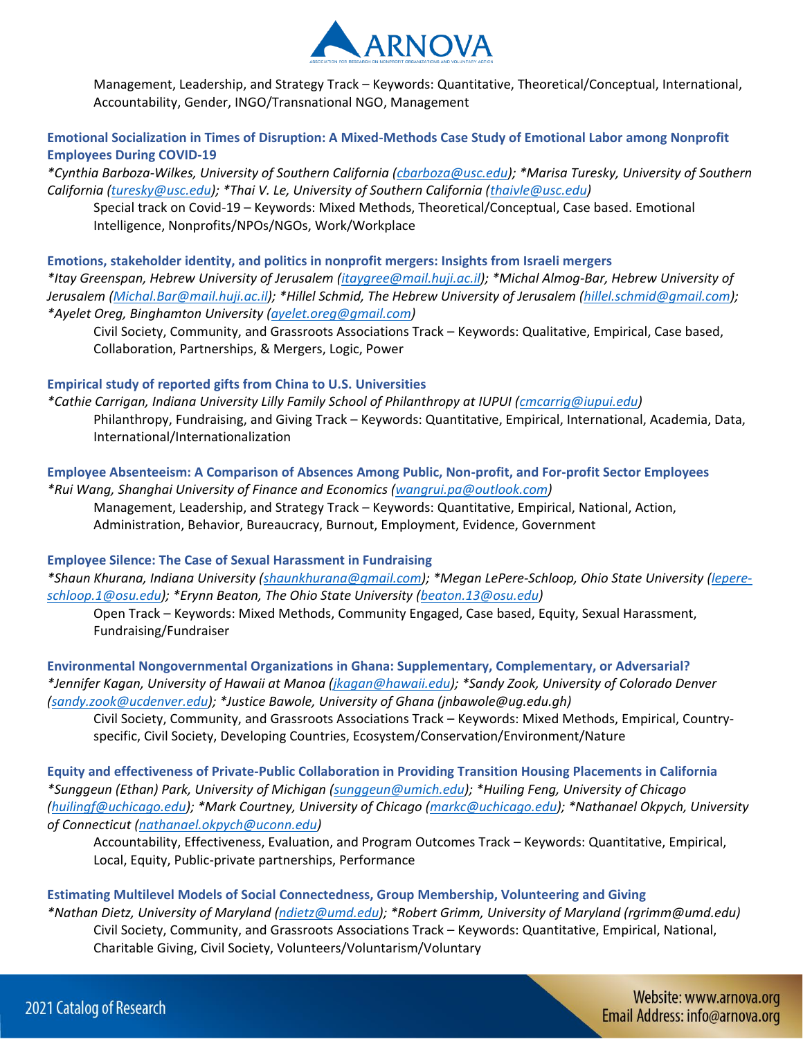Management, Leadership, and Strategy Track – Keywords: Quantitative, Theoretical/Conceptual, International, Accountability, Gender, INGO/Transnational NGO, Management

### Emotional Socialization in Times of Disruption: A Mixed-Methods Case Study of Emotional Labor among Nonprofit Employees During COVID-19

**Emotional Socialization in Times of Disruption: A Mixed-Methods Case Study of Emotional Labor among Nonprofit Employees During COVID-19**

*\*Cynthia Barboza-Wilkes, University of Southern California (cbarboza@usc.edu); \*Marisa Turesky, University of Southern California (turesky@usc.edu); \*Thai V. Le, University of Southern California (thaivle@usc.edu)*

Special track on Covid-19 – Keywords: Mixed Methods, Theoretical/Conceptual, Case based. Emotional Intelligence, Nonprofits/NPOs/NGOs, Work/Workplace

### Emotions, stakeholder identity, and politics in nonprofit mergers: Insights from Israeli mergers

*\*Itay Greenspan, Hebrew University of Jerusalem (itaygree@mail.huji.ac.il); \*Michal Almog-Bar, Hebrew University of Jerusalem (Michal.Bar@mail.huji.ac.il); \*Hillel Schmid, The Hebrew University of Jerusalem (hillel.schmid@gmail.com); \*Ayelet Oreg, Binghamton University (ayelet.oreg@gmail.com)*

Civil Society, Community, and Grassroots Associations Track – Keywords: Qualitative, Empirical, Case based, Collaboration, Partnerships, & Mergers, Logic, Power

### Empirical study of reported gifts from China to U.S. Universities

*\*Cathie Carrigan, Indiana University Lilly Family School of Philanthropy at IUPUI (cmcarrig@iupui.edu)*

Philanthropy, Fundraising, and Giving Track – Keywords: Quantitative, Empirical, International, Academia, Data, International/Internationalization

### Employee Absenteeism: A Comparison of Absences Among Public, Non-profit, and For-profit Sector Employees

*\*Rui Wang, Shanghai University of Finance and Economics (wangrui.pa@outlook.com)*

Management, Leadership, and Strategy Track – Keywords: Quantitative, Empirical, National, Action, Administration, Behavior, Bureaucracy, Burnout, Employment, Evidence, Government

### Employee Silence: The Case of Sexual Harassment in Fundraising

*\*Shaun Khurana, Indiana University (shaunkhurana@gmail.com); \*Megan LePere-Schloop, Ohio State University (lepere-schloop.1@osu.edu); \*Erynn Beaton, The Ohio State University (beaton.13@osu.edu)*

Open Track – Keywords: Mixed Methods, Community Engaged, Case based, Equity, Sexual Harassment, Fundraising/Fundraiser

### Environmental Nongovernmental Organizations in Ghana: Supplementary, Complementary, or Adversarial?

*\*Jennifer Kagan, University of Hawaii at Manoa (jkagan@hawaii.edu); \*Sandy Zook, University of Colorado Denver (sandy.zook@ucdenver.edu); \*Justice Bawole, University of Ghana (jnbawole@ug.edu.gh)*

Civil Society, Community, and Grassroots Associations Track – Keywords: Mixed Methods, Empirical, Country-specific, Civil Society, Developing Countries, Ecosystem/Conservation/Environment/Nature

### Equity and effectiveness of Private-Public Collaboration in Providing Transition Housing Placements in California

*\*Sunggeun (Ethan) Park, University of Michigan (sunggeun@umich.edu); \*Huiling Feng, University of Chicago (huilingf@uchicago.edu); \*Mark Courtney, University of Chicago (markc@uchicago.edu); \*Nathanael Okpych, University of Connecticut (nathanael.okpych@uconn.edu)*

Accountability, Effectiveness, Evaluation, and Program Outcomes Track – Keywords: Quantitative, Empirical, Local, Equity, Public-private partnerships, Performance

### Estimating Multilevel Models of Social Connectedness, Group Membership, Volunteering and Giving

*\*Nathan Dietz, University of Maryland (ndietz@umd.edu); \*Robert Grimm, University of Maryland (rgrimm@umd.edu)*

Civil Society, Community, and Grassroots Associations Track – Keywords: Quantitative, Empirical, National, Charitable Giving, Civil Society, Volunteers/Voluntarism/Voluntary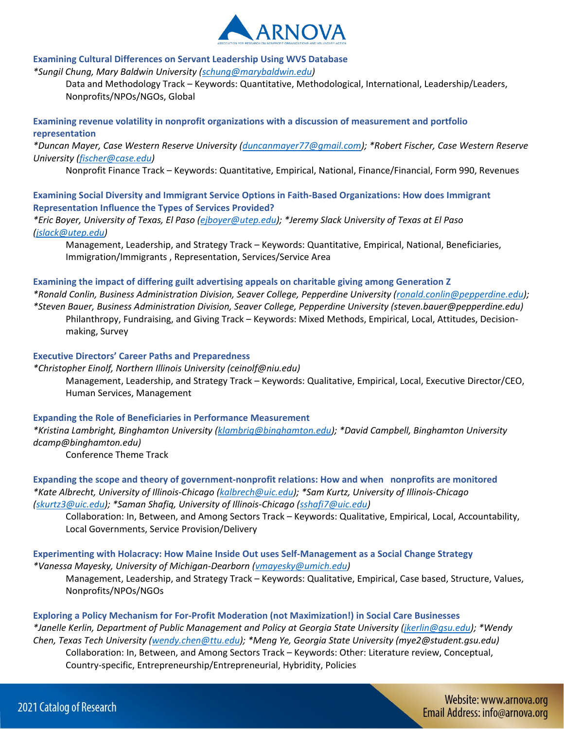**Examining Cultural Differences on Servant Leadership Using WVS Database**

*\*Sungil Chung, Mary Baldwin University (schung@marybaldwin.edu)*

Data and Methodology Track – Keywords: Quantitative, Methodological, International, Leadership/Leaders, Nonprofits/NPOs/NGOs, Global

**Examining revenue volatility in nonprofit organizations with a discussion of measurement and portfolio representation**

*\*Duncan Mayer, Case Western Reserve University (duncanmayer77@gmail.com); \*Robert Fischer, Case Western Reserve University (fischer@case.edu)*

Nonprofit Finance Track – Keywords: Quantitative, Empirical, National, Finance/Financial, Form 990, Revenues

**Examining Social Diversity and Immigrant Service Options in Faith-Based Organizations: How does Immigrant Representation Influence the Types of Services Provided?**

*\*Eric Boyer, University of Texas, El Paso (ejboyer@utep.edu); \*Jeremy Slack University of Texas at El Paso (jslack@utep.edu)*

Management, Leadership, and Strategy Track – Keywords: Quantitative, Empirical, National, Beneficiaries, Immigration/Immigrants , Representation, Services/Service Area

**Examining the impact of differing guilt advertising appeals on charitable giving among Generation Z**

*\*Ronald Conlin, Business Administration Division, Seaver College, Pepperdine University (ronald.conlin@pepperdine.edu); \*Steven Bauer, Business Administration Division, Seaver College, Pepperdine University (steven.bauer@pepperdine.edu)*

Philanthropy, Fundraising, and Giving Track – Keywords: Mixed Methods, Empirical, Local, Attitudes, Decision-making, Survey

**Executive Directors' Career Paths and Preparedness**

*\*Christopher Einolf, Northern Illinois University (ceinolf@niu.edu)*

Management, Leadership, and Strategy Track – Keywords: Qualitative, Empirical, Local, Executive Director/CEO, Human Services, Management

**Expanding the Role of Beneficiaries in Performance Measurement**

*\*Kristina Lambright, Binghamton University (klambrig@binghamton.edu); \*David Campbell, Binghamton University dcamp@binghamton.edu)*

Conference Theme Track

**Expanding the scope and theory of government-nonprofit relations: How and when nonprofits are monitored**

*\*Kate Albrecht, University of Illinois-Chicago (kalbrech@uic.edu); \*Sam Kurtz, University of Illinois-Chicago (skurtz3@uic.edu); \*Saman Shafiq, University of Illinois-Chicago (sshafi7@uic.edu)*

Collaboration: In, Between, and Among Sectors Track – Keywords: Qualitative, Empirical, Local, Accountability, Local Governments, Service Provision/Delivery

**Experimenting with Holacracy: How Maine Inside Out uses Self-Management as a Social Change Strategy**

*\*Vanessa Mayesky, University of Michigan-Dearborn (vmayesky@umich.edu)*

Management, Leadership, and Strategy Track – Keywords: Qualitative, Empirical, Case based, Structure, Values, Nonprofits/NPOs/NGOs

**Exploring a Policy Mechanism for For-Profit Moderation (not Maximization!) in Social Care Businesses**

*\*Janelle Kerlin, Department of Public Management and Policy at Georgia State University (jkerlin@gsu.edu); \*Wendy Chen, Texas Tech University (wendy.chen@ttu.edu); \*Meng Ye, Georgia State University (mye2@student.gsu.edu)*

Collaboration: In, Between, and Among Sectors Track – Keywords: Other: Literature review, Conceptual, Country-specific, Entrepreneurship/Entrepreneurial, Hybridity, Policies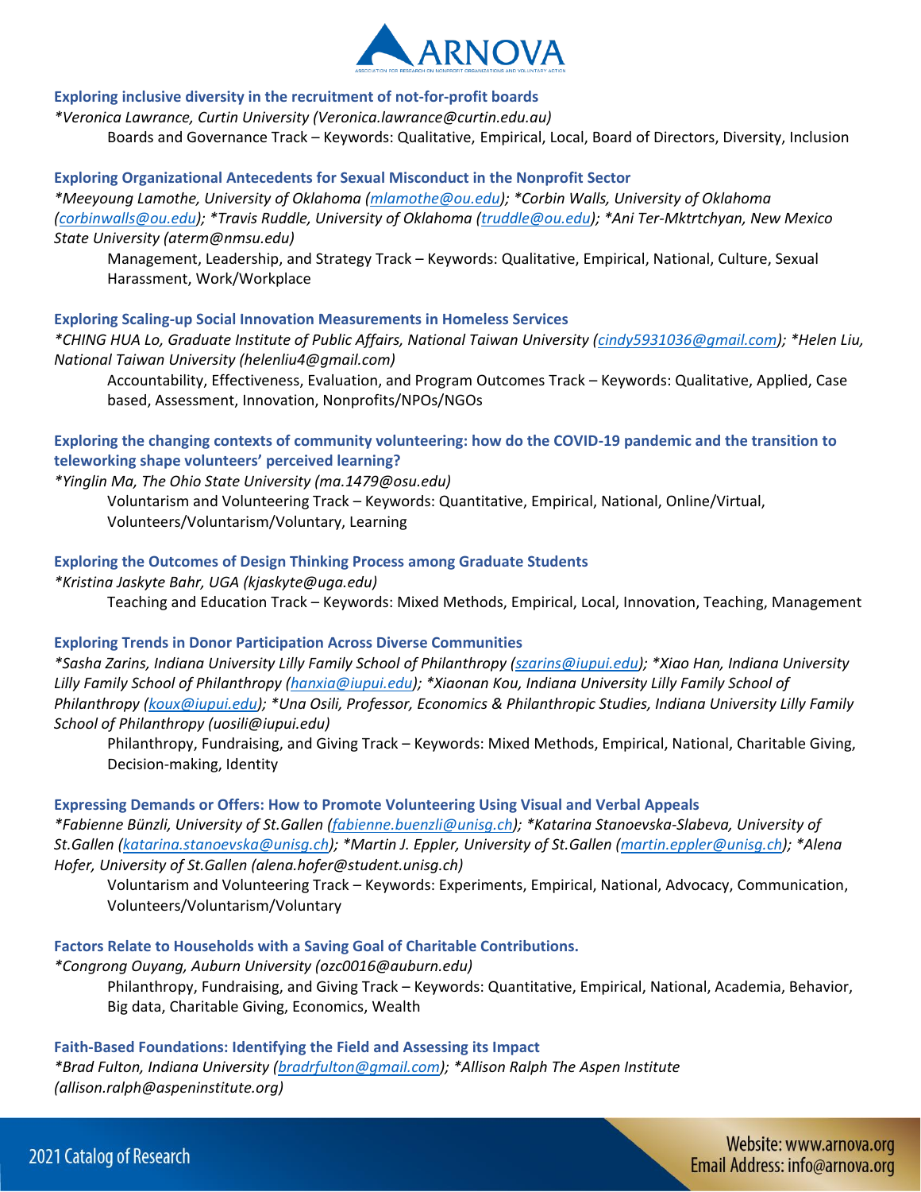### Exploring inclusive diversity in the recruitment of not-for-profit boards

*\*Veronica Lawrance, Curtin University (Veronica.lawrance@curtin.edu.au)*

Boards and Governance Track – Keywords: Qualitative, Empirical, Local, Board of Directors, Diversity, Inclusion

### Exploring Organizational Antecedents for Sexual Misconduct in the Nonprofit Sector

*\*Meeyoung Lamothe, University of Oklahoma (mlamothe@ou.edu); \*Corbin Walls, University of Oklahoma (corbinwalls@ou.edu); \*Travis Ruddle, University of Oklahoma (truddle@ou.edu); \*Ani Ter-Mktrtchyan, New Mexico State University (aterm@nmsu.edu)*

Management, Leadership, and Strategy Track – Keywords: Qualitative, Empirical, National, Culture, Sexual Harassment, Work/Workplace

### Exploring Scaling-up Social Innovation Measurements in Homeless Services

*\*CHING HUA Lo, Graduate Institute of Public Affairs, National Taiwan University (cindy5931036@gmail.com); \*Helen Liu, National Taiwan University (helenliu4@gmail.com)*

Accountability, Effectiveness, Evaluation, and Program Outcomes Track – Keywords: Qualitative, Applied, Case based, Assessment, Innovation, Nonprofits/NPOs/NGOs

### Exploring the changing contexts of community volunteering: how do the COVID-19 pandemic and the transition to teleworking shape volunteers' perceived learning?

*\*Yinglin Ma, The Ohio State University (ma.1479@osu.edu)*

Voluntarism and Volunteering Track – Keywords: Quantitative, Empirical, National, Online/Virtual, Volunteers/Voluntarism/Voluntary, Learning

### Exploring the Outcomes of Design Thinking Process among Graduate Students

*\*Kristina Jaskyte Bahr, UGA (kjaskyte@uga.edu)*

Teaching and Education Track – Keywords: Mixed Methods, Empirical, Local, Innovation, Teaching, Management

### Exploring Trends in Donor Participation Across Diverse Communities

*\*Sasha Zarins, Indiana University Lilly Family School of Philanthropy (szarins@iupui.edu); \*Xiao Han, Indiana University Lilly Family School of Philanthropy (hanxia@iupui.edu); \*Xiaonan Kou, Indiana University Lilly Family School of Philanthropy (koux@iupui.edu); \*Una Osili, Professor, Economics & Philanthropic Studies, Indiana University Lilly Family School of Philanthropy (uosili@iupui.edu)*

Philanthropy, Fundraising, and Giving Track – Keywords: Mixed Methods, Empirical, National, Charitable Giving, Decision-making, Identity

### Expressing Demands or Offers: How to Promote Volunteering Using Visual and Verbal Appeals

*\*Fabienne Bünzli, University of St.Gallen (fabienne.buenzli@unisg.ch); \*Katarina Stanoevska-Slabeva, University of St.Gallen (katarina.stanoevska@unisg.ch); \*Martin J. Eppler, University of St.Gallen (martin.eppler@unisg.ch); \*Alena Hofer, University of St.Gallen (alena.hofer@student.unisg.ch)*

Voluntarism and Volunteering Track – Keywords: Experiments, Empirical, National, Advocacy, Communication, Volunteers/Voluntarism/Voluntary

### Factors Relate to Households with a Saving Goal of Charitable Contributions.

*\*Congrong Ouyang, Auburn University (ozc0016@auburn.edu)*

Philanthropy, Fundraising, and Giving Track – Keywords: Quantitative, Empirical, National, Academia, Behavior, Big data, Charitable Giving, Economics, Wealth

### Faith-Based Foundations: Identifying the Field and Assessing its Impact

*\*Brad Fulton, Indiana University (bradrfulton@gmail.com); \*Allison Ralph The Aspen Institute (allison.ralph@aspeninstitute.org)*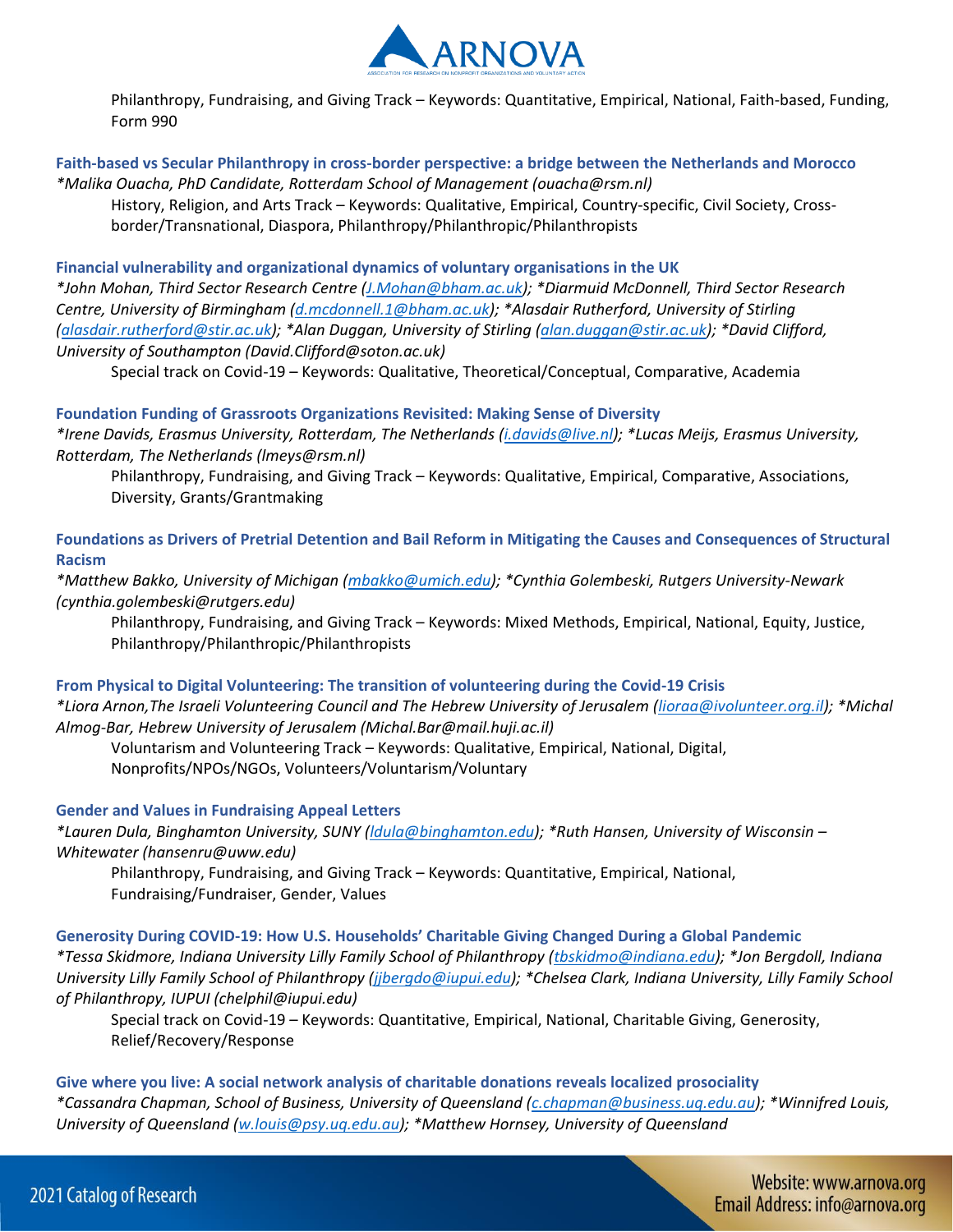Philanthropy, Fundraising, and Giving Track – Keywords: Quantitative, Empirical, National, Faith-based, Funding, Form 990

**Faith-based vs Secular Philanthropy in cross-border perspective: a bridge between the Netherlands and Morocco**
*\*Malika Ouacha, PhD Candidate, Rotterdam School of Management (ouacha@rsm.nl)*

History, Religion, and Arts Track – Keywords: Qualitative, Empirical, Country-specific, Civil Society, Cross-border/Transnational, Diaspora, Philanthropy/Philanthropic/Philanthropists

**Financial vulnerability and organizational dynamics of voluntary organisations in the UK**
*\*John Mohan, Third Sector Research Centre (J.Mohan@bham.ac.uk); \*Diarmuid McDonnell, Third Sector Research Centre, University of Birmingham (d.mcdonnell.1@bham.ac.uk); \*Alasdair Rutherford, University of Stirling (alasdair.rutherford@stir.ac.uk); \*Alan Duggan, University of Stirling (alan.duggan@stir.ac.uk); \*David Clifford, University of Southampton (David.Clifford@soton.ac.uk)*

Special track on Covid-19 – Keywords: Qualitative, Theoretical/Conceptual, Comparative, Academia

**Foundation Funding of Grassroots Organizations Revisited: Making Sense of Diversity**
*\*Irene Davids, Erasmus University, Rotterdam, The Netherlands (i.davids@live.nl); \*Lucas Meijs, Erasmus University, Rotterdam, The Netherlands (lmeys@rsm.nl)*

Philanthropy, Fundraising, and Giving Track – Keywords: Qualitative, Empirical, Comparative, Associations, Diversity, Grants/Grantmaking

**Foundations as Drivers of Pretrial Detention and Bail Reform in Mitigating the Causes and Consequences of Structural Racism**
*\*Matthew Bakko, University of Michigan (mbakko@umich.edu); \*Cynthia Golembeski, Rutgers University-Newark (cynthia.golembeski@rutgers.edu)*

Philanthropy, Fundraising, and Giving Track – Keywords: Mixed Methods, Empirical, National, Equity, Justice, Philanthropy/Philanthropic/Philanthropists

**From Physical to Digital Volunteering: The transition of volunteering during the Covid-19 Crisis**
*\*Liora Arnon,The Israeli Volunteering Council and The Hebrew University of Jerusalem (lioraa@ivolunteer.org.il); \*Michal Almog-Bar, Hebrew University of Jerusalem (Michal.Bar@mail.huji.ac.il)*

Voluntarism and Volunteering Track – Keywords: Qualitative, Empirical, National, Digital, Nonprofits/NPOs/NGOs, Volunteers/Voluntarism/Voluntary

**Gender and Values in Fundraising Appeal Letters**
*\*Lauren Dula, Binghamton University, SUNY (ldula@binghamton.edu); \*Ruth Hansen, University of Wisconsin – Whitewater (hansenru@uww.edu)*

Philanthropy, Fundraising, and Giving Track – Keywords: Quantitative, Empirical, National, Fundraising/Fundraiser, Gender, Values

**Generosity During COVID-19: How U.S. Households' Charitable Giving Changed During a Global Pandemic**
*\*Tessa Skidmore, Indiana University Lilly Family School of Philanthropy (tbskidmo@indiana.edu); \*Jon Bergdoll, Indiana University Lilly Family School of Philanthropy (jjbergdo@iupui.edu); \*Chelsea Clark, Indiana University, Lilly Family School of Philanthropy, IUPUI (chelphil@iupui.edu)*

Special track on Covid-19 – Keywords: Quantitative, Empirical, National, Charitable Giving, Generosity, Relief/Recovery/Response

**Give where you live: A social network analysis of charitable donations reveals localized prosociality**
*\*Cassandra Chapman, School of Business, University of Queensland (c.chapman@business.uq.edu.au); \*Winnifred Louis, University of Queensland (w.louis@psy.uq.edu.au); \*Matthew Hornsey, University of Queensland*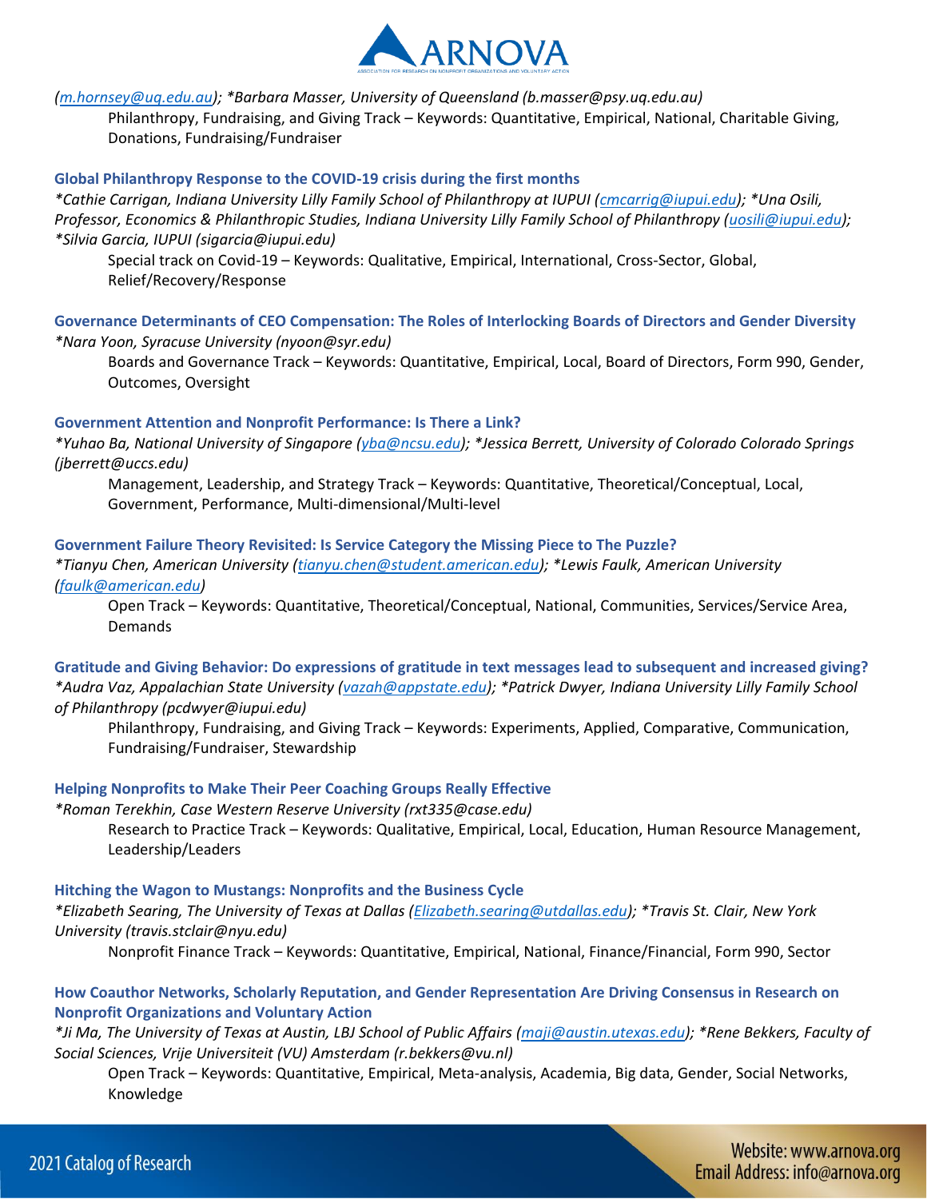*(m.hornsey@uq.edu.au); *Barbara Masser, University of Queensland (b.masser@psy.uq.edu.au)*

Philanthropy, Fundraising, and Giving Track – Keywords: Quantitative, Empirical, National, Charitable Giving, Donations, Fundraising/Fundraiser

### Global Philanthropy Response to the COVID-19 crisis during the first months

*\*Cathie Carrigan, Indiana University Lilly Family School of Philanthropy at IUPUI (cmcarrig@iupui.edu); \*Una Osili, Professor, Economics & Philanthropic Studies, Indiana University Lilly Family School of Philanthropy (uosili@iupui.edu); \*Silvia Garcia, IUPUI (sigarcia@iupui.edu)*

Special track on Covid-19 – Keywords: Qualitative, Empirical, International, Cross-Sector, Global, Relief/Recovery/Response

### Governance Determinants of CEO Compensation: The Roles of Interlocking Boards of Directors and Gender Diversity

*\*Nara Yoon, Syracuse University (nyoon@syr.edu)*

Boards and Governance Track – Keywords: Quantitative, Empirical, Local, Board of Directors, Form 990, Gender, Outcomes, Oversight

### Government Attention and Nonprofit Performance: Is There a Link?

*\*Yuhao Ba, National University of Singapore (yba@ncsu.edu); \*Jessica Berrett, University of Colorado Colorado Springs (jberrett@uccs.edu)*

Management, Leadership, and Strategy Track – Keywords: Quantitative, Theoretical/Conceptual, Local, Government, Performance, Multi-dimensional/Multi-level

### Government Failure Theory Revisited: Is Service Category the Missing Piece to The Puzzle?

*\*Tianyu Chen, American University (tianyu.chen@student.american.edu); \*Lewis Faulk, American University (faulk@american.edu)*

Open Track – Keywords: Quantitative, Theoretical/Conceptual, National, Communities, Services/Service Area, Demands

### Gratitude and Giving Behavior: Do expressions of gratitude in text messages lead to subsequent and increased giving?

*\*Audra Vaz, Appalachian State University (vazah@appstate.edu); \*Patrick Dwyer, Indiana University Lilly Family School of Philanthropy (pcdwyer@iupui.edu)*

Philanthropy, Fundraising, and Giving Track – Keywords: Experiments, Applied, Comparative, Communication, Fundraising/Fundraiser, Stewardship

### Helping Nonprofits to Make Their Peer Coaching Groups Really Effective

*\*Roman Terekhin, Case Western Reserve University (rxt335@case.edu)*

Research to Practice Track – Keywords: Qualitative, Empirical, Local, Education, Human Resource Management, Leadership/Leaders

### Hitching the Wagon to Mustangs: Nonprofits and the Business Cycle

*\*Elizabeth Searing, The University of Texas at Dallas (Elizabeth.searing@utdallas.edu); \*Travis St. Clair, New York University (travis.stclair@nyu.edu)*

Nonprofit Finance Track – Keywords: Quantitative, Empirical, National, Finance/Financial, Form 990, Sector

### How Coauthor Networks, Scholarly Reputation, and Gender Representation Are Driving Consensus in Research on Nonprofit Organizations and Voluntary Action

*\*Ji Ma, The University of Texas at Austin, LBJ School of Public Affairs (maji@austin.utexas.edu); \*Rene Bekkers, Faculty of Social Sciences, Vrije Universiteit (VU) Amsterdam (r.bekkers@vu.nl)*

Open Track – Keywords: Quantitative, Empirical, Meta-analysis, Academia, Big data, Gender, Social Networks, Knowledge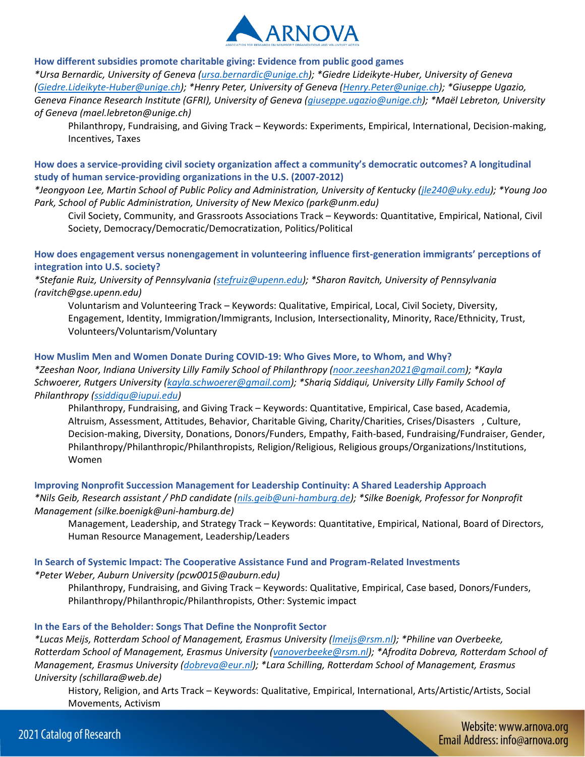**How different subsidies promote charitable giving: Evidence from public good games**

*\*Ursa Bernardic, University of Geneva (ursa.bernardic@unige.ch); \*Giedre Lideikyte-Huber, University of Geneva (Giedre.Lideikyte-Huber@unige.ch); \*Henry Peter, University of Geneva (Henry.Peter@unige.ch); \*Giuseppe Ugazio, Geneva Finance Research Institute (GFRI), University of Geneva (giuseppe.ugazio@unige.ch); \*Maël Lebreton, University of Geneva (mael.lebreton@unige.ch)*

Philanthropy, Fundraising, and Giving Track – Keywords: Experiments, Empirical, International, Decision-making, Incentives, Taxes

**How does a service-providing civil society organization affect a community's democratic outcomes? A longitudinal study of human service-providing organizations in the U.S. (2007-2012)**

*\*Jeongyoon Lee, Martin School of Public Policy and Administration, University of Kentucky (jle240@uky.edu); \*Young Joo Park, School of Public Administration, University of New Mexico (park@unm.edu)*

Civil Society, Community, and Grassroots Associations Track – Keywords: Quantitative, Empirical, National, Civil Society, Democracy/Democratic/Democratization, Politics/Political

**How does engagement versus nonengagement in volunteering influence first-generation immigrants' perceptions of integration into U.S. society?**

*\*Stefanie Ruiz, University of Pennsylvania (stefruiz@upenn.edu); \*Sharon Ravitch, University of Pennsylvania (ravitch@gse.upenn.edu)*

Voluntarism and Volunteering Track – Keywords: Qualitative, Empirical, Local, Civil Society, Diversity, Engagement, Identity, Immigration/Immigrants, Inclusion, Intersectionality, Minority, Race/Ethnicity, Trust, Volunteers/Voluntarism/Voluntary

**How Muslim Men and Women Donate During COVID-19: Who Gives More, to Whom, and Why?**

*\*Zeeshan Noor, Indiana University Lilly Family School of Philanthropy (noor.zeeshan2021@gmail.com); \*Kayla Schwoerer, Rutgers University (kayla.schwoerer@gmail.com); \*Shariq Siddiqui, University Lilly Family School of Philanthropy (ssiddiqu@iupui.edu)*

Philanthropy, Fundraising, and Giving Track – Keywords: Quantitative, Empirical, Case based, Academia, Altruism, Assessment, Attitudes, Behavior, Charitable Giving, Charity/Charities, Crises/Disasters , Culture, Decision-making, Diversity, Donations, Donors/Funders, Empathy, Faith-based, Fundraising/Fundraiser, Gender, Philanthropy/Philanthropic/Philanthropists, Religion/Religious, Religious groups/Organizations/Institutions, Women

**Improving Nonprofit Succession Management for Leadership Continuity: A Shared Leadership Approach**

*\*Nils Geib, Research assistant / PhD candidate (nils.geib@uni-hamburg.de); \*Silke Boenigk, Professor for Nonprofit Management (silke.boenigk@uni-hamburg.de)*

Management, Leadership, and Strategy Track – Keywords: Quantitative, Empirical, National, Board of Directors, Human Resource Management, Leadership/Leaders

**In Search of Systemic Impact: The Cooperative Assistance Fund and Program-Related Investments**

*\*Peter Weber, Auburn University (pcw0015@auburn.edu)*

Philanthropy, Fundraising, and Giving Track – Keywords: Qualitative, Empirical, Case based, Donors/Funders, Philanthropy/Philanthropic/Philanthropists, Other: Systemic impact

**In the Ears of the Beholder: Songs That Define the Nonprofit Sector**

*\*Lucas Meijs, Rotterdam School of Management, Erasmus University (lmeijs@rsm.nl); \*Philine van Overbeeke, Rotterdam School of Management, Erasmus University (vanoverbeeke@rsm.nl); \*Afrodita Dobreva, Rotterdam School of Management, Erasmus University (dobreva@eur.nl); \*Lara Schilling, Rotterdam School of Management, Erasmus University (schillara@web.de)*

History, Religion, and Arts Track – Keywords: Qualitative, Empirical, International, Arts/Artistic/Artists, Social Movements, Activism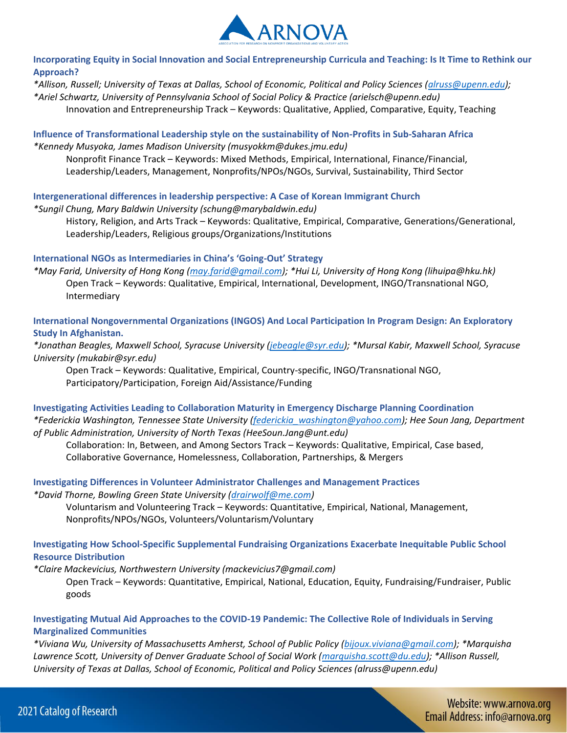**Incorporating Equity in Social Innovation and Social Entrepreneurship Curricula and Teaching: Is It Time to Rethink our Approach?**

*\*Allison, Russell; University of Texas at Dallas, School of Economic, Political and Policy Sciences (alruss@upenn.edu); \*Ariel Schwartz, University of Pennsylvania School of Social Policy & Practice (arielsch@upenn.edu)*

Innovation and Entrepreneurship Track – Keywords: Qualitative, Applied, Comparative, Equity, Teaching

**Influence of Transformational Leadership style on the sustainability of Non-Profits in Sub-Saharan Africa**

*\*Kennedy Musyoka, James Madison University (musyokkm@dukes.jmu.edu)*

Nonprofit Finance Track – Keywords: Mixed Methods, Empirical, International, Finance/Financial, Leadership/Leaders, Management, Nonprofits/NPOs/NGOs, Survival, Sustainability, Third Sector

**Intergenerational differences in leadership perspective: A Case of Korean Immigrant Church**

*\*Sungil Chung, Mary Baldwin University (schung@marybaldwin.edu)*

History, Religion, and Arts Track – Keywords: Qualitative, Empirical, Comparative, Generations/Generational, Leadership/Leaders, Religious groups/Organizations/Institutions

**International NGOs as Intermediaries in China's 'Going-Out' Strategy**

*\*May Farid, University of Hong Kong (may.farid@gmail.com); \*Hui Li, University of Hong Kong (lihuipa@hku.hk)*

Open Track – Keywords: Qualitative, Empirical, International, Development, INGO/Transnational NGO, Intermediary

**International Nongovernmental Organizations (INGOS) And Local Participation In Program Design: An Exploratory Study In Afghanistan.**

*\*Jonathan Beagles, Maxwell School, Syracuse University (jebeagle@syr.edu); \*Mursal Kabir, Maxwell School, Syracuse University (mukabir@syr.edu)*

Open Track – Keywords: Qualitative, Empirical, Country-specific, INGO/Transnational NGO, Participatory/Participation, Foreign Aid/Assistance/Funding

**Investigating Activities Leading to Collaboration Maturity in Emergency Discharge Planning Coordination**

*\*Federickia Washington, Tennessee State University (federickia_washington@yahoo.com); Hee Soun Jang, Department of Public Administration, University of North Texas (HeeSoun.Jang@unt.edu)*

Collaboration: In, Between, and Among Sectors Track – Keywords: Qualitative, Empirical, Case based, Collaborative Governance, Homelessness, Collaboration, Partnerships, & Mergers

**Investigating Differences in Volunteer Administrator Challenges and Management Practices**

*\*David Thorne, Bowling Green State University (drairwolf@me.com)*

Voluntarism and Volunteering Track – Keywords: Quantitative, Empirical, National, Management, Nonprofits/NPOs/NGOs, Volunteers/Voluntarism/Voluntary

**Investigating How School-Specific Supplemental Fundraising Organizations Exacerbate Inequitable Public School Resource Distribution**

*\*Claire Mackevicius, Northwestern University (mackevicius7@gmail.com)*

Open Track – Keywords: Quantitative, Empirical, National, Education, Equity, Fundraising/Fundraiser, Public goods

**Investigating Mutual Aid Approaches to the COVID-19 Pandemic: The Collective Role of Individuals in Serving Marginalized Communities**

*\*Viviana Wu, University of Massachusetts Amherst, School of Public Policy (bijoux.viviana@gmail.com); \*Marquisha Lawrence Scott, University of Denver Graduate School of Social Work (marquisha.scott@du.edu); \*Allison Russell, University of Texas at Dallas, School of Economic, Political and Policy Sciences (alruss@upenn.edu)*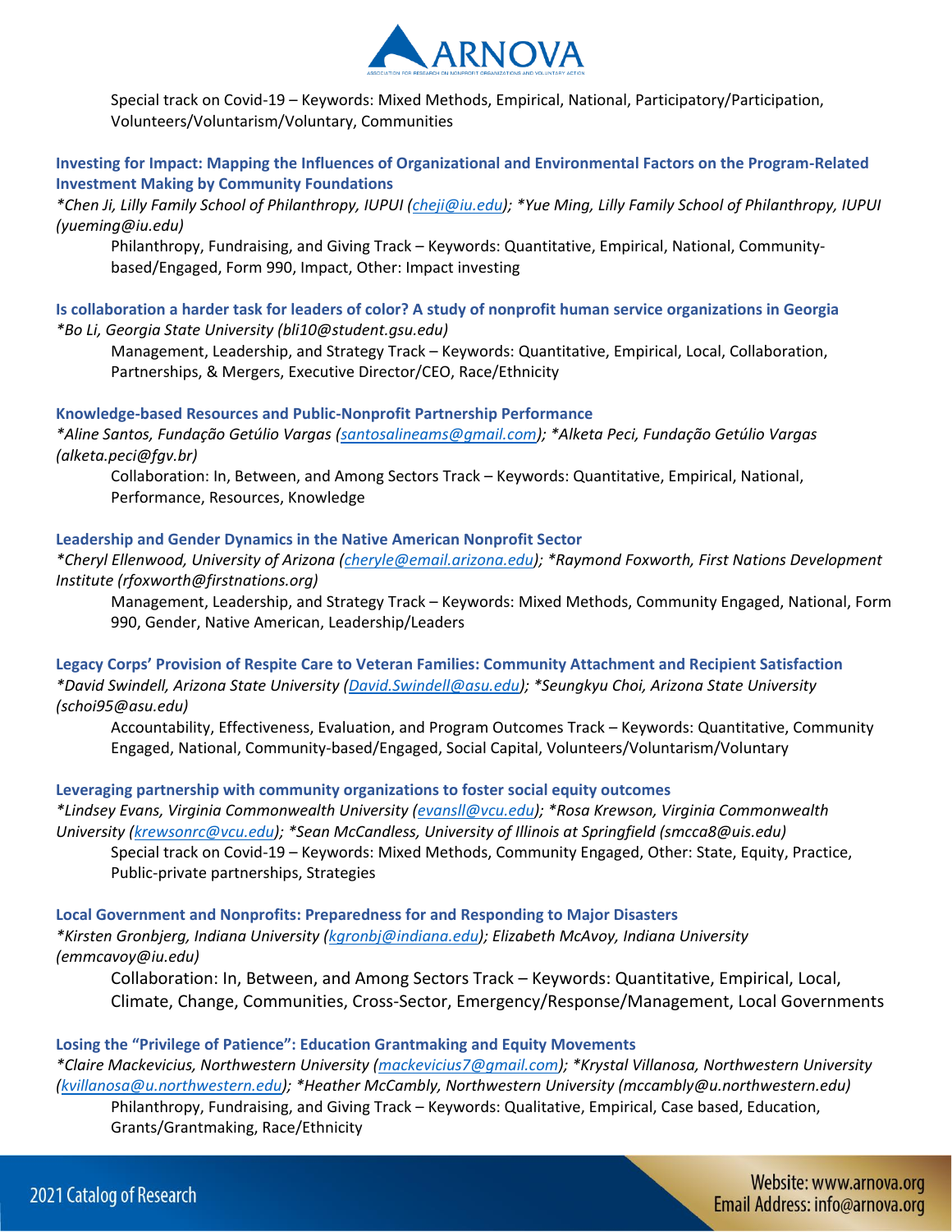Special track on Covid-19 – Keywords: Mixed Methods, Empirical, National, Participatory/Participation, Volunteers/Voluntarism/Voluntary, Communities

**Investing for Impact: Mapping the Influences of Organizational and Environmental Factors on the Program-Related Investment Making by Community Foundations**

*\*Chen Ji, Lilly Family School of Philanthropy, IUPUI (cheji@iu.edu); \*Yue Ming, Lilly Family School of Philanthropy, IUPUI (yueming@iu.edu)*

Philanthropy, Fundraising, and Giving Track – Keywords: Quantitative, Empirical, National, Community-based/Engaged, Form 990, Impact, Other: Impact investing

**Is collaboration a harder task for leaders of color? A study of nonprofit human service organizations in Georgia**

*\*Bo Li, Georgia State University (bli10@student.gsu.edu)*

Management, Leadership, and Strategy Track – Keywords: Quantitative, Empirical, Local, Collaboration, Partnerships, & Mergers, Executive Director/CEO, Race/Ethnicity

**Knowledge-based Resources and Public-Nonprofit Partnership Performance**

*\*Aline Santos, Fundação Getúlio Vargas (santosalineams@gmail.com); \*Alketa Peci, Fundação Getúlio Vargas (alketa.peci@fgv.br)*

Collaboration: In, Between, and Among Sectors Track – Keywords: Quantitative, Empirical, National, Performance, Resources, Knowledge

**Leadership and Gender Dynamics in the Native American Nonprofit Sector**

*\*Cheryl Ellenwood, University of Arizona (cheryle@email.arizona.edu); \*Raymond Foxworth, First Nations Development Institute (rfoxworth@firstnations.org)*

Management, Leadership, and Strategy Track – Keywords: Mixed Methods, Community Engaged, National, Form 990, Gender, Native American, Leadership/Leaders

**Legacy Corps' Provision of Respite Care to Veteran Families: Community Attachment and Recipient Satisfaction**

*\*David Swindell, Arizona State University (David.Swindell@asu.edu); \*Seungkyu Choi, Arizona State University (schoi95@asu.edu)*

Accountability, Effectiveness, Evaluation, and Program Outcomes Track – Keywords: Quantitative, Community Engaged, National, Community-based/Engaged, Social Capital, Volunteers/Voluntarism/Voluntary

**Leveraging partnership with community organizations to foster social equity outcomes**

*\*Lindsey Evans, Virginia Commonwealth University (evansll@vcu.edu); \*Rosa Krewson, Virginia Commonwealth University (krewsonrc@vcu.edu); \*Sean McCandless, University of Illinois at Springfield (smcca8@uis.edu)*

Special track on Covid-19 – Keywords: Mixed Methods, Community Engaged, Other: State, Equity, Practice, Public-private partnerships, Strategies

**Local Government and Nonprofits: Preparedness for and Responding to Major Disasters**

*\*Kirsten Gronbjerg, Indiana University (kgronbj@indiana.edu); Elizabeth McAvoy, Indiana University (emmcavoy@iu.edu)*

Collaboration: In, Between, and Among Sectors Track – Keywords: Quantitative, Empirical, Local, Climate, Change, Communities, Cross-Sector, Emergency/Response/Management, Local Governments

**Losing the "Privilege of Patience": Education Grantmaking and Equity Movements**

*\*Claire Mackevicius, Northwestern University (mackevicius7@gmail.com); \*Krystal Villanosa, Northwestern University (kvillanosa@u.northwestern.edu); \*Heather McCambly, Northwestern University (mccambly@u.northwestern.edu)*

Philanthropy, Fundraising, and Giving Track – Keywords: Qualitative, Empirical, Case based, Education, Grants/Grantmaking, Race/Ethnicity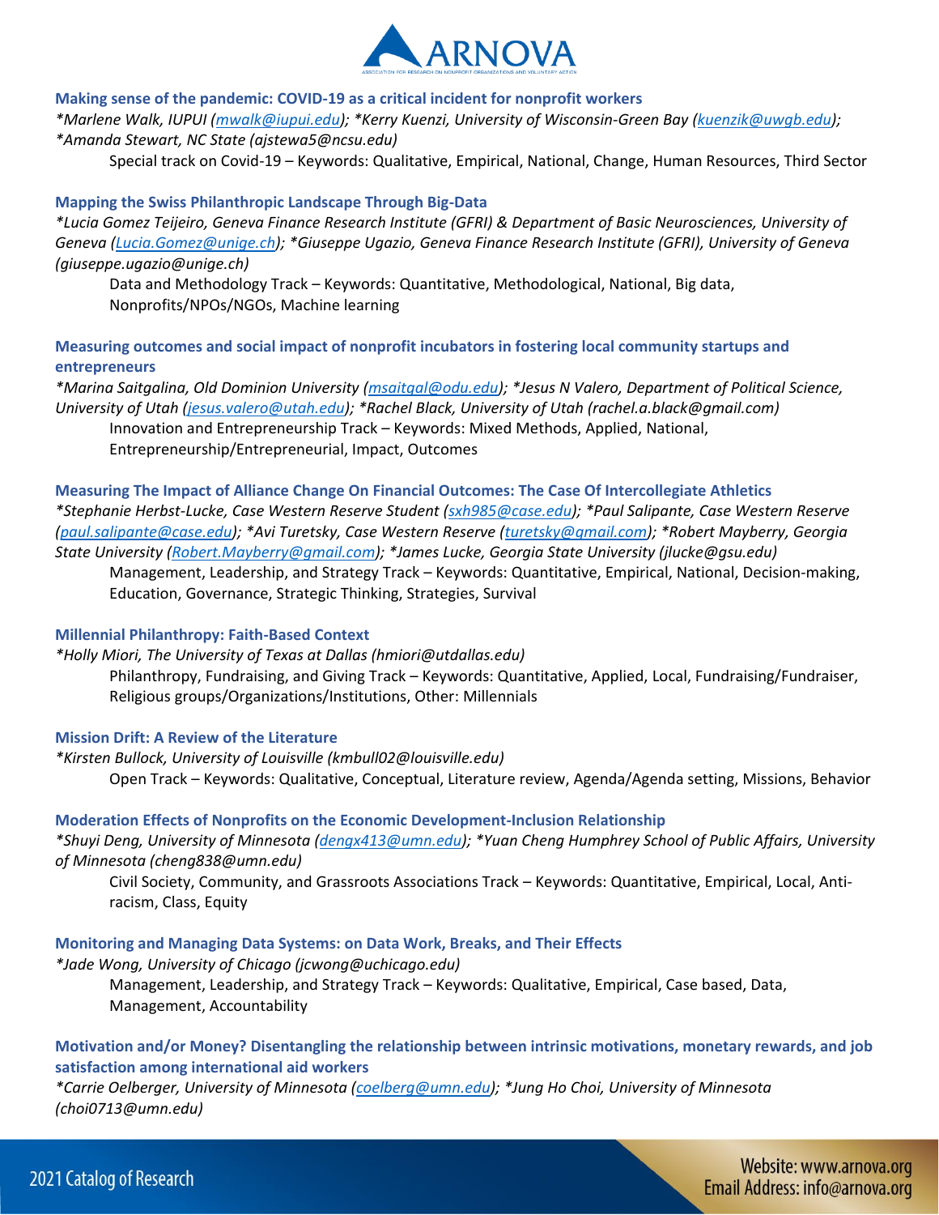### Making sense of the pandemic: COVID-19 as a critical incident for nonprofit workers

*\*Marlene Walk, IUPUI (mwalk@iupui.edu); \*Kerry Kuenzi, University of Wisconsin-Green Bay (kuenzik@uwgb.edu); \*Amanda Stewart, NC State (ajstewa5@ncsu.edu)*

Special track on Covid-19 – Keywords: Qualitative, Empirical, National, Change, Human Resources, Third Sector

### Mapping the Swiss Philanthropic Landscape Through Big-Data

*\*Lucia Gomez Teijeiro, Geneva Finance Research Institute (GFRI) & Department of Basic Neurosciences, University of Geneva (Lucia.Gomez@unige.ch); \*Giuseppe Ugazio, Geneva Finance Research Institute (GFRI), University of Geneva (giuseppe.ugazio@unige.ch)*

Data and Methodology Track – Keywords: Quantitative, Methodological, National, Big data, Nonprofits/NPOs/NGOs, Machine learning

### Measuring outcomes and social impact of nonprofit incubators in fostering local community startups and entrepreneurs

*\*Marina Saitgalina, Old Dominion University (msaitgal@odu.edu); \*Jesus N Valero, Department of Political Science, University of Utah (jesus.valero@utah.edu); \*Rachel Black, University of Utah (rachel.a.black@gmail.com)*

Innovation and Entrepreneurship Track – Keywords: Mixed Methods, Applied, National, Entrepreneurship/Entrepreneurial, Impact, Outcomes

### Measuring The Impact of Alliance Change On Financial Outcomes: The Case Of Intercollegiate Athletics

*\*Stephanie Herbst-Lucke, Case Western Reserve Student (sxh985@case.edu); \*Paul Salipante, Case Western Reserve (paul.salipante@case.edu); \*Avi Turetsky, Case Western Reserve (turetsky@gmail.com); \*Robert Mayberry, Georgia State University (Robert.Mayberry@gmail.com); \*James Lucke, Georgia State University (jlucke@gsu.edu)*

Management, Leadership, and Strategy Track – Keywords: Quantitative, Empirical, National, Decision-making, Education, Governance, Strategic Thinking, Strategies, Survival

### Millennial Philanthropy: Faith-Based Context

*\*Holly Miori, The University of Texas at Dallas (hmiori@utdallas.edu)*

Philanthropy, Fundraising, and Giving Track – Keywords: Quantitative, Applied, Local, Fundraising/Fundraiser, Religious groups/Organizations/Institutions, Other: Millennials

### Mission Drift: A Review of the Literature

*\*Kirsten Bullock, University of Louisville (kmbull02@louisville.edu)*

Open Track – Keywords: Qualitative, Conceptual, Literature review, Agenda/Agenda setting, Missions, Behavior

### Moderation Effects of Nonprofits on the Economic Development-Inclusion Relationship

*\*Shuyi Deng, University of Minnesota (dengx413@umn.edu); \*Yuan Cheng Humphrey School of Public Affairs, University of Minnesota (cheng838@umn.edu)*

Civil Society, Community, and Grassroots Associations Track – Keywords: Quantitative, Empirical, Local, Anti-racism, Class, Equity

### Monitoring and Managing Data Systems: on Data Work, Breaks, and Their Effects

*\*Jade Wong, University of Chicago (jcwong@uchicago.edu)*

Management, Leadership, and Strategy Track – Keywords: Qualitative, Empirical, Case based, Data, Management, Accountability

### Motivation and/or Money? Disentangling the relationship between intrinsic motivations, monetary rewards, and job satisfaction among international aid workers

*\*Carrie Oelberger, University of Minnesota (coelberg@umn.edu); \*Jung Ho Choi, University of Minnesota (choi0713@umn.edu)*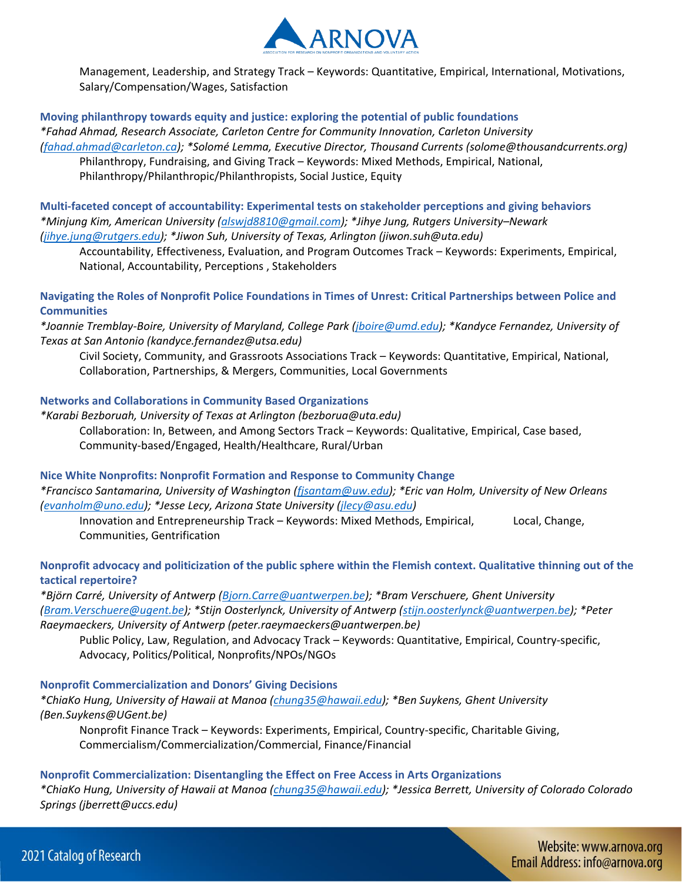Management, Leadership, and Strategy Track – Keywords: Quantitative, Empirical, International, Motivations, Salary/Compensation/Wages, Satisfaction

**Moving philanthropy towards equity and justice: exploring the potential of public foundations**

*\*Fahad Ahmad, Research Associate, Carleton Centre for Community Innovation, Carleton University (fahad.ahmad@carleton.ca); \*Solomé Lemma, Executive Director, Thousand Currents (solome@thousandcurrents.org)*

Philanthropy, Fundraising, and Giving Track – Keywords: Mixed Methods, Empirical, National, Philanthropy/Philanthropic/Philanthropists, Social Justice, Equity

**Multi-faceted concept of accountability: Experimental tests on stakeholder perceptions and giving behaviors**

*\*Minjung Kim, American University (alswjd8810@gmail.com); \*Jihye Jung, Rutgers University–Newark (jihye.jung@rutgers.edu); \*Jiwon Suh, University of Texas, Arlington (jiwon.suh@uta.edu)*

Accountability, Effectiveness, Evaluation, and Program Outcomes Track – Keywords: Experiments, Empirical, National, Accountability, Perceptions , Stakeholders

**Navigating the Roles of Nonprofit Police Foundations in Times of Unrest: Critical Partnerships between Police and Communities**

*\*Joannie Tremblay-Boire, University of Maryland, College Park (jboire@umd.edu); \*Kandyce Fernandez, University of Texas at San Antonio (kandyce.fernandez@utsa.edu)*

Civil Society, Community, and Grassroots Associations Track – Keywords: Quantitative, Empirical, National, Collaboration, Partnerships, & Mergers, Communities, Local Governments

**Networks and Collaborations in Community Based Organizations**

*\*Karabi Bezboruah, University of Texas at Arlington (bezborua@uta.edu)*

Collaboration: In, Between, and Among Sectors Track – Keywords: Qualitative, Empirical, Case based, Community-based/Engaged, Health/Healthcare, Rural/Urban

**Nice White Nonprofits: Nonprofit Formation and Response to Community Change**

*\*Francisco Santamarina, University of Washington (fjsantam@uw.edu); \*Eric van Holm, University of New Orleans (evanholm@uno.edu); \*Jesse Lecy, Arizona State University (jlecy@asu.edu)*

Innovation and Entrepreneurship Track – Keywords: Mixed Methods, Empirical, Local, Change, Communities, Gentrification

**Nonprofit advocacy and politicization of the public sphere within the Flemish context. Qualitative thinning out of the tactical repertoire?**

*\*Björn Carré, University of Antwerp (Bjorn.Carre@uantwerpen.be); \*Bram Verschuere, Ghent University (Bram.Verschuere@ugent.be); \*Stijn Oosterlynck, University of Antwerp (stijn.oosterlynck@uantwerpen.be); \*Peter Raeymaeckers, University of Antwerp (peter.raeymaeckers@uantwerpen.be)*

Public Policy, Law, Regulation, and Advocacy Track – Keywords: Quantitative, Empirical, Country-specific, Advocacy, Politics/Political, Nonprofits/NPOs/NGOs

**Nonprofit Commercialization and Donors' Giving Decisions**

*\*ChiaKo Hung, University of Hawaii at Manoa (chung35@hawaii.edu); \*Ben Suykens, Ghent University (Ben.Suykens@UGent.be)*

Nonprofit Finance Track – Keywords: Experiments, Empirical, Country-specific, Charitable Giving, Commercialism/Commercialization/Commercial, Finance/Financial

**Nonprofit Commercialization: Disentangling the Effect on Free Access in Arts Organizations**

*\*ChiaKo Hung, University of Hawaii at Manoa (chung35@hawaii.edu); \*Jessica Berrett, University of Colorado Colorado Springs (jberrett@uccs.edu)*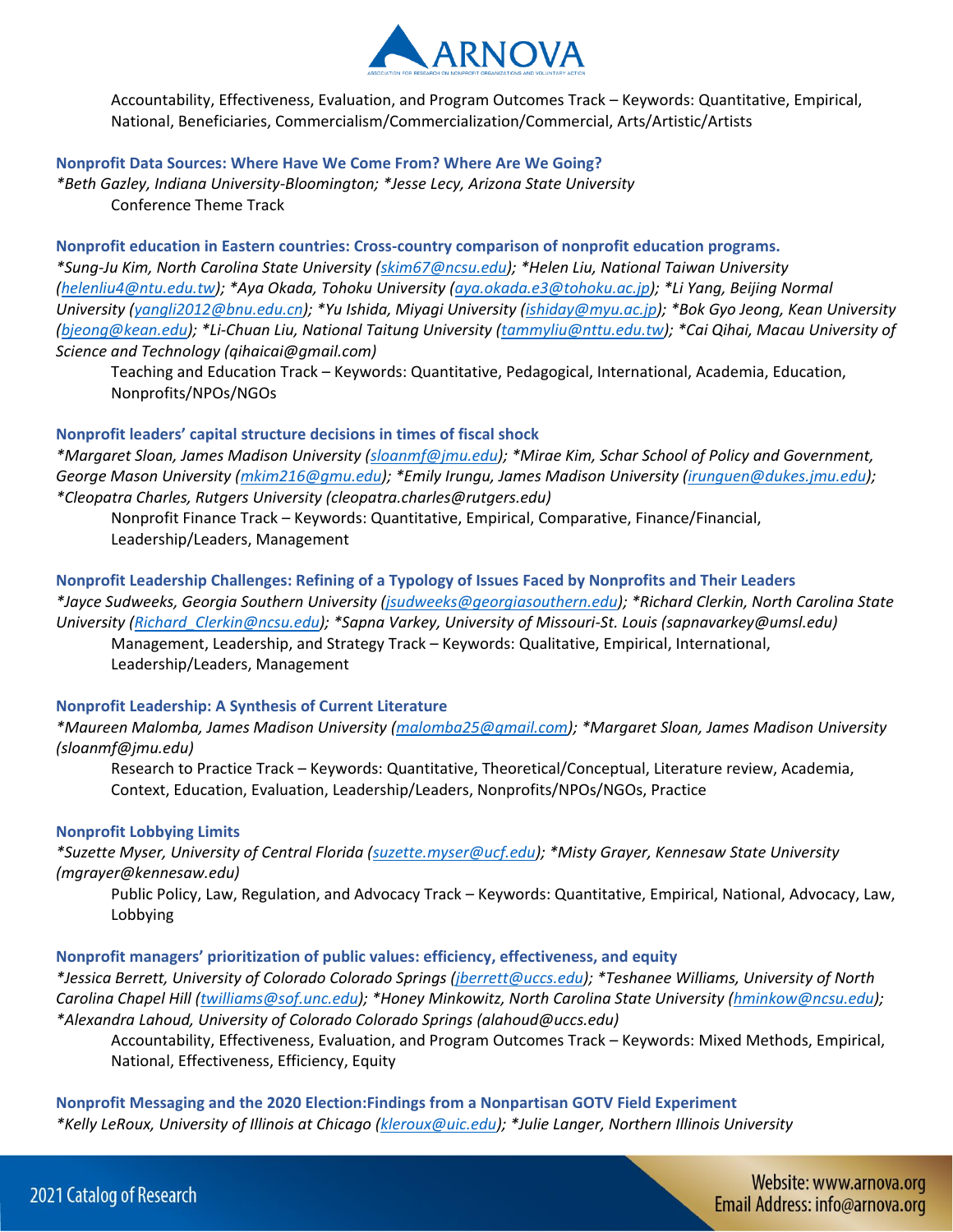Accountability, Effectiveness, Evaluation, and Program Outcomes Track – Keywords: Quantitative, Empirical, National, Beneficiaries, Commercialism/Commercialization/Commercial, Arts/Artistic/Artists

### Nonprofit Data Sources: Where Have We Come From? Where Are We Going?

*\*Beth Gazley, Indiana University-Bloomington; \*Jesse Lecy, Arizona State University*

Conference Theme Track

### Nonprofit education in Eastern countries: Cross-country comparison of nonprofit education programs.

*\*Sung-Ju Kim, North Carolina State University (skim67@ncsu.edu); \*Helen Liu, National Taiwan University (helenliu4@ntu.edu.tw); \*Aya Okada, Tohoku University (aya.okada.e3@tohoku.ac.jp); \*Li Yang, Beijing Normal University (yangli2012@bnu.edu.cn); \*Yu Ishida, Miyagi University (ishiday@myu.ac.jp); \*Bok Gyo Jeong, Kean University (bjeong@kean.edu); \*Li-Chuan Liu, National Taitung University (tammyliu@nttu.edu.tw); \*Cai Qihai, Macau University of Science and Technology (qihaicai@gmail.com)*

Teaching and Education Track – Keywords: Quantitative, Pedagogical, International, Academia, Education, Nonprofits/NPOs/NGOs

### Nonprofit leaders' capital structure decisions in times of fiscal shock

*\*Margaret Sloan, James Madison University (sloanmf@jmu.edu); \*Mirae Kim, Schar School of Policy and Government, George Mason University (mkim216@gmu.edu); \*Emily Irungu, James Madison University (irunguen@dukes.jmu.edu); \*Cleopatra Charles, Rutgers University (cleopatra.charles@rutgers.edu)*

Nonprofit Finance Track – Keywords: Quantitative, Empirical, Comparative, Finance/Financial, Leadership/Leaders, Management

### Nonprofit Leadership Challenges: Refining of a Typology of Issues Faced by Nonprofits and Their Leaders

*\*Jayce Sudweeks, Georgia Southern University (jsudweeks@georgiasouthern.edu); \*Richard Clerkin, North Carolina State University (Richard_Clerkin@ncsu.edu); \*Sapna Varkey, University of Missouri-St. Louis (sapnavarkey@umsl.edu)*

Management, Leadership, and Strategy Track – Keywords: Qualitative, Empirical, International, Leadership/Leaders, Management

### Nonprofit Leadership: A Synthesis of Current Literature

*\*Maureen Malomba, James Madison University (malomba25@gmail.com); \*Margaret Sloan, James Madison University (sloanmf@jmu.edu)*

Research to Practice Track – Keywords: Quantitative, Theoretical/Conceptual, Literature review, Academia, Context, Education, Evaluation, Leadership/Leaders, Nonprofits/NPOs/NGOs, Practice

### Nonprofit Lobbying Limits

*\*Suzette Myser, University of Central Florida (suzette.myser@ucf.edu); \*Misty Grayer, Kennesaw State University (mgrayer@kennesaw.edu)*

Public Policy, Law, Regulation, and Advocacy Track – Keywords: Quantitative, Empirical, National, Advocacy, Law, Lobbying

### Nonprofit managers' prioritization of public values: efficiency, effectiveness, and equity

*\*Jessica Berrett, University of Colorado Colorado Springs (jberrett@uccs.edu); \*Teshanee Williams, University of North Carolina Chapel Hill (twilliams@sof.unc.edu); \*Honey Minkowitz, North Carolina State University (hminkow@ncsu.edu); \*Alexandra Lahoud, University of Colorado Colorado Springs (alahoud@uccs.edu)*

Accountability, Effectiveness, Evaluation, and Program Outcomes Track – Keywords: Mixed Methods, Empirical, National, Effectiveness, Efficiency, Equity

### Nonprofit Messaging and the 2020 Election:Findings from a Nonpartisan GOTV Field Experiment

*\*Kelly LeRoux, University of Illinois at Chicago (kleroux@uic.edu); \*Julie Langer, Northern Illinois University*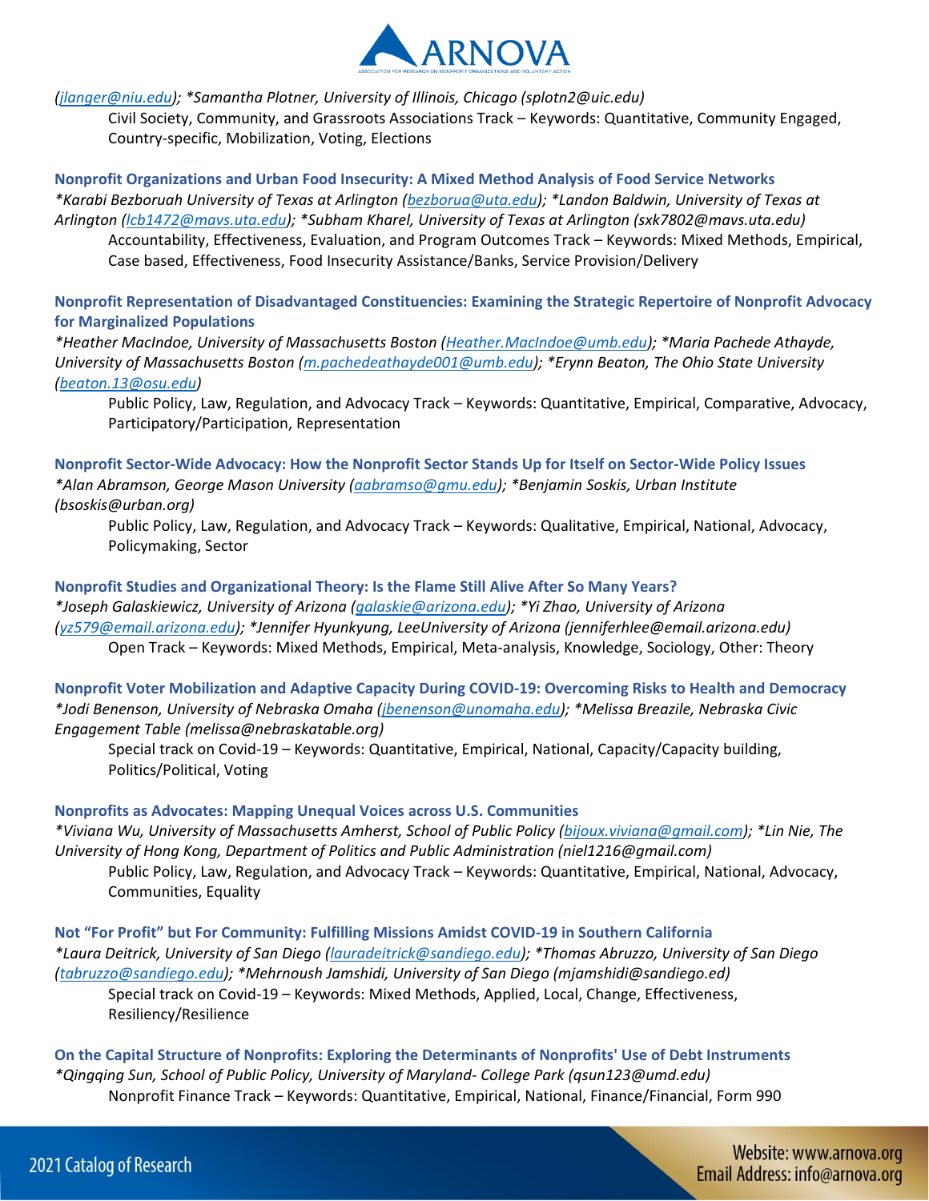*(jlanger@niu.edu); *Samantha Plotner, University of Illinois, Chicago (splotn2@uic.edu)*

Civil Society, Community, and Grassroots Associations Track – Keywords: Quantitative, Community Engaged, Country-specific, Mobilization, Voting, Elections

### Nonprofit Organizations and Urban Food Insecurity: A Mixed Method Analysis of Food Service Networks

*\*Karabi Bezboruah University of Texas at Arlington (bezborua@uta.edu); \*Landon Baldwin, University of Texas at Arlington (lcb1472@mavs.uta.edu); \*Subham Kharel, University of Texas at Arlington (sxk7802@mavs.uta.edu)*

Accountability, Effectiveness, Evaluation, and Program Outcomes Track – Keywords: Mixed Methods, Empirical, Case based, Effectiveness, Food Insecurity Assistance/Banks, Service Provision/Delivery

### Nonprofit Representation of Disadvantaged Constituencies: Examining the Strategic Repertoire of Nonprofit Advocacy for Marginalized Populations

*\*Heather MacIndoe, University of Massachusetts Boston (Heather.MacIndoe@umb.edu); \*Maria Pachede Athayde, University of Massachusetts Boston (m.pachedeathayde001@umb.edu); \*Erynn Beaton, The Ohio State University (beaton.13@osu.edu)*

Public Policy, Law, Regulation, and Advocacy Track – Keywords: Quantitative, Empirical, Comparative, Advocacy, Participatory/Participation, Representation

### Nonprofit Sector-Wide Advocacy: How the Nonprofit Sector Stands Up for Itself on Sector-Wide Policy Issues

*\*Alan Abramson, George Mason University (aabramso@gmu.edu); \*Benjamin Soskis, Urban Institute (bsoskis@urban.org)*

Public Policy, Law, Regulation, and Advocacy Track – Keywords: Qualitative, Empirical, National, Advocacy, Policymaking, Sector

### Nonprofit Studies and Organizational Theory: Is the Flame Still Alive After So Many Years?

*\*Joseph Galaskiewicz, University of Arizona (galaskie@arizona.edu); \*Yi Zhao, University of Arizona (yz579@email.arizona.edu); \*Jennifer Hyunkyung, LeeUniversity of Arizona (jenniferhlee@email.arizona.edu)*

Open Track – Keywords: Mixed Methods, Empirical, Meta-analysis, Knowledge, Sociology, Other: Theory

### Nonprofit Voter Mobilization and Adaptive Capacity During COVID-19: Overcoming Risks to Health and Democracy

*\*Jodi Benenson, University of Nebraska Omaha (jbenenson@unomaha.edu); \*Melissa Breazile, Nebraska Civic Engagement Table (melissa@nebraskatable.org)*

Special track on Covid-19 – Keywords: Quantitative, Empirical, National, Capacity/Capacity building, Politics/Political, Voting

### Nonprofits as Advocates: Mapping Unequal Voices across U.S. Communities

*\*Viviana Wu, University of Massachusetts Amherst, School of Public Policy (bijoux.viviana@gmail.com); \*Lin Nie, The University of Hong Kong, Department of Politics and Public Administration (niel1216@gmail.com)*

Public Policy, Law, Regulation, and Advocacy Track – Keywords: Quantitative, Empirical, National, Advocacy, Communities, Equality

### Not "For Profit" but For Community: Fulfilling Missions Amidst COVID-19 in Southern California

*\*Laura Deitrick, University of San Diego (lauradeitrick@sandiego.edu); \*Thomas Abruzzo, University of San Diego (tabruzzo@sandiego.edu); \*Mehrnoush Jamshidi, University of San Diego (mjamshidi@sandiego.ed)*

Special track on Covid-19 – Keywords: Mixed Methods, Applied, Local, Change, Effectiveness, Resiliency/Resilience

### On the Capital Structure of Nonprofits: Exploring the Determinants of Nonprofits' Use of Debt Instruments

*\*Qingqing Sun, School of Public Policy, University of Maryland- College Park (qsun123@umd.edu)*

Nonprofit Finance Track – Keywords: Quantitative, Empirical, National, Finance/Financial, Form 990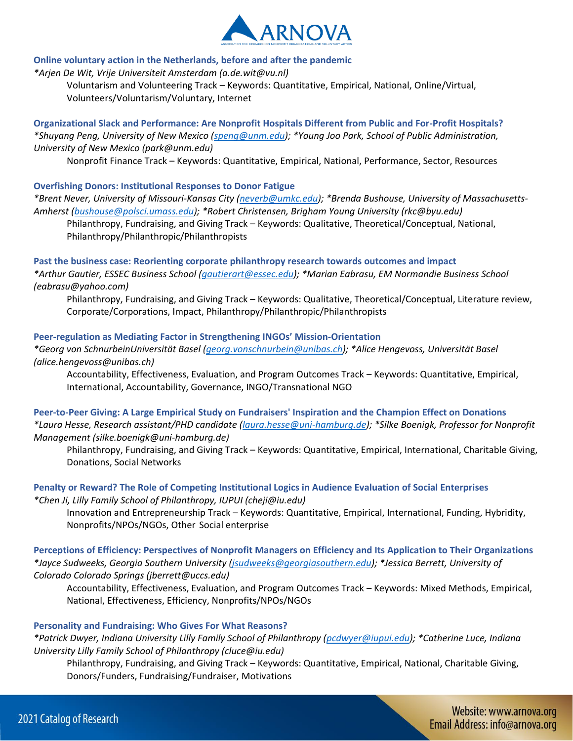### Online voluntary action in the Netherlands, before and after the pandemic

*\*Arjen De Wit, Vrije Universiteit Amsterdam (a.de.wit@vu.nl)*

Voluntarism and Volunteering Track – Keywords: Quantitative, Empirical, National, Online/Virtual, Volunteers/Voluntarism/Voluntary, Internet

### Organizational Slack and Performance: Are Nonprofit Hospitals Different from Public and For-Profit Hospitals?

*\*Shuyang Peng, University of New Mexico (speng@unm.edu); \*Young Joo Park, School of Public Administration, University of New Mexico (park@unm.edu)*

Nonprofit Finance Track – Keywords: Quantitative, Empirical, National, Performance, Sector, Resources

### Overfishing Donors: Institutional Responses to Donor Fatigue

*\*Brent Never, University of Missouri-Kansas City (neverb@umkc.edu); \*Brenda Bushouse, University of Massachusetts-Amherst (bushouse@polsci.umass.edu); \*Robert Christensen, Brigham Young University (rkc@byu.edu)*

Philanthropy, Fundraising, and Giving Track – Keywords: Qualitative, Theoretical/Conceptual, National, Philanthropy/Philanthropic/Philanthropists

### Past the business case: Reorienting corporate philanthropy research towards outcomes and impact

*\*Arthur Gautier, ESSEC Business School (gautierart@essec.edu); \*Marian Eabrasu, EM Normandie Business School (eabrasu@yahoo.com)*

Philanthropy, Fundraising, and Giving Track – Keywords: Qualitative, Theoretical/Conceptual, Literature review, Corporate/Corporations, Impact, Philanthropy/Philanthropic/Philanthropists

### Peer-regulation as Mediating Factor in Strengthening INGOs' Mission-Orientation

*\*Georg von SchnurbeinUniversität Basel (georg.vonschnurbein@unibas.ch); \*Alice Hengevoss, Universität Basel (alice.hengevoss@unibas.ch)*

Accountability, Effectiveness, Evaluation, and Program Outcomes Track – Keywords: Quantitative, Empirical, International, Accountability, Governance, INGO/Transnational NGO

### Peer-to-Peer Giving: A Large Empirical Study on Fundraisers' Inspiration and the Champion Effect on Donations

*\*Laura Hesse, Research assistant/PHD candidate (laura.hesse@uni-hamburg.de); \*Silke Boenigk, Professor for Nonprofit Management (silke.boenigk@uni-hamburg.de)*

Philanthropy, Fundraising, and Giving Track – Keywords: Quantitative, Empirical, International, Charitable Giving, Donations, Social Networks

### Penalty or Reward? The Role of Competing Institutional Logics in Audience Evaluation of Social Enterprises

*\*Chen Ji, Lilly Family School of Philanthropy, IUPUI (cheji@iu.edu)*

Innovation and Entrepreneurship Track – Keywords: Quantitative, Empirical, International, Funding, Hybridity, Nonprofits/NPOs/NGOs, Other Social enterprise

### Perceptions of Efficiency: Perspectives of Nonprofit Managers on Efficiency and Its Application to Their Organizations

*\*Jayce Sudweeks, Georgia Southern University (jsudweeks@georgiasouthern.edu); \*Jessica Berrett, University of Colorado Colorado Springs (jberrett@uccs.edu)*

Accountability, Effectiveness, Evaluation, and Program Outcomes Track – Keywords: Mixed Methods, Empirical, National, Effectiveness, Efficiency, Nonprofits/NPOs/NGOs

### Personality and Fundraising: Who Gives For What Reasons?

*\*Patrick Dwyer, Indiana University Lilly Family School of Philanthropy (pcdwyer@iupui.edu); \*Catherine Luce, Indiana University Lilly Family School of Philanthropy (cluce@iu.edu)*

Philanthropy, Fundraising, and Giving Track – Keywords: Quantitative, Empirical, National, Charitable Giving, Donors/Funders, Fundraising/Fundraiser, Motivations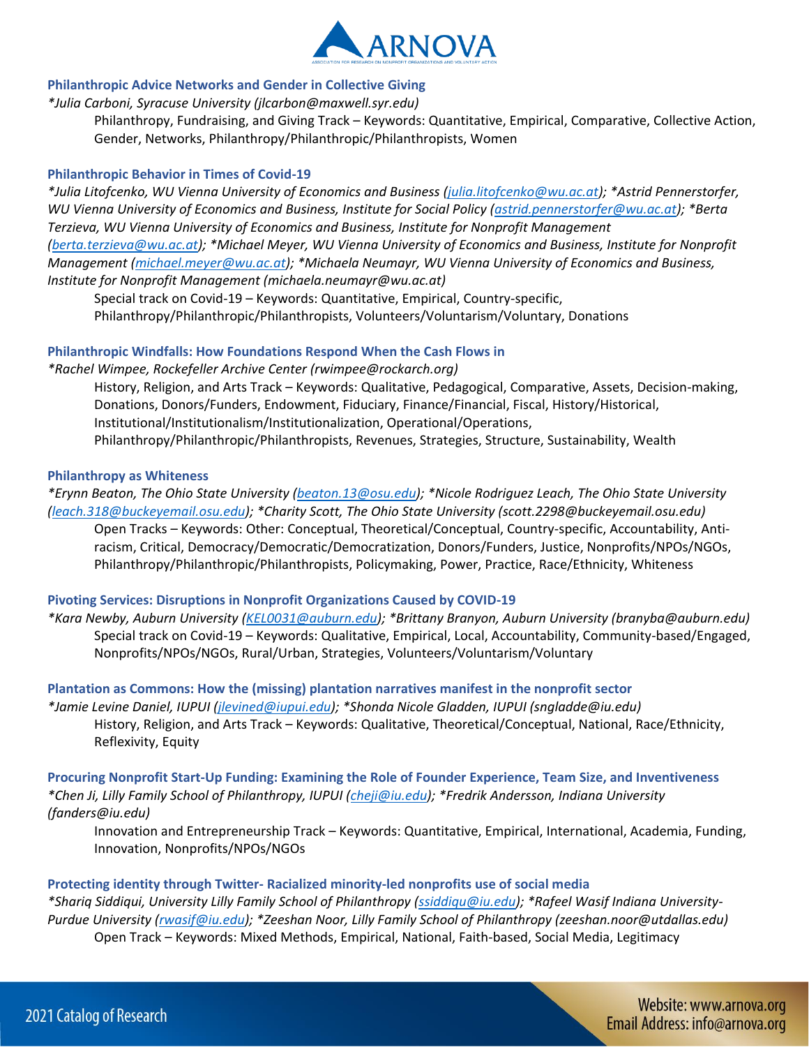### Philanthropic Advice Networks and Gender in Collective Giving

*\*Julia Carboni, Syracuse University (jlcarbon@maxwell.syr.edu)*

Philanthropy, Fundraising, and Giving Track – Keywords: Quantitative, Empirical, Comparative, Collective Action, Gender, Networks, Philanthropy/Philanthropic/Philanthropists, Women

### Philanthropic Behavior in Times of Covid-19

*\*Julia Litofcenko, WU Vienna University of Economics and Business (julia.litofcenko@wu.ac.at); \*Astrid Pennerstorfer, WU Vienna University of Economics and Business, Institute for Social Policy (astrid.pennerstorfer@wu.ac.at); \*Berta Terzieva, WU Vienna University of Economics and Business, Institute for Nonprofit Management (berta.terzieva@wu.ac.at); \*Michael Meyer, WU Vienna University of Economics and Business, Institute for Nonprofit Management (michael.meyer@wu.ac.at); \*Michaela Neumayr, WU Vienna University of Economics and Business, Institute for Nonprofit Management (michaela.neumayr@wu.ac.at)*

Special track on Covid-19 – Keywords: Quantitative, Empirical, Country-specific, Philanthropy/Philanthropic/Philanthropists, Volunteers/Voluntarism/Voluntary, Donations

### Philanthropic Windfalls: How Foundations Respond When the Cash Flows in

*\*Rachel Wimpee, Rockefeller Archive Center (rwimpee@rockarch.org)*

History, Religion, and Arts Track – Keywords: Qualitative, Pedagogical, Comparative, Assets, Decision-making, Donations, Donors/Funders, Endowment, Fiduciary, Finance/Financial, Fiscal, History/Historical, Institutional/Institutionalism/Institutionalization, Operational/Operations, Philanthropy/Philanthropic/Philanthropists, Revenues, Strategies, Structure, Sustainability, Wealth

### Philanthropy as Whiteness

*\*Erynn Beaton, The Ohio State University (beaton.13@osu.edu); \*Nicole Rodriguez Leach, The Ohio State University (leach.318@buckeyemail.osu.edu); \*Charity Scott, The Ohio State University (scott.2298@buckeyemail.osu.edu)*

Open Tracks – Keywords: Other: Conceptual, Theoretical/Conceptual, Country-specific, Accountability, Anti-racism, Critical, Democracy/Democratic/Democratization, Donors/Funders, Justice, Nonprofits/NPOs/NGOs, Philanthropy/Philanthropic/Philanthropists, Policymaking, Power, Practice, Race/Ethnicity, Whiteness

### Pivoting Services: Disruptions in Nonprofit Organizations Caused by COVID-19

*\*Kara Newby, Auburn University (KEL0031@auburn.edu); \*Brittany Branyon, Auburn University (branyba@auburn.edu)*

Special track on Covid-19 – Keywords: Qualitative, Empirical, Local, Accountability, Community-based/Engaged, Nonprofits/NPOs/NGOs, Rural/Urban, Strategies, Volunteers/Voluntarism/Voluntary

### Plantation as Commons: How the (missing) plantation narratives manifest in the nonprofit sector

*\*Jamie Levine Daniel, IUPUI (jlevined@iupui.edu); \*Shonda Nicole Gladden, IUPUI (sngladde@iu.edu)*

History, Religion, and Arts Track – Keywords: Qualitative, Theoretical/Conceptual, National, Race/Ethnicity, Reflexivity, Equity

### Procuring Nonprofit Start-Up Funding: Examining the Role of Founder Experience, Team Size, and Inventiveness

*\*Chen Ji, Lilly Family School of Philanthropy, IUPUI (cheji@iu.edu); \*Fredrik Andersson, Indiana University (fanders@iu.edu)*

Innovation and Entrepreneurship Track – Keywords: Quantitative, Empirical, International, Academia, Funding, Innovation, Nonprofits/NPOs/NGOs

### Protecting identity through Twitter- Racialized minority-led nonprofits use of social media

*\*Shariq Siddiqui, University Lilly Family School of Philanthropy (ssiddiqu@iu.edu); \*Rafeel Wasif Indiana University-Purdue University (rwasif@iu.edu); \*Zeeshan Noor, Lilly Family School of Philanthropy (zeeshan.noor@utdallas.edu)*

Open Track – Keywords: Mixed Methods, Empirical, National, Faith-based, Social Media, Legitimacy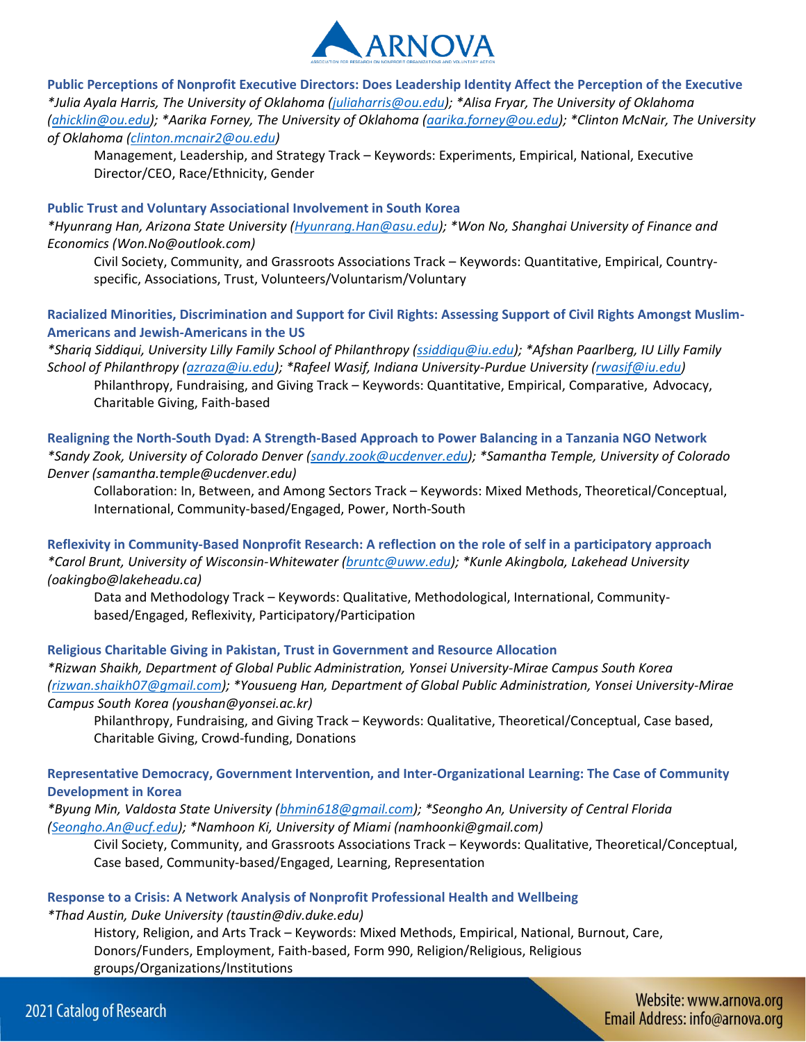**Public Perceptions of Nonprofit Executive Directors: Does Leadership Identity Affect the Perception of the Executive**

*\*Julia Ayala Harris, The University of Oklahoma (juliaharris@ou.edu); \*Alisa Fryar, The University of Oklahoma (ahicklin@ou.edu); \*Aarika Forney, The University of Oklahoma (aarika.forney@ou.edu); \*Clinton McNair, The University of Oklahoma (clinton.mcnair2@ou.edu)*

Management, Leadership, and Strategy Track – Keywords: Experiments, Empirical, National, Executive Director/CEO, Race/Ethnicity, Gender

**Public Trust and Voluntary Associational Involvement in South Korea**

*\*Hyunrang Han, Arizona State University (Hyunrang.Han@asu.edu); \*Won No, Shanghai University of Finance and Economics (Won.No@outlook.com)*

Civil Society, Community, and Grassroots Associations Track – Keywords: Quantitative, Empirical, Country-specific, Associations, Trust, Volunteers/Voluntarism/Voluntary

**Racialized Minorities, Discrimination and Support for Civil Rights: Assessing Support of Civil Rights Amongst Muslim-Americans and Jewish-Americans in the US**

*\*Shariq Siddiqui, University Lilly Family School of Philanthropy (ssiddiqu@iu.edu); \*Afshan Paarlberg, IU Lilly Family School of Philanthropy (azraza@iu.edu); \*Rafeel Wasif, Indiana University-Purdue University (rwasif@iu.edu)*

Philanthropy, Fundraising, and Giving Track – Keywords: Quantitative, Empirical, Comparative, Advocacy, Charitable Giving, Faith-based

**Realigning the North-South Dyad: A Strength-Based Approach to Power Balancing in a Tanzania NGO Network**

*\*Sandy Zook, University of Colorado Denver (sandy.zook@ucdenver.edu); \*Samantha Temple, University of Colorado Denver (samantha.temple@ucdenver.edu)*

Collaboration: In, Between, and Among Sectors Track – Keywords: Mixed Methods, Theoretical/Conceptual, International, Community-based/Engaged, Power, North-South

**Reflexivity in Community-Based Nonprofit Research: A reflection on the role of self in a participatory approach**

*\*Carol Brunt, University of Wisconsin-Whitewater (bruntc@uww.edu); \*Kunle Akingbola, Lakehead University (oakingbo@lakeheadu.ca)*

Data and Methodology Track – Keywords: Qualitative, Methodological, International, Community-based/Engaged, Reflexivity, Participatory/Participation

**Religious Charitable Giving in Pakistan, Trust in Government and Resource Allocation**

*\*Rizwan Shaikh, Department of Global Public Administration, Yonsei University-Mirae Campus South Korea (rizwan.shaikh07@gmail.com); \*Yousueng Han, Department of Global Public Administration, Yonsei University-Mirae Campus South Korea (youshan@yonsei.ac.kr)*

Philanthropy, Fundraising, and Giving Track – Keywords: Qualitative, Theoretical/Conceptual, Case based, Charitable Giving, Crowd-funding, Donations

**Representative Democracy, Government Intervention, and Inter-Organizational Learning: The Case of Community Development in Korea**

*\*Byung Min, Valdosta State University (bhmin618@gmail.com); \*Seongho An, University of Central Florida (Seongho.An@ucf.edu); \*Namhoon Ki, University of Miami (namhoonki@gmail.com)*

Civil Society, Community, and Grassroots Associations Track – Keywords: Qualitative, Theoretical/Conceptual, Case based, Community-based/Engaged, Learning, Representation

**Response to a Crisis: A Network Analysis of Nonprofit Professional Health and Wellbeing**

*\*Thad Austin, Duke University (taustin@div.duke.edu)*

History, Religion, and Arts Track – Keywords: Mixed Methods, Empirical, National, Burnout, Care, Donors/Funders, Employment, Faith-based, Form 990, Religion/Religious, Religious groups/Organizations/Institutions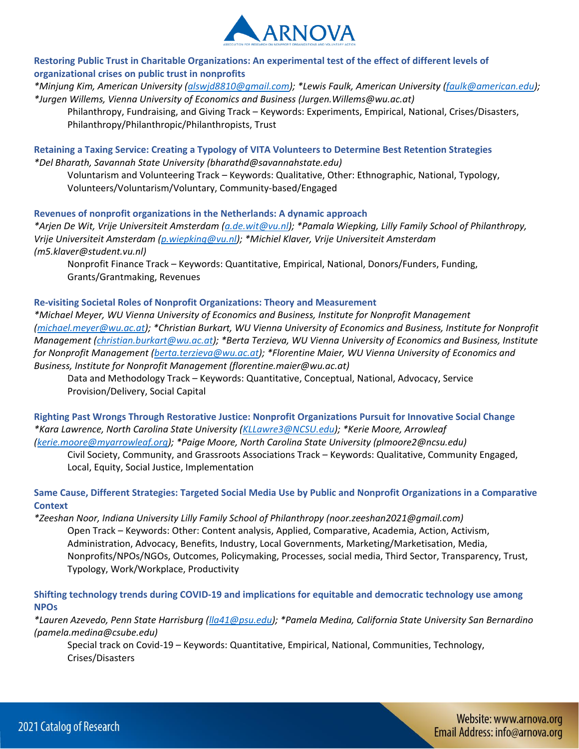### Restoring Public Trust in Charitable Organizations: An experimental test of the effect of different levels of organizational crises on public trust in nonprofits

*\*Minjung Kim, American University (alswjd8810@gmail.com); \*Lewis Faulk, American University (faulk@american.edu); \*Jurgen Willems, Vienna University of Economics and Business (Jurgen.Willems@wu.ac.at)*

Philanthropy, Fundraising, and Giving Track – Keywords: Experiments, Empirical, National, Crises/Disasters, Philanthropy/Philanthropic/Philanthropists, Trust

### Retaining a Taxing Service: Creating a Typology of VITA Volunteers to Determine Best Retention Strategies

*\*Del Bharath, Savannah State University (bharathd@savannahstate.edu)*

Voluntarism and Volunteering Track – Keywords: Qualitative, Other: Ethnographic, National, Typology, Volunteers/Voluntarism/Voluntary, Community-based/Engaged

### Revenues of nonprofit organizations in the Netherlands: A dynamic approach

*\*Arjen De Wit, Vrije Universiteit Amsterdam (a.de.wit@vu.nl); \*Pamala Wiepking, Lilly Family School of Philanthropy, Vrije Universiteit Amsterdam (p.wiepking@vu.nl); \*Michiel Klaver, Vrije Universiteit Amsterdam (m5.klaver@student.vu.nl)*

Nonprofit Finance Track – Keywords: Quantitative, Empirical, National, Donors/Funders, Funding, Grants/Grantmaking, Revenues

### Re-visiting Societal Roles of Nonprofit Organizations: Theory and Measurement

*\*Michael Meyer, WU Vienna University of Economics and Business, Institute for Nonprofit Management (michael.meyer@wu.ac.at); \*Christian Burkart, WU Vienna University of Economics and Business, Institute for Nonprofit Management (christian.burkart@wu.ac.at); \*Berta Terzieva, WU Vienna University of Economics and Business, Institute for Nonprofit Management (berta.terzieva@wu.ac.at); \*Florentine Maier, WU Vienna University of Economics and Business, Institute for Nonprofit Management (florentine.maier@wu.ac.at)*

Data and Methodology Track – Keywords: Quantitative, Conceptual, National, Advocacy, Service Provision/Delivery, Social Capital

### Righting Past Wrongs Through Restorative Justice: Nonprofit Organizations Pursuit for Innovative Social Change

*\*Kara Lawrence, North Carolina State University (KLLawre3@NCSU.edu); \*Kerie Moore, Arrowleaf (kerie.moore@myarrowleaf.org); \*Paige Moore, North Carolina State University (plmoore2@ncsu.edu)*

Civil Society, Community, and Grassroots Associations Track – Keywords: Qualitative, Community Engaged, Local, Equity, Social Justice, Implementation

### Same Cause, Different Strategies: Targeted Social Media Use by Public and Nonprofit Organizations in a Comparative Context

*\*Zeeshan Noor, Indiana University Lilly Family School of Philanthropy (noor.zeeshan2021@gmail.com)*

Open Track – Keywords: Other: Content analysis, Applied, Comparative, Academia, Action, Activism, Administration, Advocacy, Benefits, Industry, Local Governments, Marketing/Marketisation, Media, Nonprofits/NPOs/NGOs, Outcomes, Policymaking, Processes, social media, Third Sector, Transparency, Trust, Typology, Work/Workplace, Productivity

### Shifting technology trends during COVID-19 and implications for equitable and democratic technology use among NPOs

*\*Lauren Azevedo, Penn State Harrisburg (lla41@psu.edu); \*Pamela Medina, California State University San Bernardino (pamela.medina@csube.edu)*

Special track on Covid-19 – Keywords: Quantitative, Empirical, National, Communities, Technology, Crises/Disasters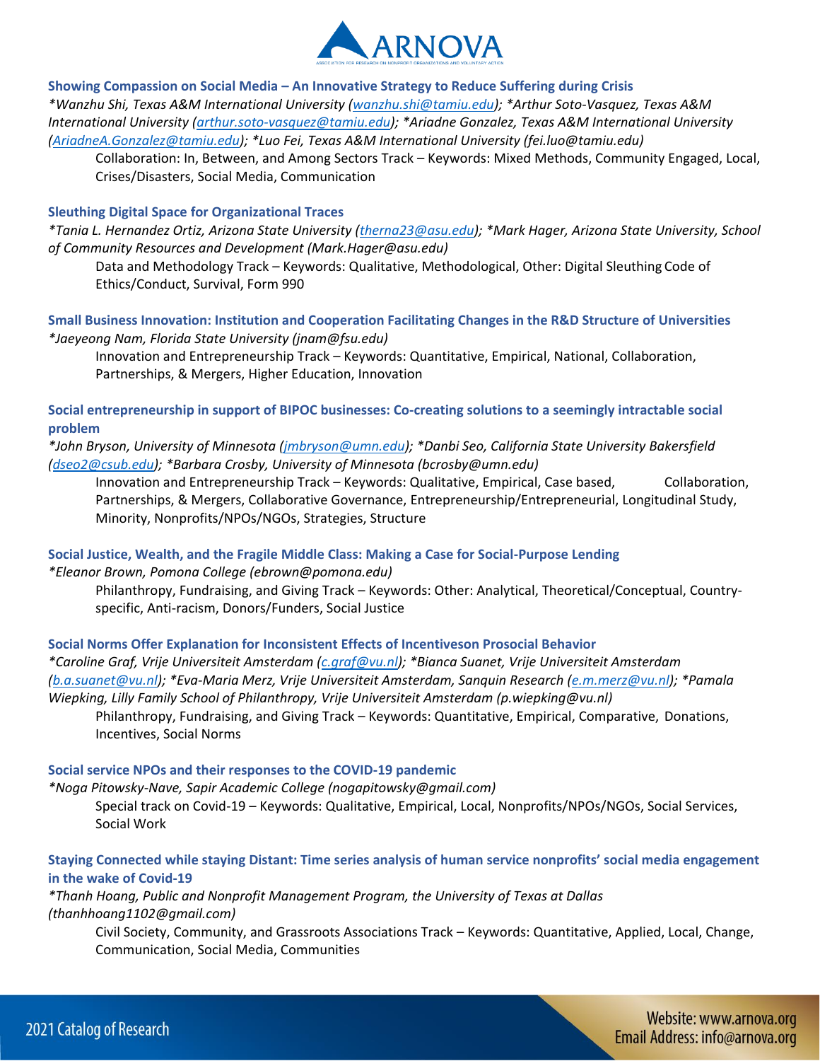**Showing Compassion on Social Media – An Innovative Strategy to Reduce Suffering during Crisis**

*\*Wanzhu Shi, Texas A&M International University (wanzhu.shi@tamiu.edu); \*Arthur Soto-Vasquez, Texas A&M International University (arthur.soto-vasquez@tamiu.edu); \*Ariadne Gonzalez, Texas A&M International University (AriadneA.Gonzalez@tamiu.edu); \*Luo Fei, Texas A&M International University (fei.luo@tamiu.edu)*

Collaboration: In, Between, and Among Sectors Track – Keywords: Mixed Methods, Community Engaged, Local, Crises/Disasters, Social Media, Communication

**Sleuthing Digital Space for Organizational Traces**

*\*Tania L. Hernandez Ortiz, Arizona State University (therna23@asu.edu); \*Mark Hager, Arizona State University, School of Community Resources and Development (Mark.Hager@asu.edu)*

Data and Methodology Track – Keywords: Qualitative, Methodological, Other: Digital Sleuthing Code of Ethics/Conduct, Survival, Form 990

**Small Business Innovation: Institution and Cooperation Facilitating Changes in the R&D Structure of Universities**

*\*Jaeyeong Nam, Florida State University (jnam@fsu.edu)*

Innovation and Entrepreneurship Track – Keywords: Quantitative, Empirical, National, Collaboration, Partnerships, & Mergers, Higher Education, Innovation

**Social entrepreneurship in support of BIPOC businesses: Co-creating solutions to a seemingly intractable social problem**

*\*John Bryson, University of Minnesota (jmbryson@umn.edu); \*Danbi Seo, California State University Bakersfield (dseo2@csub.edu); \*Barbara Crosby, University of Minnesota (bcrosby@umn.edu)*

Innovation and Entrepreneurship Track – Keywords: Qualitative, Empirical, Case based, Collaboration, Partnerships, & Mergers, Collaborative Governance, Entrepreneurship/Entrepreneurial, Longitudinal Study, Minority, Nonprofits/NPOs/NGOs, Strategies, Structure

**Social Justice, Wealth, and the Fragile Middle Class: Making a Case for Social-Purpose Lending**

*\*Eleanor Brown, Pomona College (ebrown@pomona.edu)*

Philanthropy, Fundraising, and Giving Track – Keywords: Other: Analytical, Theoretical/Conceptual, Country-specific, Anti-racism, Donors/Funders, Social Justice

**Social Norms Offer Explanation for Inconsistent Effects of Incentiveson Prosocial Behavior**

*\*Caroline Graf, Vrije Universiteit Amsterdam (c.graf@vu.nl); \*Bianca Suanet, Vrije Universiteit Amsterdam (b.a.suanet@vu.nl); \*Eva-Maria Merz, Vrije Universiteit Amsterdam, Sanquin Research (e.m.merz@vu.nl); \*Pamala Wiepking, Lilly Family School of Philanthropy, Vrije Universiteit Amsterdam (p.wiepking@vu.nl)*

Philanthropy, Fundraising, and Giving Track – Keywords: Quantitative, Empirical, Comparative, Donations, Incentives, Social Norms

**Social service NPOs and their responses to the COVID-19 pandemic**

*\*Noga Pitowsky-Nave, Sapir Academic College (nogapitowsky@gmail.com)*

Special track on Covid-19 – Keywords: Qualitative, Empirical, Local, Nonprofits/NPOs/NGOs, Social Services, Social Work

**Staying Connected while staying Distant: Time series analysis of human service nonprofits' social media engagement in the wake of Covid-19**

*\*Thanh Hoang, Public and Nonprofit Management Program, the University of Texas at Dallas (thanhhoang1102@gmail.com)*

Civil Society, Community, and Grassroots Associations Track – Keywords: Quantitative, Applied, Local, Change, Communication, Social Media, Communities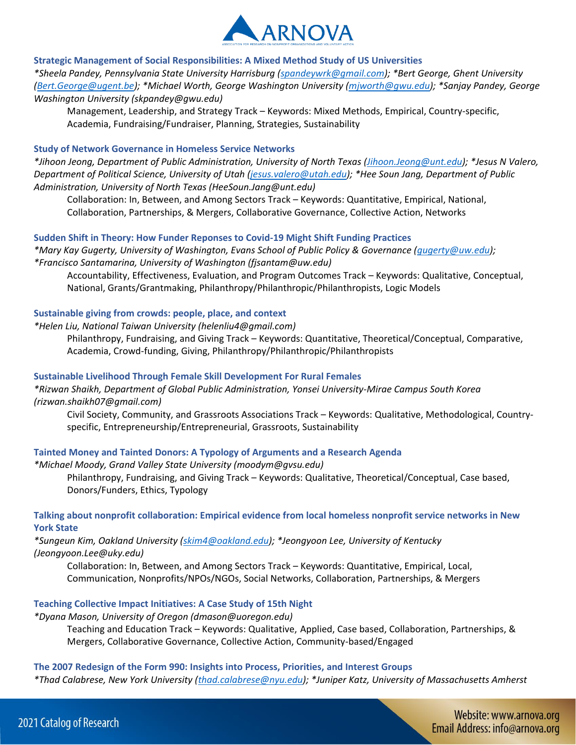### Strategic Management of Social Responsibilities: A Mixed Method Study of US Universities

*\*Sheela Pandey, Pennsylvania State University Harrisburg (spandeywrk@gmail.com); \*Bert George, Ghent University (Bert.George@ugent.be); \*Michael Worth, George Washington University (mjworth@gwu.edu); \*Sanjay Pandey, George Washington University (skpandey@gwu.edu)*

Management, Leadership, and Strategy Track – Keywords: Mixed Methods, Empirical, Country-specific, Academia, Fundraising/Fundraiser, Planning, Strategies, Sustainability

### Study of Network Governance in Homeless Service Networks

*\*Jihoon Jeong, Department of Public Administration, University of North Texas (Jihoon.Jeong@unt.edu); \*Jesus N Valero, Department of Political Science, University of Utah (jesus.valero@utah.edu); \*Hee Soun Jang, Department of Public Administration, University of North Texas (HeeSoun.Jang@unt.edu)*

Collaboration: In, Between, and Among Sectors Track – Keywords: Quantitative, Empirical, National, Collaboration, Partnerships, & Mergers, Collaborative Governance, Collective Action, Networks

### Sudden Shift in Theory: How Funder Reponses to Covid-19 Might Shift Funding Practices

*\*Mary Kay Gugerty, University of Washington, Evans School of Public Policy & Governance (gugerty@uw.edu); \*Francisco Santamarina, University of Washington (fjsantam@uw.edu)*

Accountability, Effectiveness, Evaluation, and Program Outcomes Track – Keywords: Qualitative, Conceptual, National, Grants/Grantmaking, Philanthropy/Philanthropic/Philanthropists, Logic Models

### Sustainable giving from crowds: people, place, and context

*\*Helen Liu, National Taiwan University (helenliu4@gmail.com)*

Philanthropy, Fundraising, and Giving Track – Keywords: Quantitative, Theoretical/Conceptual, Comparative, Academia, Crowd-funding, Giving, Philanthropy/Philanthropic/Philanthropists

### Sustainable Livelihood Through Female Skill Development For Rural Females

*\*Rizwan Shaikh, Department of Global Public Administration, Yonsei University-Mirae Campus South Korea (rizwan.shaikh07@gmail.com)*

Civil Society, Community, and Grassroots Associations Track – Keywords: Qualitative, Methodological, Country-specific, Entrepreneurship/Entrepreneurial, Grassroots, Sustainability

### Tainted Money and Tainted Donors: A Typology of Arguments and a Research Agenda

*\*Michael Moody, Grand Valley State University (moodym@gvsu.edu)*

Philanthropy, Fundraising, and Giving Track – Keywords: Qualitative, Theoretical/Conceptual, Case based, Donors/Funders, Ethics, Typology

### Talking about nonprofit collaboration: Empirical evidence from local homeless nonprofit service networks in New York State

*\*Sungeun Kim, Oakland University (skim4@oakland.edu); \*Jeongyoon Lee, University of Kentucky (Jeongyoon.Lee@uky.edu)*

Collaboration: In, Between, and Among Sectors Track – Keywords: Quantitative, Empirical, Local, Communication, Nonprofits/NPOs/NGOs, Social Networks, Collaboration, Partnerships, & Mergers

### Teaching Collective Impact Initiatives: A Case Study of 15th Night

*\*Dyana Mason, University of Oregon (dmason@uoregon.edu)*

Teaching and Education Track – Keywords: Qualitative, Applied, Case based, Collaboration, Partnerships, & Mergers, Collaborative Governance, Collective Action, Community-based/Engaged

### The 2007 Redesign of the Form 990: Insights into Process, Priorities, and Interest Groups

*\*Thad Calabrese, New York University (thad.calabrese@nyu.edu); \*Juniper Katz, University of Massachusetts Amherst*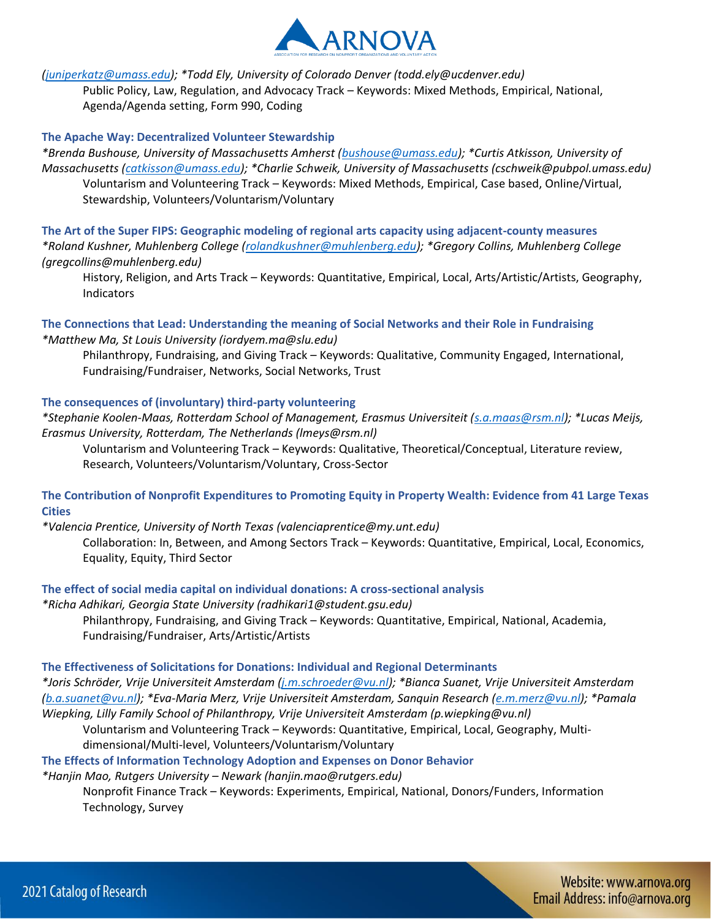*(juniperkatz@umass.edu); *Todd Ely, University of Colorado Denver (todd.ely@ucdenver.edu)*

Public Policy, Law, Regulation, and Advocacy Track – Keywords: Mixed Methods, Empirical, National, Agenda/Agenda setting, Form 990, Coding

### The Apache Way: Decentralized Volunteer Stewardship

*\*Brenda Bushouse, University of Massachusetts Amherst (bushouse@umass.edu); \*Curtis Atkisson, University of Massachusetts (catkisson@umass.edu); \*Charlie Schweik, University of Massachusetts (cschweik@pubpol.umass.edu)*

Voluntarism and Volunteering Track – Keywords: Mixed Methods, Empirical, Case based, Online/Virtual, Stewardship, Volunteers/Voluntarism/Voluntary

### The Art of the Super FIPS: Geographic modeling of regional arts capacity using adjacent-county measures

*\*Roland Kushner, Muhlenberg College (rolandkushner@muhlenberg.edu); \*Gregory Collins, Muhlenberg College (gregcollins@muhlenberg.edu)*

History, Religion, and Arts Track – Keywords: Quantitative, Empirical, Local, Arts/Artistic/Artists, Geography, Indicators

### The Connections that Lead: Understanding the meaning of Social Networks and their Role in Fundraising

*\*Matthew Ma, St Louis University (iordyem.ma@slu.edu)*

Philanthropy, Fundraising, and Giving Track – Keywords: Qualitative, Community Engaged, International, Fundraising/Fundraiser, Networks, Social Networks, Trust

### The consequences of (involuntary) third-party volunteering

*\*Stephanie Koolen-Maas, Rotterdam School of Management, Erasmus Universiteit (s.a.maas@rsm.nl); \*Lucas Meijs, Erasmus University, Rotterdam, The Netherlands (lmeys@rsm.nl)*

Voluntarism and Volunteering Track – Keywords: Qualitative, Theoretical/Conceptual, Literature review, Research, Volunteers/Voluntarism/Voluntary, Cross-Sector

### The Contribution of Nonprofit Expenditures to Promoting Equity in Property Wealth: Evidence from 41 Large Texas Cities

*\*Valencia Prentice, University of North Texas (valenciaprentice@my.unt.edu)*

Collaboration: In, Between, and Among Sectors Track – Keywords: Quantitative, Empirical, Local, Economics, Equality, Equity, Third Sector

### The effect of social media capital on individual donations: A cross-sectional analysis

*\*Richa Adhikari, Georgia State University (radhikari1@student.gsu.edu)*

Philanthropy, Fundraising, and Giving Track – Keywords: Quantitative, Empirical, National, Academia, Fundraising/Fundraiser, Arts/Artistic/Artists

### The Effectiveness of Solicitations for Donations: Individual and Regional Determinants

*\*Joris Schröder, Vrije Universiteit Amsterdam (j.m.schroeder@vu.nl); \*Bianca Suanet, Vrije Universiteit Amsterdam (b.a.suanet@vu.nl); \*Eva-Maria Merz, Vrije Universiteit Amsterdam, Sanquin Research (e.m.merz@vu.nl); \*Pamala Wiepking, Lilly Family School of Philanthropy, Vrije Universiteit Amsterdam (p.wiepking@vu.nl)*

Voluntarism and Volunteering Track – Keywords: Quantitative, Empirical, Local, Geography, Multi-dimensional/Multi-level, Volunteers/Voluntarism/Voluntary

### The Effects of Information Technology Adoption and Expenses on Donor Behavior

*\*Hanjin Mao, Rutgers University – Newark (hanjin.mao@rutgers.edu)*

Nonprofit Finance Track – Keywords: Experiments, Empirical, National, Donors/Funders, Information Technology, Survey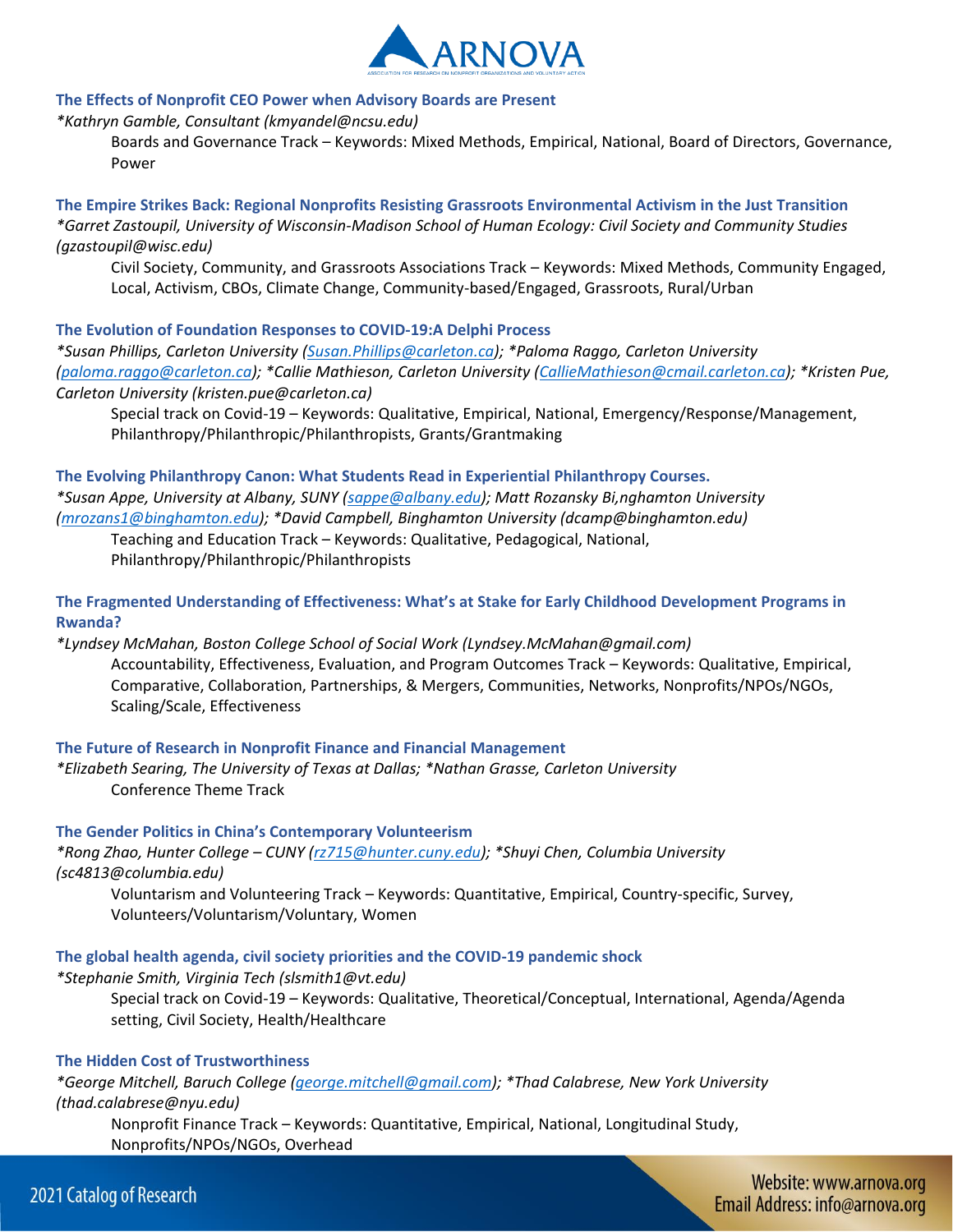### The Effects of Nonprofit CEO Power when Advisory Boards are Present

*\*Kathryn Gamble, Consultant (kmyandel@ncsu.edu)*

Boards and Governance Track – Keywords: Mixed Methods, Empirical, National, Board of Directors, Governance, Power

### The Empire Strikes Back: Regional Nonprofits Resisting Grassroots Environmental Activism in the Just Transition

*\*Garret Zastoupil, University of Wisconsin-Madison School of Human Ecology: Civil Society and Community Studies (gzastoupil@wisc.edu)*

Civil Society, Community, and Grassroots Associations Track – Keywords: Mixed Methods, Community Engaged, Local, Activism, CBOs, Climate Change, Community-based/Engaged, Grassroots, Rural/Urban

### The Evolution of Foundation Responses to COVID-19:A Delphi Process

*\*Susan Phillips, Carleton University (Susan.Phillips@carleton.ca); \*Paloma Raggo, Carleton University (paloma.raggo@carleton.ca); \*Callie Mathieson, Carleton University (CallieMathieson@cmail.carleton.ca); \*Kristen Pue, Carleton University (kristen.pue@carleton.ca)*

Special track on Covid-19 – Keywords: Qualitative, Empirical, National, Emergency/Response/Management, Philanthropy/Philanthropic/Philanthropists, Grants/Grantmaking

### The Evolving Philanthropy Canon: What Students Read in Experiential Philanthropy Courses.

*\*Susan Appe, University at Albany, SUNY (sappe@albany.edu); Matt Rozansky Bi,nghamton University (mrozans1@binghamton.edu); \*David Campbell, Binghamton University (dcamp@binghamton.edu)*

Teaching and Education Track – Keywords: Qualitative, Pedagogical, National, Philanthropy/Philanthropic/Philanthropists

### The Fragmented Understanding of Effectiveness: What's at Stake for Early Childhood Development Programs in Rwanda?

*\*Lyndsey McMahan, Boston College School of Social Work (Lyndsey.McMahan@gmail.com)*

Accountability, Effectiveness, Evaluation, and Program Outcomes Track – Keywords: Qualitative, Empirical, Comparative, Collaboration, Partnerships, & Mergers, Communities, Networks, Nonprofits/NPOs/NGOs, Scaling/Scale, Effectiveness

### The Future of Research in Nonprofit Finance and Financial Management

*\*Elizabeth Searing, The University of Texas at Dallas; \*Nathan Grasse, Carleton University*

Conference Theme Track

### The Gender Politics in China's Contemporary Volunteerism

*\*Rong Zhao, Hunter College – CUNY (rz715@hunter.cuny.edu); \*Shuyi Chen, Columbia University (sc4813@columbia.edu)*

Voluntarism and Volunteering Track – Keywords: Quantitative, Empirical, Country-specific, Survey, Volunteers/Voluntarism/Voluntary, Women

### The global health agenda, civil society priorities and the COVID-19 pandemic shock

*\*Stephanie Smith, Virginia Tech (slsmith1@vt.edu)*

Special track on Covid-19 – Keywords: Qualitative, Theoretical/Conceptual, International, Agenda/Agenda setting, Civil Society, Health/Healthcare

### The Hidden Cost of Trustworthiness

*\*George Mitchell, Baruch College (george.mitchell@gmail.com); \*Thad Calabrese, New York University (thad.calabrese@nyu.edu)*

Nonprofit Finance Track – Keywords: Quantitative, Empirical, National, Longitudinal Study, Nonprofits/NPOs/NGOs, Overhead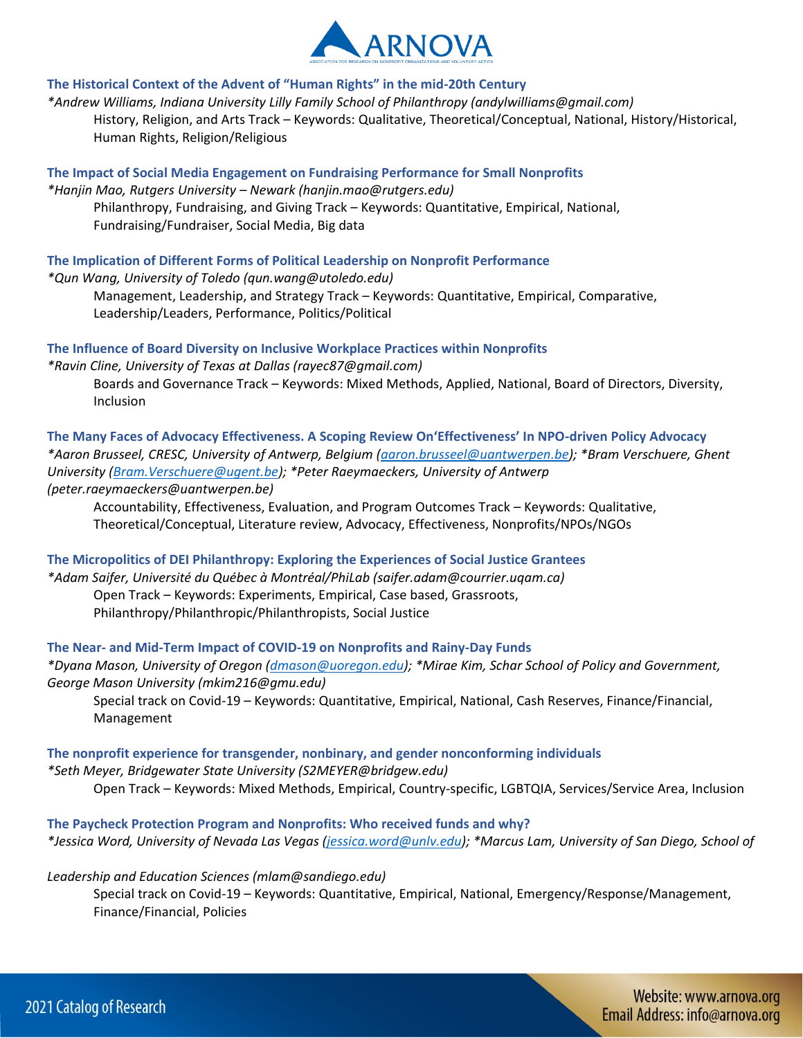### The Historical Context of the Advent of "Human Rights" in the mid-20th Century

*\*Andrew Williams, Indiana University Lilly Family School of Philanthropy (andylwilliams@gmail.com)*

History, Religion, and Arts Track – Keywords: Qualitative, Theoretical/Conceptual, National, History/Historical, Human Rights, Religion/Religious

### The Impact of Social Media Engagement on Fundraising Performance for Small Nonprofits

*\*Hanjin Mao, Rutgers University – Newark (hanjin.mao@rutgers.edu)*

Philanthropy, Fundraising, and Giving Track – Keywords: Quantitative, Empirical, National, Fundraising/Fundraiser, Social Media, Big data

### The Implication of Different Forms of Political Leadership on Nonprofit Performance

*\*Qun Wang, University of Toledo (qun.wang@utoledo.edu)*

Management, Leadership, and Strategy Track – Keywords: Quantitative, Empirical, Comparative, Leadership/Leaders, Performance, Politics/Political

### The Influence of Board Diversity on Inclusive Workplace Practices within Nonprofits

*\*Ravin Cline, University of Texas at Dallas (rayec87@gmail.com)*

Boards and Governance Track – Keywords: Mixed Methods, Applied, National, Board of Directors, Diversity, Inclusion

### The Many Faces of Advocacy Effectiveness. A Scoping Review On'Effectiveness' In NPO-driven Policy Advocacy

*\*Aaron Brusseel, CRESC, University of Antwerp, Belgium (aaron.brusseel@uantwerpen.be); \*Bram Verschuere, Ghent University (Bram.Verschuere@ugent.be); \*Peter Raeymaeckers, University of Antwerp (peter.raeymaeckers@uantwerpen.be)*

Accountability, Effectiveness, Evaluation, and Program Outcomes Track – Keywords: Qualitative, Theoretical/Conceptual, Literature review, Advocacy, Effectiveness, Nonprofits/NPOs/NGOs

### The Micropolitics of DEI Philanthropy: Exploring the Experiences of Social Justice Grantees

*\*Adam Saifer, Université du Québec à Montréal/PhiLab (saifer.adam@courrier.uqam.ca)*

Open Track – Keywords: Experiments, Empirical, Case based, Grassroots, Philanthropy/Philanthropic/Philanthropists, Social Justice

### The Near- and Mid-Term Impact of COVID-19 on Nonprofits and Rainy-Day Funds

*\*Dyana Mason, University of Oregon (dmason@uoregon.edu); \*Mirae Kim, Schar School of Policy and Government, George Mason University (mkim216@gmu.edu)*

Special track on Covid-19 – Keywords: Quantitative, Empirical, National, Cash Reserves, Finance/Financial, Management

### The nonprofit experience for transgender, nonbinary, and gender nonconforming individuals

*\*Seth Meyer, Bridgewater State University (S2MEYER@bridgew.edu)*

Open Track – Keywords: Mixed Methods, Empirical, Country-specific, LGBTQIA, Services/Service Area, Inclusion

### The Paycheck Protection Program and Nonprofits: Who received funds and why?

*\*Jessica Word, University of Nevada Las Vegas (jessica.word@unlv.edu); \*Marcus Lam, University of San Diego, School of Leadership and Education Sciences (mlam@sandiego.edu)*

Special track on Covid-19 – Keywords: Quantitative, Empirical, National, Emergency/Response/Management, Finance/Financial, Policies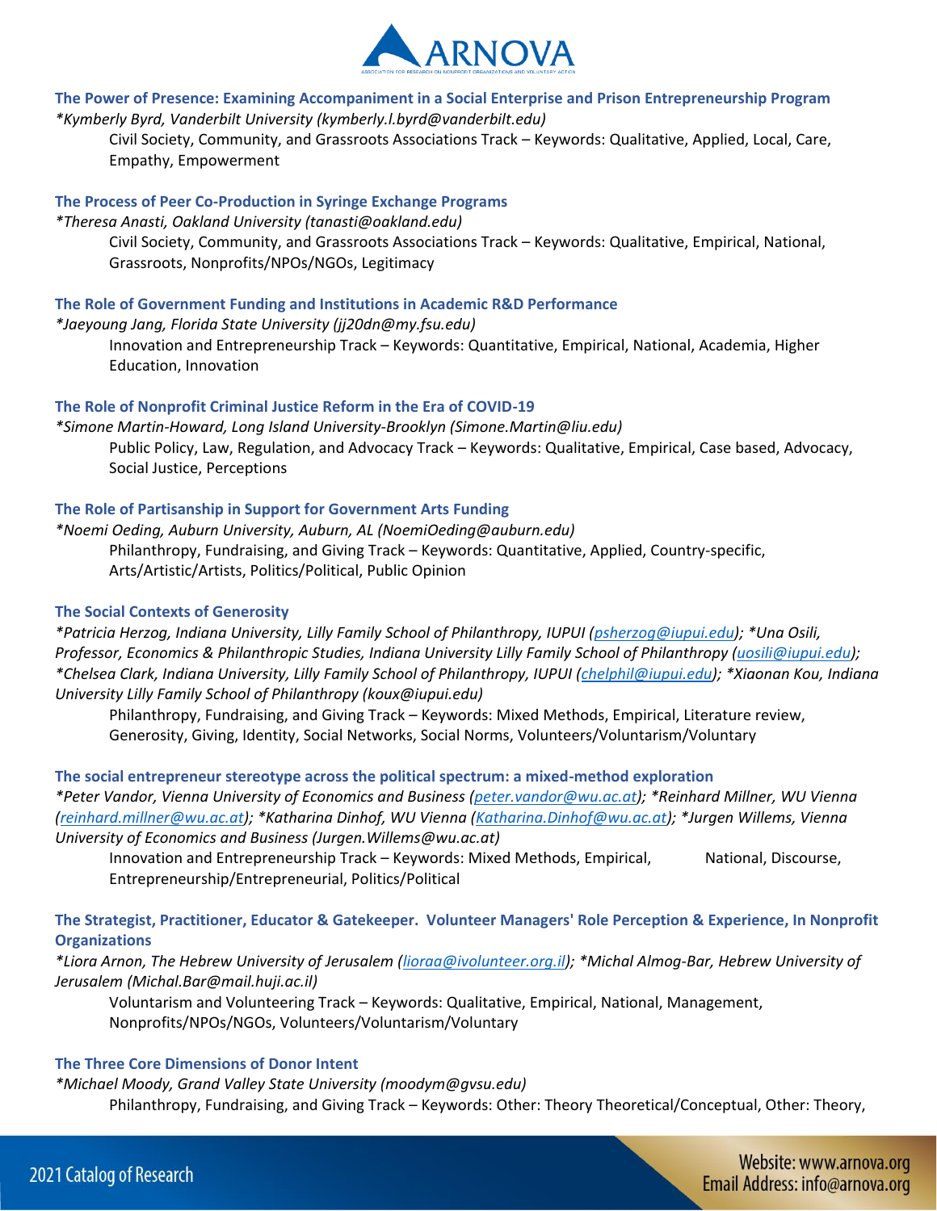### The Power of Presence: Examining Accompaniment in a Social Enterprise and Prison Entrepreneurship Program

*\*Kymberly Byrd, Vanderbilt University (kymberly.l.byrd@vanderbilt.edu)*

Civil Society, Community, and Grassroots Associations Track – Keywords: Qualitative, Applied, Local, Care, Empathy, Empowerment

### The Process of Peer Co-Production in Syringe Exchange Programs

*\*Theresa Anasti, Oakland University (tanasti@oakland.edu)*

Civil Society, Community, and Grassroots Associations Track – Keywords: Qualitative, Empirical, National, Grassroots, Nonprofits/NPOs/NGOs, Legitimacy

### The Role of Government Funding and Institutions in Academic R&D Performance

*\*Jaeyoung Jang, Florida State University (jj20dn@my.fsu.edu)*

Innovation and Entrepreneurship Track – Keywords: Quantitative, Empirical, National, Academia, Higher Education, Innovation

### The Role of Nonprofit Criminal Justice Reform in the Era of COVID-19

*\*Simone Martin-Howard, Long Island University-Brooklyn (Simone.Martin@liu.edu)*

Public Policy, Law, Regulation, and Advocacy Track – Keywords: Qualitative, Empirical, Case based, Advocacy, Social Justice, Perceptions

### The Role of Partisanship in Support for Government Arts Funding

*\*Noemi Oeding, Auburn University, Auburn, AL (NoemiOeding@auburn.edu)*

Philanthropy, Fundraising, and Giving Track – Keywords: Quantitative, Applied, Country-specific, Arts/Artistic/Artists, Politics/Political, Public Opinion

### The Social Contexts of Generosity

*\*Patricia Herzog, Indiana University, Lilly Family School of Philanthropy, IUPUI (psherzog@iupui.edu); \*Una Osili, Professor, Economics & Philanthropic Studies, Indiana University Lilly Family School of Philanthropy (uosili@iupui.edu); \*Chelsea Clark, Indiana University, Lilly Family School of Philanthropy, IUPUI (chelphil@iupui.edu); \*Xiaonan Kou, Indiana University Lilly Family School of Philanthropy (koux@iupui.edu)*

Philanthropy, Fundraising, and Giving Track – Keywords: Mixed Methods, Empirical, Literature review, Generosity, Giving, Identity, Social Networks, Social Norms, Volunteers/Voluntarism/Voluntary

### The social entrepreneur stereotype across the political spectrum: a mixed-method exploration

*\*Peter Vandor, Vienna University of Economics and Business (peter.vandor@wu.ac.at); \*Reinhard Millner, WU Vienna (reinhard.millner@wu.ac.at); \*Katharina Dinhof, WU Vienna (Katharina.Dinhof@wu.ac.at); \*Jurgen Willems, Vienna University of Economics and Business (Jurgen.Willems@wu.ac.at)*

Innovation and Entrepreneurship Track – Keywords: Mixed Methods, Empirical, National, Discourse, Entrepreneurship/Entrepreneurial, Politics/Political

### The Strategist, Practitioner, Educator & Gatekeeper. Volunteer Managers' Role Perception & Experience, In Nonprofit Organizations

*\*Liora Arnon, The Hebrew University of Jerusalem (lioraa@ivolunteer.org.il); \*Michal Almog-Bar, Hebrew University of Jerusalem (Michal.Bar@mail.huji.ac.il)*

Voluntarism and Volunteering Track – Keywords: Qualitative, Empirical, National, Management, Nonprofits/NPOs/NGOs, Volunteers/Voluntarism/Voluntary

### The Three Core Dimensions of Donor Intent

*\*Michael Moody, Grand Valley State University (moodym@gvsu.edu)*

Philanthropy, Fundraising, and Giving Track – Keywords: Other: Theory Theoretical/Conceptual, Other: Theory,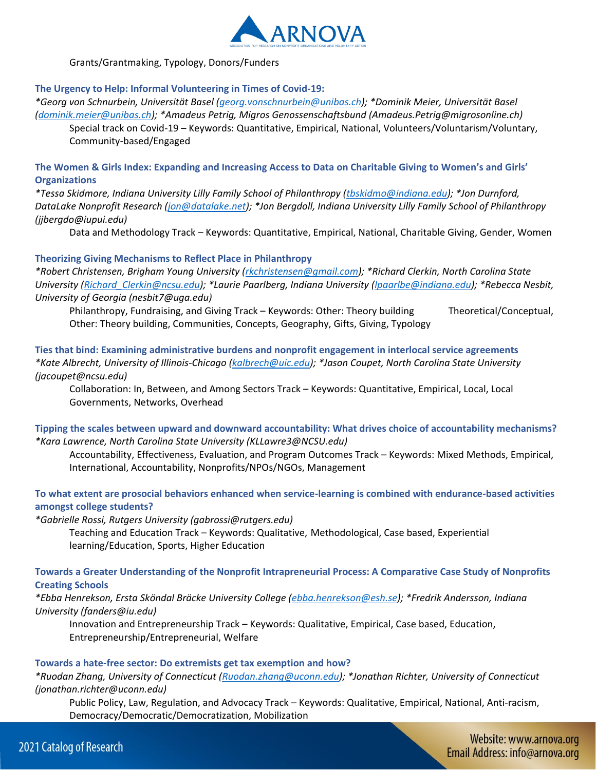Grants/Grantmaking, Typology, Donors/Funders

### The Urgency to Help: Informal Volunteering in Times of Covid-19:

*\*Georg von Schnurbein, Universität Basel (georg.vonschnurbein@unibas.ch); \*Dominik Meier, Universität Basel (dominik.meier@unibas.ch); \*Amadeus Petrig, Migros Genossenschaftsbund (Amadeus.Petrig@migrosonline.ch)*

Special track on Covid-19 – Keywords: Quantitative, Empirical, National, Volunteers/Voluntarism/Voluntary, Community-based/Engaged

### The Women & Girls Index: Expanding and Increasing Access to Data on Charitable Giving to Women's and Girls' Organizations

*\*Tessa Skidmore, Indiana University Lilly Family School of Philanthropy (tbskidmo@indiana.edu); \*Jon Durnford, DataLake Nonprofit Research (jon@datalake.net); \*Jon Bergdoll, Indiana University Lilly Family School of Philanthropy (jjbergdo@iupui.edu)*

Data and Methodology Track – Keywords: Quantitative, Empirical, National, Charitable Giving, Gender, Women

### Theorizing Giving Mechanisms to Reflect Place in Philanthropy

*\*Robert Christensen, Brigham Young University (rkchristensen@gmail.com); \*Richard Clerkin, North Carolina State University (Richard_Clerkin@ncsu.edu); \*Laurie Paarlberg, Indiana University (lpaarlbe@indiana.edu); \*Rebecca Nesbit, University of Georgia (nesbit7@uga.edu)*

Philanthropy, Fundraising, and Giving Track – Keywords: Other: Theory building Theoretical/Conceptual, Other: Theory building, Communities, Concepts, Geography, Gifts, Giving, Typology

### Ties that bind: Examining administrative burdens and nonprofit engagement in interlocal service agreements

*\*Kate Albrecht, University of Illinois-Chicago (kalbrech@uic.edu); \*Jason Coupet, North Carolina State University (jacoupet@ncsu.edu)*

Collaboration: In, Between, and Among Sectors Track – Keywords: Quantitative, Empirical, Local, Local Governments, Networks, Overhead

### Tipping the scales between upward and downward accountability: What drives choice of accountability mechanisms?

*\*Kara Lawrence, North Carolina State University (KLLawre3@NCSU.edu)*

Accountability, Effectiveness, Evaluation, and Program Outcomes Track – Keywords: Mixed Methods, Empirical, International, Accountability, Nonprofits/NPOs/NGOs, Management

### To what extent are prosocial behaviors enhanced when service-learning is combined with endurance-based activities amongst college students?

*\*Gabrielle Rossi, Rutgers University (gabrossi@rutgers.edu)*

Teaching and Education Track – Keywords: Qualitative, Methodological, Case based, Experiential learning/Education, Sports, Higher Education

### Towards a Greater Understanding of the Nonprofit Intrapreneurial Process: A Comparative Case Study of Nonprofits Creating Schools

*\*Ebba Henrekson, Ersta Sköndal Bräcke University College (ebba.henrekson@esh.se); \*Fredrik Andersson, Indiana University (fanders@iu.edu)*

Innovation and Entrepreneurship Track – Keywords: Qualitative, Empirical, Case based, Education, Entrepreneurship/Entrepreneurial, Welfare

### Towards a hate-free sector: Do extremists get tax exemption and how?

*\*Ruodan Zhang, University of Connecticut (Ruodan.zhang@uconn.edu); \*Jonathan Richter, University of Connecticut (jonathan.richter@uconn.edu)*

Public Policy, Law, Regulation, and Advocacy Track – Keywords: Qualitative, Empirical, National, Anti-racism, Democracy/Democratic/Democratization, Mobilization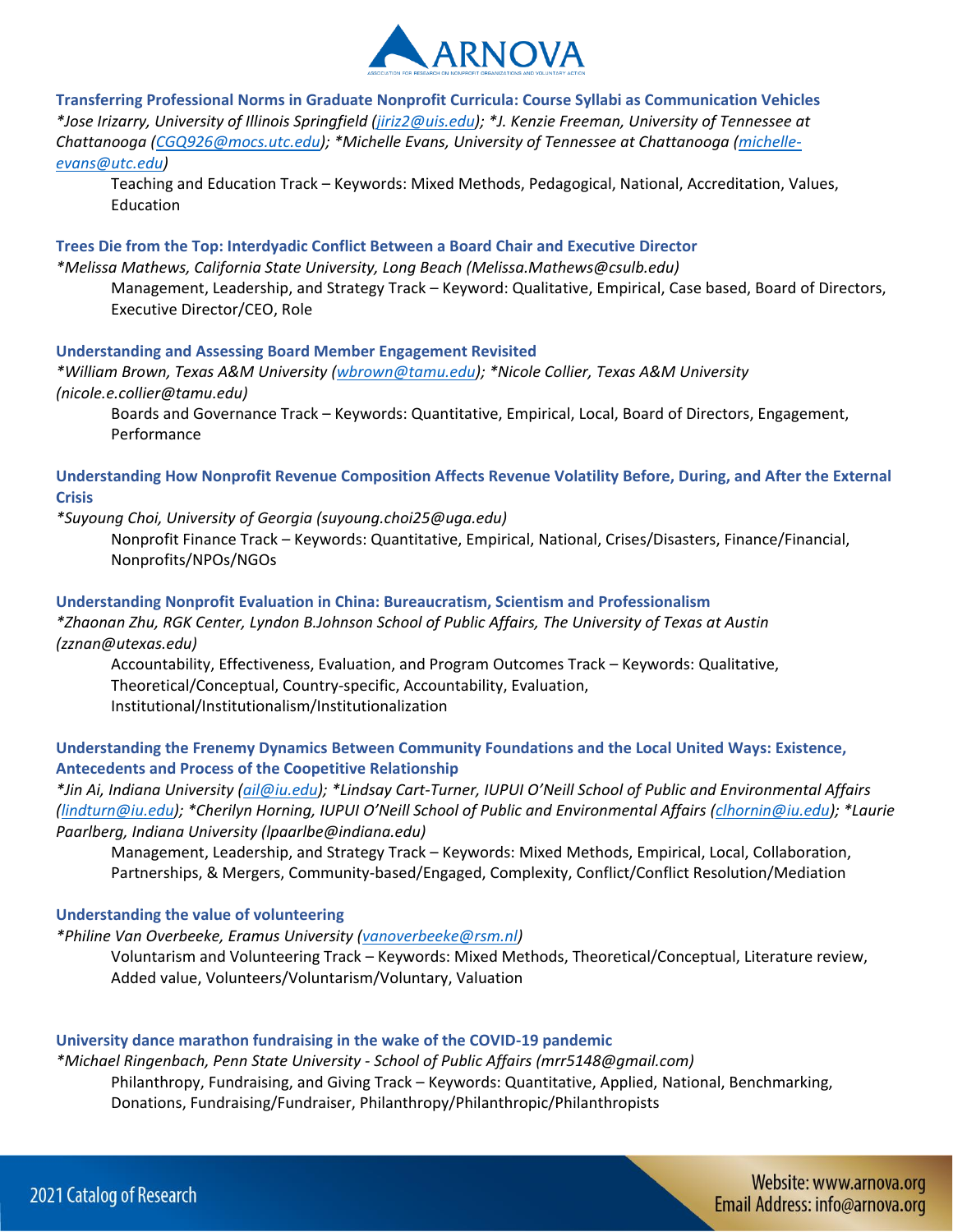**Transferring Professional Norms in Graduate Nonprofit Curricula: Course Syllabi as Communication Vehicles**

*\*Jose Irizarry, University of Illinois Springfield (jiriz2@uis.edu); \*J. Kenzie Freeman, University of Tennessee at Chattanooga (CGQ926@mocs.utc.edu); \*Michelle Evans, University of Tennessee at Chattanooga (michelle-evans@utc.edu)*

Teaching and Education Track – Keywords: Mixed Methods, Pedagogical, National, Accreditation, Values, Education

**Trees Die from the Top: Interdyadic Conflict Between a Board Chair and Executive Director**

*\*Melissa Mathews, California State University, Long Beach (Melissa.Mathews@csulb.edu)*

Management, Leadership, and Strategy Track – Keyword: Qualitative, Empirical, Case based, Board of Directors, Executive Director/CEO, Role

**Understanding and Assessing Board Member Engagement Revisited**

*\*William Brown, Texas A&M University (wbrown@tamu.edu); \*Nicole Collier, Texas A&M University (nicole.e.collier@tamu.edu)*

Boards and Governance Track – Keywords: Quantitative, Empirical, Local, Board of Directors, Engagement, Performance

**Understanding How Nonprofit Revenue Composition Affects Revenue Volatility Before, During, and After the External Crisis**

*\*Suyoung Choi, University of Georgia (suyoung.choi25@uga.edu)*

Nonprofit Finance Track – Keywords: Quantitative, Empirical, National, Crises/Disasters, Finance/Financial, Nonprofits/NPOs/NGOs

**Understanding Nonprofit Evaluation in China: Bureaucratism, Scientism and Professionalism**

*\*Zhaonan Zhu, RGK Center, Lyndon B.Johnson School of Public Affairs, The University of Texas at Austin (zznan@utexas.edu)*

Accountability, Effectiveness, Evaluation, and Program Outcomes Track – Keywords: Qualitative, Theoretical/Conceptual, Country-specific, Accountability, Evaluation, Institutional/Institutionalism/Institutionalization

**Understanding the Frenemy Dynamics Between Community Foundations and the Local United Ways: Existence, Antecedents and Process of the Coopetitive Relationship**

*\*Jin Ai, Indiana University (ail@iu.edu); \*Lindsay Cart-Turner, IUPUI O'Neill School of Public and Environmental Affairs (lindturn@iu.edu); \*Cherilyn Horning, IUPUI O'Neill School of Public and Environmental Affairs (clhornin@iu.edu); \*Laurie Paarlberg, Indiana University (lpaarlbe@indiana.edu)*

Management, Leadership, and Strategy Track – Keywords: Mixed Methods, Empirical, Local, Collaboration, Partnerships, & Mergers, Community-based/Engaged, Complexity, Conflict/Conflict Resolution/Mediation

**Understanding the value of volunteering**

*\*Philine Van Overbeeke, Eramus University (vanoverbeeke@rsm.nl)*

Voluntarism and Volunteering Track – Keywords: Mixed Methods, Theoretical/Conceptual, Literature review, Added value, Volunteers/Voluntarism/Voluntary, Valuation

**University dance marathon fundraising in the wake of the COVID-19 pandemic**

*\*Michael Ringenbach, Penn State University - School of Public Affairs (mrr5148@gmail.com)*

Philanthropy, Fundraising, and Giving Track – Keywords: Quantitative, Applied, National, Benchmarking, Donations, Fundraising/Fundraiser, Philanthropy/Philanthropic/Philanthropists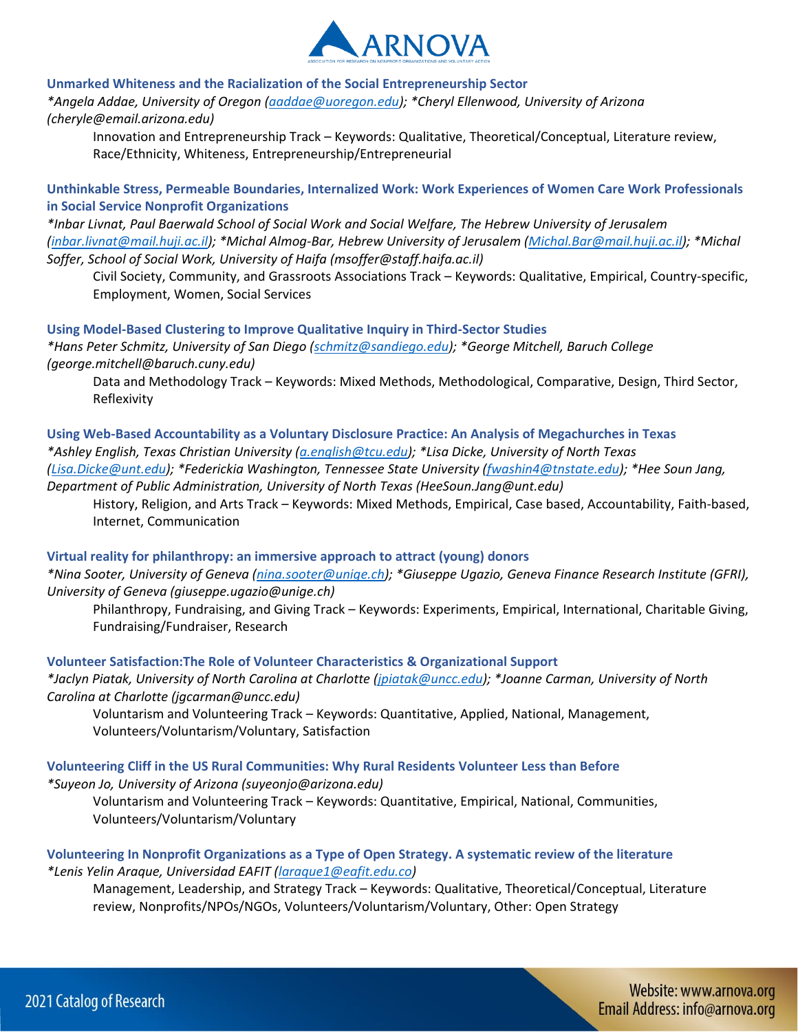**Unmarked Whiteness and the Racialization of the Social Entrepreneurship Sector**

*\*Angela Addae, University of Oregon (aaddae@uoregon.edu); \*Cheryl Ellenwood, University of Arizona (cheryle@email.arizona.edu)*

Innovation and Entrepreneurship Track – Keywords: Qualitative, Theoretical/Conceptual, Literature review, Race/Ethnicity, Whiteness, Entrepreneurship/Entrepreneurial

**Unthinkable Stress, Permeable Boundaries, Internalized Work: Work Experiences of Women Care Work Professionals in Social Service Nonprofit Organizations**

*\*Inbar Livnat, Paul Baerwald School of Social Work and Social Welfare, The Hebrew University of Jerusalem (inbar.livnat@mail.huji.ac.il); \*Michal Almog-Bar, Hebrew University of Jerusalem (Michal.Bar@mail.huji.ac.il); \*Michal Soffer, School of Social Work, University of Haifa (msoffer@staff.haifa.ac.il)*

Civil Society, Community, and Grassroots Associations Track – Keywords: Qualitative, Empirical, Country-specific, Employment, Women, Social Services

**Using Model-Based Clustering to Improve Qualitative Inquiry in Third-Sector Studies**

*\*Hans Peter Schmitz, University of San Diego (schmitz@sandiego.edu); \*George Mitchell, Baruch College (george.mitchell@baruch.cuny.edu)*

Data and Methodology Track – Keywords: Mixed Methods, Methodological, Comparative, Design, Third Sector, Reflexivity

**Using Web-Based Accountability as a Voluntary Disclosure Practice: An Analysis of Megachurches in Texas**

*\*Ashley English, Texas Christian University (a.english@tcu.edu); \*Lisa Dicke, University of North Texas (Lisa.Dicke@unt.edu); \*Federickia Washington, Tennessee State University (fwashin4@tnstate.edu); \*Hee Soun Jang, Department of Public Administration, University of North Texas (HeeSoun.Jang@unt.edu)*

History, Religion, and Arts Track – Keywords: Mixed Methods, Empirical, Case based, Accountability, Faith-based, Internet, Communication

**Virtual reality for philanthropy: an immersive approach to attract (young) donors**

*\*Nina Sooter, University of Geneva (nina.sooter@unige.ch); \*Giuseppe Ugazio, Geneva Finance Research Institute (GFRI), University of Geneva (giuseppe.ugazio@unige.ch)*

Philanthropy, Fundraising, and Giving Track – Keywords: Experiments, Empirical, International, Charitable Giving, Fundraising/Fundraiser, Research

**Volunteer Satisfaction:The Role of Volunteer Characteristics & Organizational Support**

*\*Jaclyn Piatak, University of North Carolina at Charlotte (jpiatak@uncc.edu); \*Joanne Carman, University of North Carolina at Charlotte (jgcarman@uncc.edu)*

Voluntarism and Volunteering Track – Keywords: Quantitative, Applied, National, Management, Volunteers/Voluntarism/Voluntary, Satisfaction

**Volunteering Cliff in the US Rural Communities: Why Rural Residents Volunteer Less than Before**

*\*Suyeon Jo, University of Arizona (suyeonjo@arizona.edu)*

Voluntarism and Volunteering Track – Keywords: Quantitative, Empirical, National, Communities, Volunteers/Voluntarism/Voluntary

**Volunteering In Nonprofit Organizations as a Type of Open Strategy. A systematic review of the literature**

*\*Lenis Yelin Araque, Universidad EAFIT (laraque1@eafit.edu.co)*

Management, Leadership, and Strategy Track – Keywords: Qualitative, Theoretical/Conceptual, Literature review, Nonprofits/NPOs/NGOs, Volunteers/Voluntarism/Voluntary, Other: Open Strategy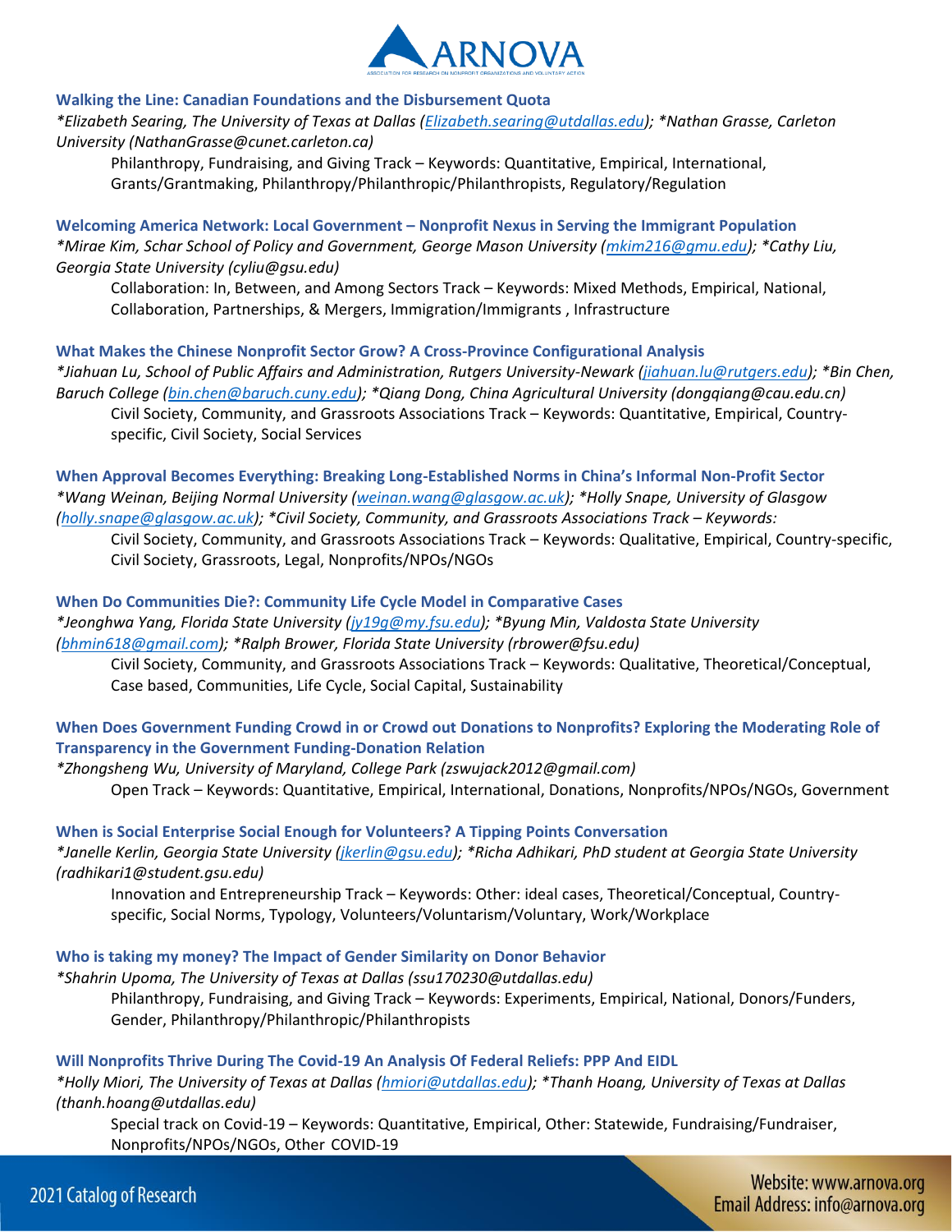### Walking the Line: Canadian Foundations and the Disbursement Quota

*\*Elizabeth Searing, The University of Texas at Dallas (Elizabeth.searing@utdallas.edu); \*Nathan Grasse, Carleton University (NathanGrasse@cunet.carleton.ca)*

Philanthropy, Fundraising, and Giving Track – Keywords: Quantitative, Empirical, International, Grants/Grantmaking, Philanthropy/Philanthropic/Philanthropists, Regulatory/Regulation

### Welcoming America Network: Local Government – Nonprofit Nexus in Serving the Immigrant Population

*\*Mirae Kim, Schar School of Policy and Government, George Mason University (mkim216@gmu.edu); \*Cathy Liu, Georgia State University (cyliu@gsu.edu)*

Collaboration: In, Between, and Among Sectors Track – Keywords: Mixed Methods, Empirical, National, Collaboration, Partnerships, & Mergers, Immigration/Immigrants , Infrastructure

### What Makes the Chinese Nonprofit Sector Grow? A Cross-Province Configurational Analysis

*\*Jiahuan Lu, School of Public Affairs and Administration, Rutgers University-Newark (jiahuan.lu@rutgers.edu); \*Bin Chen, Baruch College (bin.chen@baruch.cuny.edu); \*Qiang Dong, China Agricultural University (dongqiang@cau.edu.cn)*

Civil Society, Community, and Grassroots Associations Track – Keywords: Quantitative, Empirical, Country-specific, Civil Society, Social Services

### When Approval Becomes Everything: Breaking Long-Established Norms in China's Informal Non-Profit Sector

*\*Wang Weinan, Beijing Normal University (weinan.wang@glasgow.ac.uk); \*Holly Snape, University of Glasgow (holly.snape@glasgow.ac.uk); \*Civil Society, Community, and Grassroots Associations Track – Keywords:*

Civil Society, Community, and Grassroots Associations Track – Keywords: Qualitative, Empirical, Country-specific, Civil Society, Grassroots, Legal, Nonprofits/NPOs/NGOs

### When Do Communities Die?: Community Life Cycle Model in Comparative Cases

*\*Jeonghwa Yang, Florida State University (jy19g@my.fsu.edu); \*Byung Min, Valdosta State University (bhmin618@gmail.com); \*Ralph Brower, Florida State University (rbrower@fsu.edu)*

Civil Society, Community, and Grassroots Associations Track – Keywords: Qualitative, Theoretical/Conceptual, Case based, Communities, Life Cycle, Social Capital, Sustainability

### When Does Government Funding Crowd in or Crowd out Donations to Nonprofits? Exploring the Moderating Role of Transparency in the Government Funding-Donation Relation

*\*Zhongsheng Wu, University of Maryland, College Park (zswujack2012@gmail.com)*

Open Track – Keywords: Quantitative, Empirical, International, Donations, Nonprofits/NPOs/NGOs, Government

### When is Social Enterprise Social Enough for Volunteers? A Tipping Points Conversation

*\*Janelle Kerlin, Georgia State University (jkerlin@gsu.edu); \*Richa Adhikari, PhD student at Georgia State University (radhikari1@student.gsu.edu)*

Innovation and Entrepreneurship Track – Keywords: Other: ideal cases, Theoretical/Conceptual, Country-specific, Social Norms, Typology, Volunteers/Voluntarism/Voluntary, Work/Workplace

### Who is taking my money? The Impact of Gender Similarity on Donor Behavior

*\*Shahrin Upoma, The University of Texas at Dallas (ssu170230@utdallas.edu)*

Philanthropy, Fundraising, and Giving Track – Keywords: Experiments, Empirical, National, Donors/Funders, Gender, Philanthropy/Philanthropic/Philanthropists

### Will Nonprofits Thrive During The Covid-19 An Analysis Of Federal Reliefs: PPP And EIDL

*\*Holly Miori, The University of Texas at Dallas (hmiori@utdallas.edu); \*Thanh Hoang, University of Texas at Dallas (thanh.hoang@utdallas.edu)*

Special track on Covid-19 – Keywords: Quantitative, Empirical, Other: Statewide, Fundraising/Fundraiser, Nonprofits/NPOs/NGOs, Other COVID-19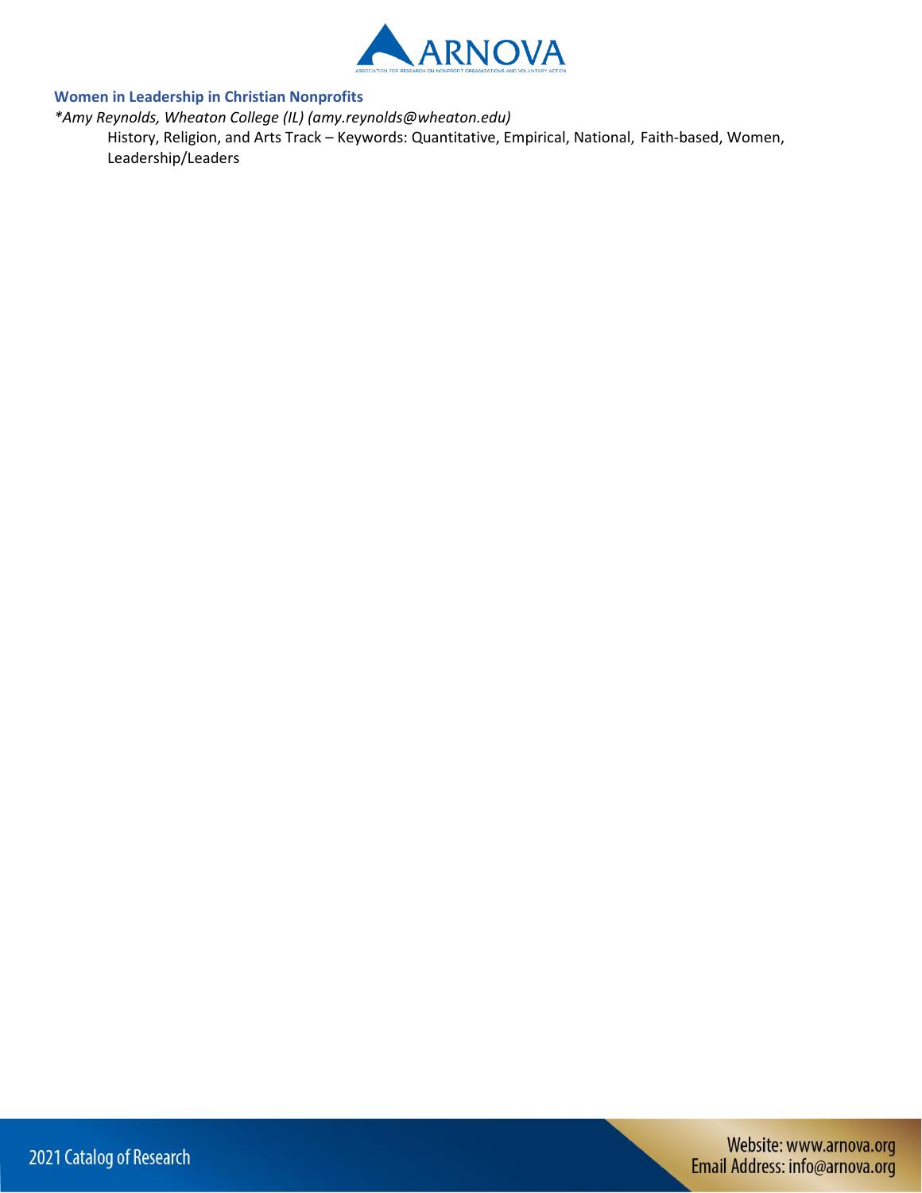**Women in Leadership in Christian Nonprofits**

*\*Amy Reynolds, Wheaton College (IL) (amy.reynolds@wheaton.edu)*

History, Religion, and Arts Track – Keywords: Quantitative, Empirical, National, Faith-based, Women, Leadership/Leaders